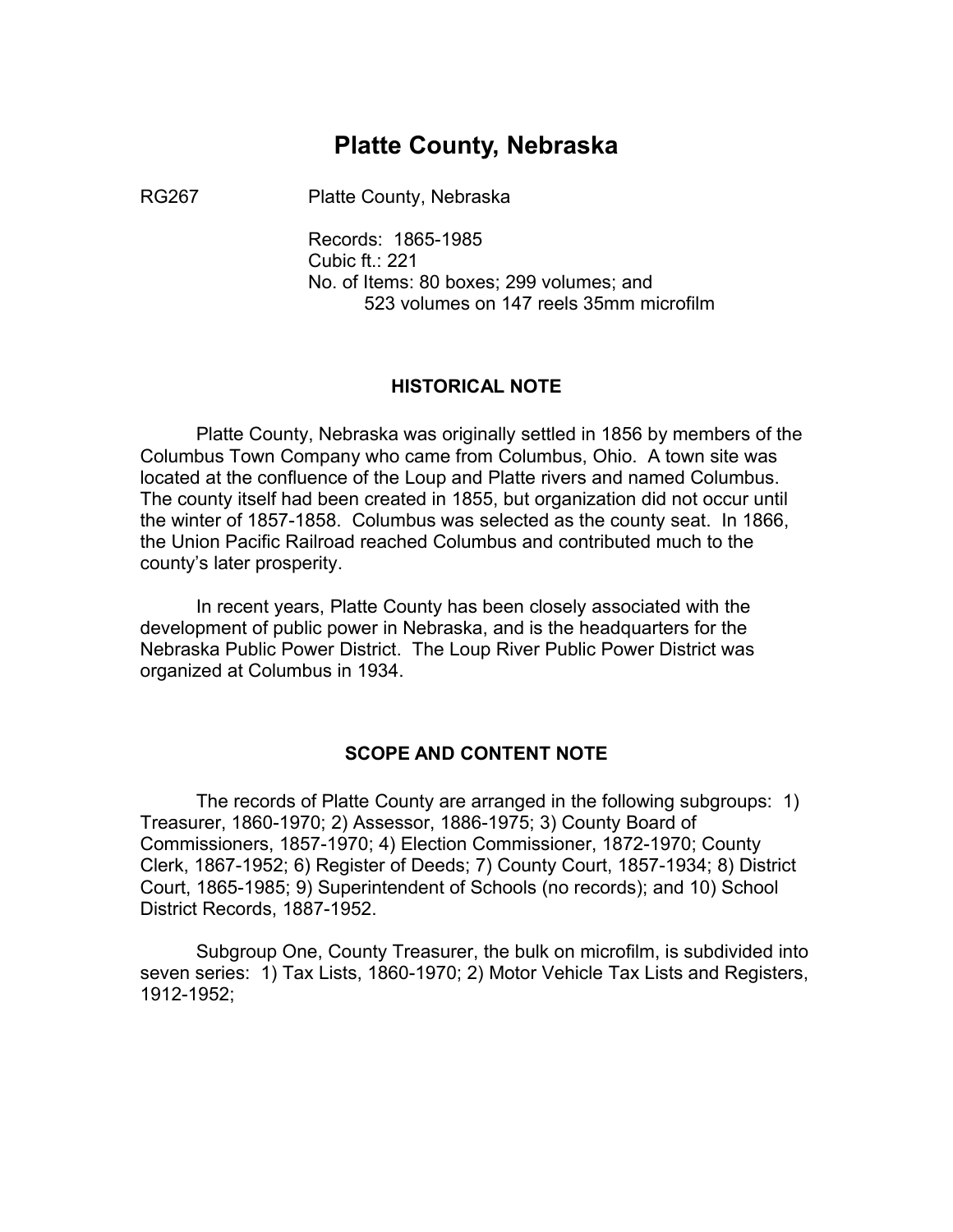# Platte County, Nebraska

RG267 Platte County, Nebraska

Records: 1865-1985
Cubic ft.: 221
No. of Items: 80 boxes; 299 volumes; and
523 volumes on 147 reels 35mm microfilm

## HISTORICAL NOTE

Platte County, Nebraska was originally settled in 1856 by members of the Columbus Town Company who came from Columbus, Ohio. A town site was located at the confluence of the Loup and Platte rivers and named Columbus. The county itself had been created in 1855, but organization did not occur until the winter of 1857-1858. Columbus was selected as the county seat. In 1866, the Union Pacific Railroad reached Columbus and contributed much to the county's later prosperity.

In recent years, Platte County has been closely associated with the development of public power in Nebraska, and is the headquarters for the Nebraska Public Power District. The Loup River Public Power District was organized at Columbus in 1934.

## SCOPE AND CONTENT NOTE

The records of Platte County are arranged in the following subgroups: 1) Treasurer, 1860-1970; 2) Assessor, 1886-1975; 3) County Board of Commissioners, 1857-1970; 4) Election Commissioner, 1872-1970; County Clerk, 1867-1952; 6) Register of Deeds; 7) County Court, 1857-1934; 8) District Court, 1865-1985; 9) Superintendent of Schools (no records); and 10) School District Records, 1887-1952.

Subgroup One, County Treasurer, the bulk on microfilm, is subdivided into seven series: 1) Tax Lists, 1860-1970; 2) Motor Vehicle Tax Lists and Registers, 1912-1952;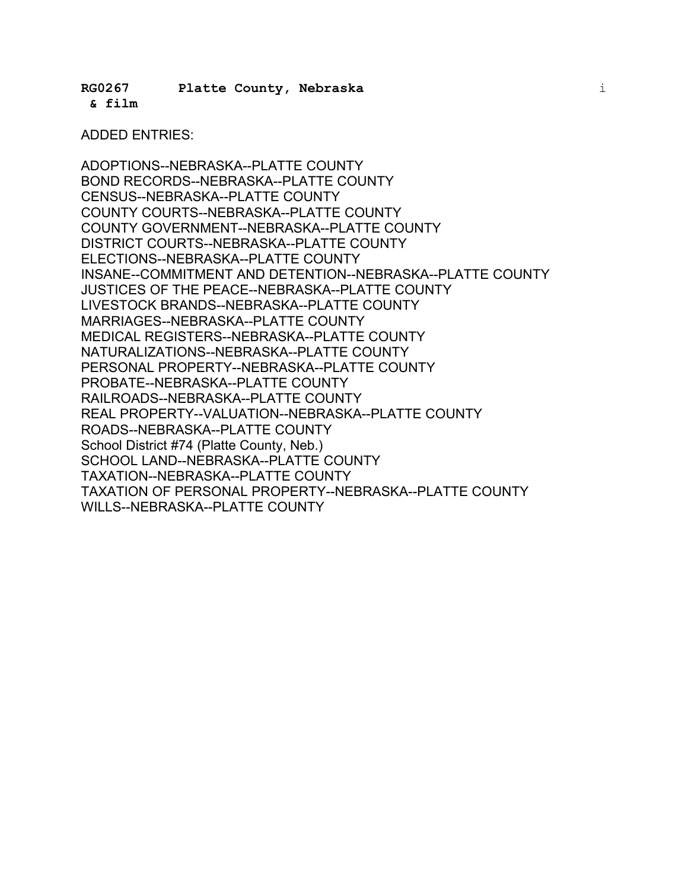**RG0267 Platte County, Nebraska**
**& film**

ADDED ENTRIES:

ADOPTIONS--NEBRASKA--PLATTE COUNTY
BOND RECORDS--NEBRASKA--PLATTE COUNTY
CENSUS--NEBRASKA--PLATTE COUNTY
COUNTY COURTS--NEBRASKA--PLATTE COUNTY
COUNTY GOVERNMENT--NEBRASKA--PLATTE COUNTY
DISTRICT COURTS--NEBRASKA--PLATTE COUNTY
ELECTIONS--NEBRASKA--PLATTE COUNTY
INSANE--COMMITMENT AND DETENTION--NEBRASKA--PLATTE COUNTY
JUSTICES OF THE PEACE--NEBRASKA--PLATTE COUNTY
LIVESTOCK BRANDS--NEBRASKA--PLATTE COUNTY
MARRIAGES--NEBRASKA--PLATTE COUNTY
MEDICAL REGISTERS--NEBRASKA--PLATTE COUNTY
NATURALIZATIONS--NEBRASKA--PLATTE COUNTY
PERSONAL PROPERTY--NEBRASKA--PLATTE COUNTY
PROBATE--NEBRASKA--PLATTE COUNTY
RAILROADS--NEBRASKA--PLATTE COUNTY
REAL PROPERTY--VALUATION--NEBRASKA--PLATTE COUNTY
ROADS--NEBRASKA--PLATTE COUNTY
School District #74 (Platte County, Neb.)
SCHOOL LAND--NEBRASKA--PLATTE COUNTY
TAXATION--NEBRASKA--PLATTE COUNTY
TAXATION OF PERSONAL PROPERTY--NEBRASKA--PLATTE COUNTY
WILLS--NEBRASKA--PLATTE COUNTY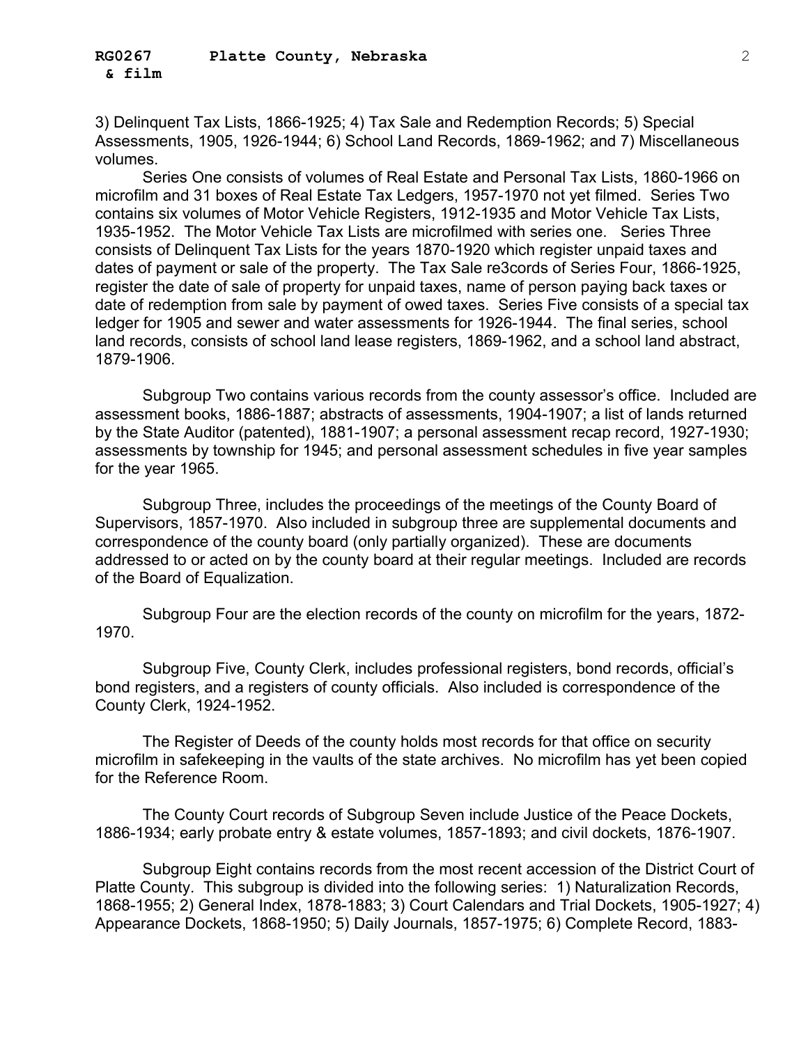3) Delinquent Tax Lists, 1866-1925; 4) Tax Sale and Redemption Records; 5) Special Assessments, 1905, 1926-1944; 6) School Land Records, 1869-1962; and 7) Miscellaneous volumes.

Series One consists of volumes of Real Estate and Personal Tax Lists, 1860-1966 on microfilm and 31 boxes of Real Estate Tax Ledgers, 1957-1970 not yet filmed. Series Two contains six volumes of Motor Vehicle Registers, 1912-1935 and Motor Vehicle Tax Lists, 1935-1952. The Motor Vehicle Tax Lists are microfilmed with series one. Series Three consists of Delinquent Tax Lists for the years 1870-1920 which register unpaid taxes and dates of payment or sale of the property. The Tax Sale re3cords of Series Four, 1866-1925, register the date of sale of property for unpaid taxes, name of person paying back taxes or date of redemption from sale by payment of owed taxes. Series Five consists of a special tax ledger for 1905 and sewer and water assessments for 1926-1944. The final series, school land records, consists of school land lease registers, 1869-1962, and a school land abstract, 1879-1906.

Subgroup Two contains various records from the county assessor's office. Included are assessment books, 1886-1887; abstracts of assessments, 1904-1907; a list of lands returned by the State Auditor (patented), 1881-1907; a personal assessment recap record, 1927-1930; assessments by township for 1945; and personal assessment schedules in five year samples for the year 1965.

Subgroup Three, includes the proceedings of the meetings of the County Board of Supervisors, 1857-1970. Also included in subgroup three are supplemental documents and correspondence of the county board (only partially organized). These are documents addressed to or acted on by the county board at their regular meetings. Included are records of the Board of Equalization.

Subgroup Four are the election records of the county on microfilm for the years, 1872-1970.

Subgroup Five, County Clerk, includes professional registers, bond records, official's bond registers, and a registers of county officials. Also included is correspondence of the County Clerk, 1924-1952.

The Register of Deeds of the county holds most records for that office on security microfilm in safekeeping in the vaults of the state archives. No microfilm has yet been copied for the Reference Room.

The County Court records of Subgroup Seven include Justice of the Peace Dockets, 1886-1934; early probate entry & estate volumes, 1857-1893; and civil dockets, 1876-1907.

Subgroup Eight contains records from the most recent accession of the District Court of Platte County. This subgroup is divided into the following series: 1) Naturalization Records, 1868-1955; 2) General Index, 1878-1883; 3) Court Calendars and Trial Dockets, 1905-1927; 4) Appearance Dockets, 1868-1950; 5) Daily Journals, 1857-1975; 6) Complete Record, 1883-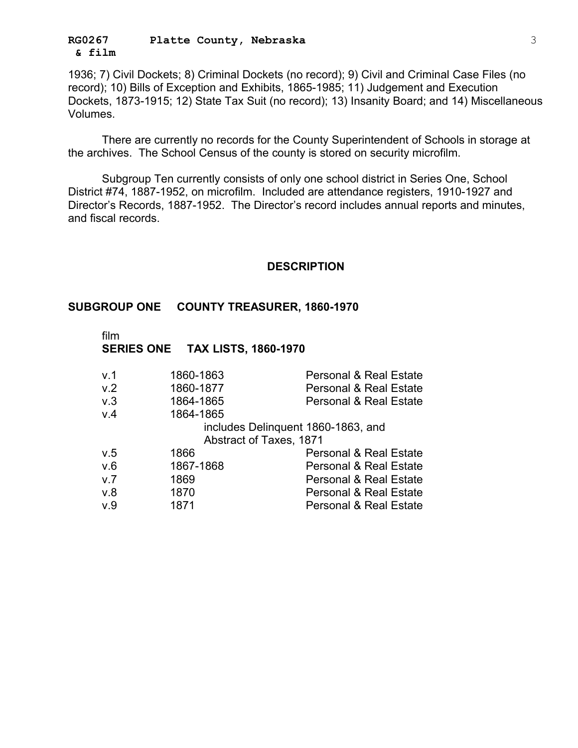1936; 7) Civil Dockets; 8) Criminal Dockets (no record); 9) Civil and Criminal Case Files (no record); 10) Bills of Exception and Exhibits, 1865-1985; 11) Judgement and Execution Dockets, 1873-1915; 12) State Tax Suit (no record); 13) Insanity Board; and 14) Miscellaneous Volumes.

There are currently no records for the County Superintendent of Schools in storage at the archives. The School Census of the county is stored on security microfilm.

Subgroup Ten currently consists of only one school district in Series One, School District #74, 1887-1952, on microfilm. Included are attendance registers, 1910-1927 and Director's Records, 1887-1952. The Director's record includes annual reports and minutes, and fiscal records.

## DESCRIPTION

### SUBGROUP ONE COUNTY TREASURER, 1860-1970

film

#### SERIES ONE TAX LISTS, 1860-1970

| | | |
|---|---|---|
| v.1 | 1860-1863 | Personal & Real Estate |
| v.2 | 1860-1877 | Personal & Real Estate |
| v.3 | 1864-1865 | Personal & Real Estate |
| v.4 | 1864-1865 includes Delinquent 1860-1863, and Abstract of Taxes, 1871 | |
| v.5 | 1866 | Personal & Real Estate |
| v.6 | 1867-1868 | Personal & Real Estate |
| v.7 | 1869 | Personal & Real Estate |
| v.8 | 1870 | Personal & Real Estate |
| v.9 | 1871 | Personal & Real Estate |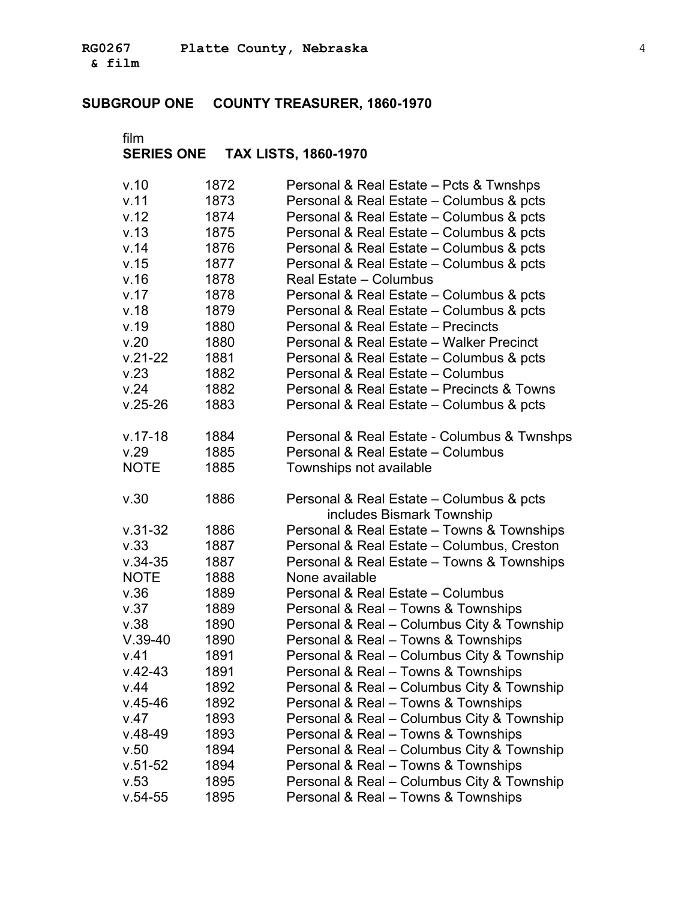## SUBGROUP ONE COUNTY TREASURER, 1860-1970

film

### SERIES ONE TAX LISTS, 1860-1970

| | | |
|---|---|---|
| v.10 | 1872 | Personal & Real Estate – Pcts & Twnshps |
| v.11 | 1873 | Personal & Real Estate – Columbus & pcts |
| v.12 | 1874 | Personal & Real Estate – Columbus & pcts |
| v.13 | 1875 | Personal & Real Estate – Columbus & pcts |
| v.14 | 1876 | Personal & Real Estate – Columbus & pcts |
| v.15 | 1877 | Personal & Real Estate – Columbus & pcts |
| v.16 | 1878 | Real Estate – Columbus |
| v.17 | 1878 | Personal & Real Estate – Columbus & pcts |
| v.18 | 1879 | Personal & Real Estate – Columbus & pcts |
| v.19 | 1880 | Personal & Real Estate – Precincts |
| v.20 | 1880 | Personal & Real Estate – Walker Precinct |
| v.21-22 | 1881 | Personal & Real Estate – Columbus & pcts |
| v.23 | 1882 | Personal & Real Estate – Columbus |
| v.24 | 1882 | Personal & Real Estate – Precincts & Towns |
| v.25-26 | 1883 | Personal & Real Estate – Columbus & pcts |
| v.17-18 | 1884 | Personal & Real Estate - Columbus & Twnshps |
| v.29 | 1885 | Personal & Real Estate – Columbus |
| NOTE | 1885 | Townships not available |
| v.30 | 1886 | Personal & Real Estate – Columbus & pcts includes Bismark Township |
| v.31-32 | 1886 | Personal & Real Estate – Towns & Townships |
| v.33 | 1887 | Personal & Real Estate – Columbus, Creston |
| v.34-35 | 1887 | Personal & Real Estate – Towns & Townships |
| NOTE | 1888 | None available |
| v.36 | 1889 | Personal & Real Estate – Columbus |
| v.37 | 1889 | Personal & Real – Towns & Townships |
| v.38 | 1890 | Personal & Real – Columbus City & Township |
| V.39-40 | 1890 | Personal & Real – Towns & Townships |
| v.41 | 1891 | Personal & Real – Columbus City & Township |
| v.42-43 | 1891 | Personal & Real – Towns & Townships |
| v.44 | 1892 | Personal & Real – Columbus City & Township |
| v.45-46 | 1892 | Personal & Real – Towns & Townships |
| v.47 | 1893 | Personal & Real – Columbus City & Township |
| v.48-49 | 1893 | Personal & Real – Towns & Townships |
| v.50 | 1894 | Personal & Real – Columbus City & Township |
| v.51-52 | 1894 | Personal & Real – Towns & Townships |
| v.53 | 1895 | Personal & Real – Columbus City & Township |
| v.54-55 | 1895 | Personal & Real – Towns & Townships |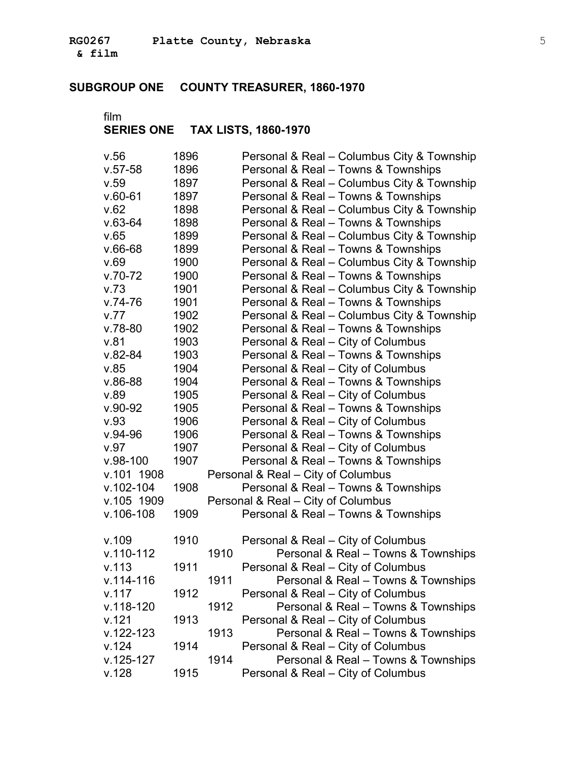**RG0267 Platte County, Nebraska**
**& film**

## SUBGROUP ONE COUNTY TREASURER, 1860-1970

film
### SERIES ONE TAX LISTS, 1860-1970

| | | |
|---|---|---|
| v.56 | 1896 | Personal & Real – Columbus City & Township |
| v.57-58 | 1896 | Personal & Real – Towns & Townships |
| v.59 | 1897 | Personal & Real – Columbus City & Township |
| v.60-61 | 1897 | Personal & Real – Towns & Townships |
| v.62 | 1898 | Personal & Real – Columbus City & Township |
| v.63-64 | 1898 | Personal & Real – Towns & Townships |
| v.65 | 1899 | Personal & Real – Columbus City & Township |
| v.66-68 | 1899 | Personal & Real – Towns & Townships |
| v.69 | 1900 | Personal & Real – Columbus City & Township |
| v.70-72 | 1900 | Personal & Real – Towns & Townships |
| v.73 | 1901 | Personal & Real – Columbus City & Township |
| v.74-76 | 1901 | Personal & Real – Towns & Townships |
| v.77 | 1902 | Personal & Real – Columbus City & Township |
| v.78-80 | 1902 | Personal & Real – Towns & Townships |
| v.81 | 1903 | Personal & Real – City of Columbus |
| v.82-84 | 1903 | Personal & Real – Towns & Townships |
| v.85 | 1904 | Personal & Real – City of Columbus |
| v.86-88 | 1904 | Personal & Real – Towns & Townships |
| v.89 | 1905 | Personal & Real – City of Columbus |
| v.90-92 | 1905 | Personal & Real – Towns & Townships |
| v.93 | 1906 | Personal & Real – City of Columbus |
| v.94-96 | 1906 | Personal & Real – Towns & Townships |
| v.97 | 1907 | Personal & Real – City of Columbus |
| v.98-100 | 1907 | Personal & Real – Towns & Townships |
| v.101 | 1908 | Personal & Real – City of Columbus |
| v.102-104 | 1908 | Personal & Real – Towns & Townships |
| v.105 | 1909 | Personal & Real – City of Columbus |
| v.106-108 | 1909 | Personal & Real – Towns & Townships |
| v.109 | 1910 | Personal & Real – City of Columbus |
| v.110-112 | 1910 | Personal & Real – Towns & Townships |
| v.113 | 1911 | Personal & Real – City of Columbus |
| v.114-116 | 1911 | Personal & Real – Towns & Townships |
| v.117 | 1912 | Personal & Real – City of Columbus |
| v.118-120 | 1912 | Personal & Real – Towns & Townships |
| v.121 | 1913 | Personal & Real – City of Columbus |
| v.122-123 | 1913 | Personal & Real – Towns & Townships |
| v.124 | 1914 | Personal & Real – City of Columbus |
| v.125-127 | 1914 | Personal & Real – Towns & Townships |
| v.128 | 1915 | Personal & Real – City of Columbus |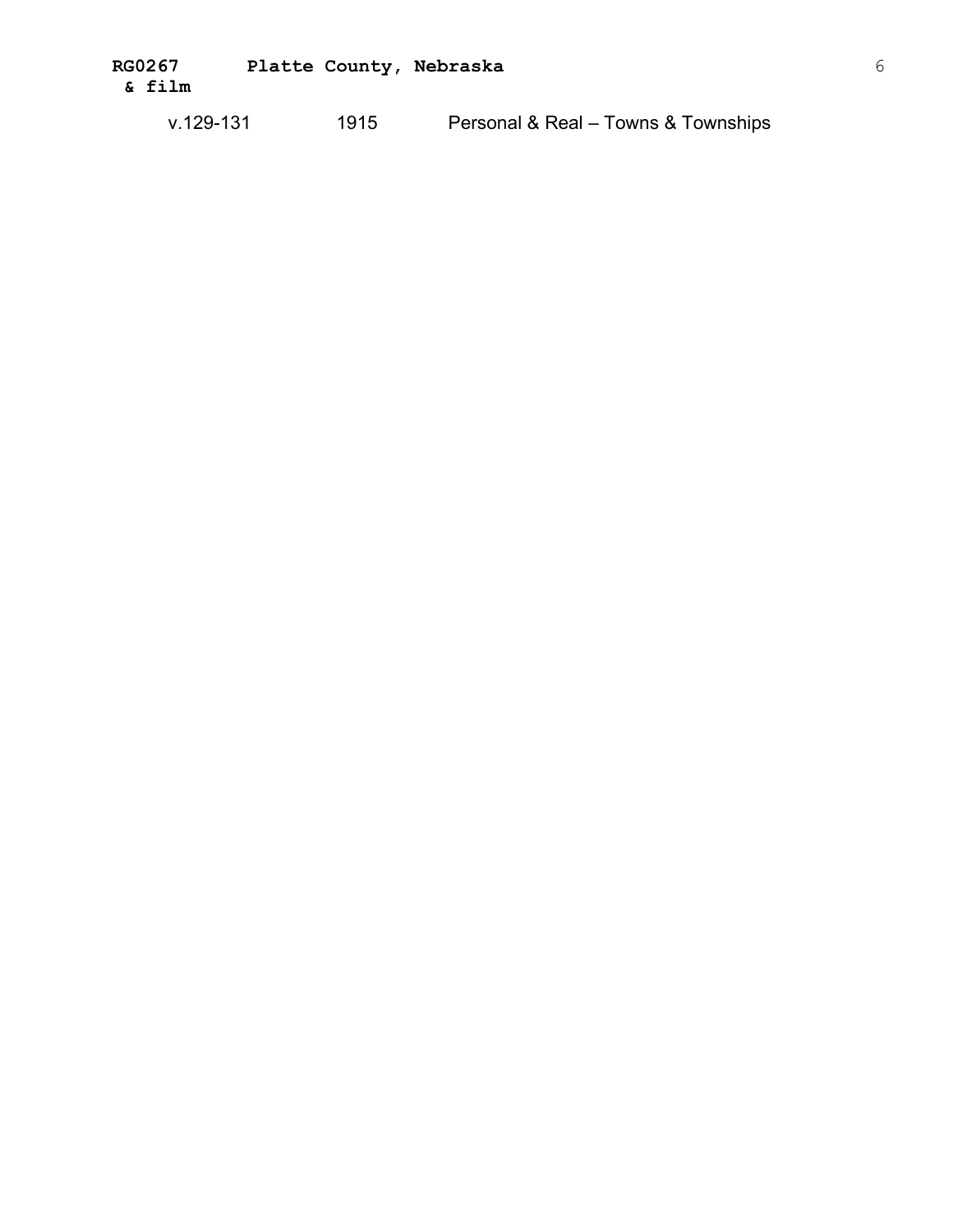| v.129-131 | 1915 | Personal & Real – Towns & Townships |
| --- | --- | --- |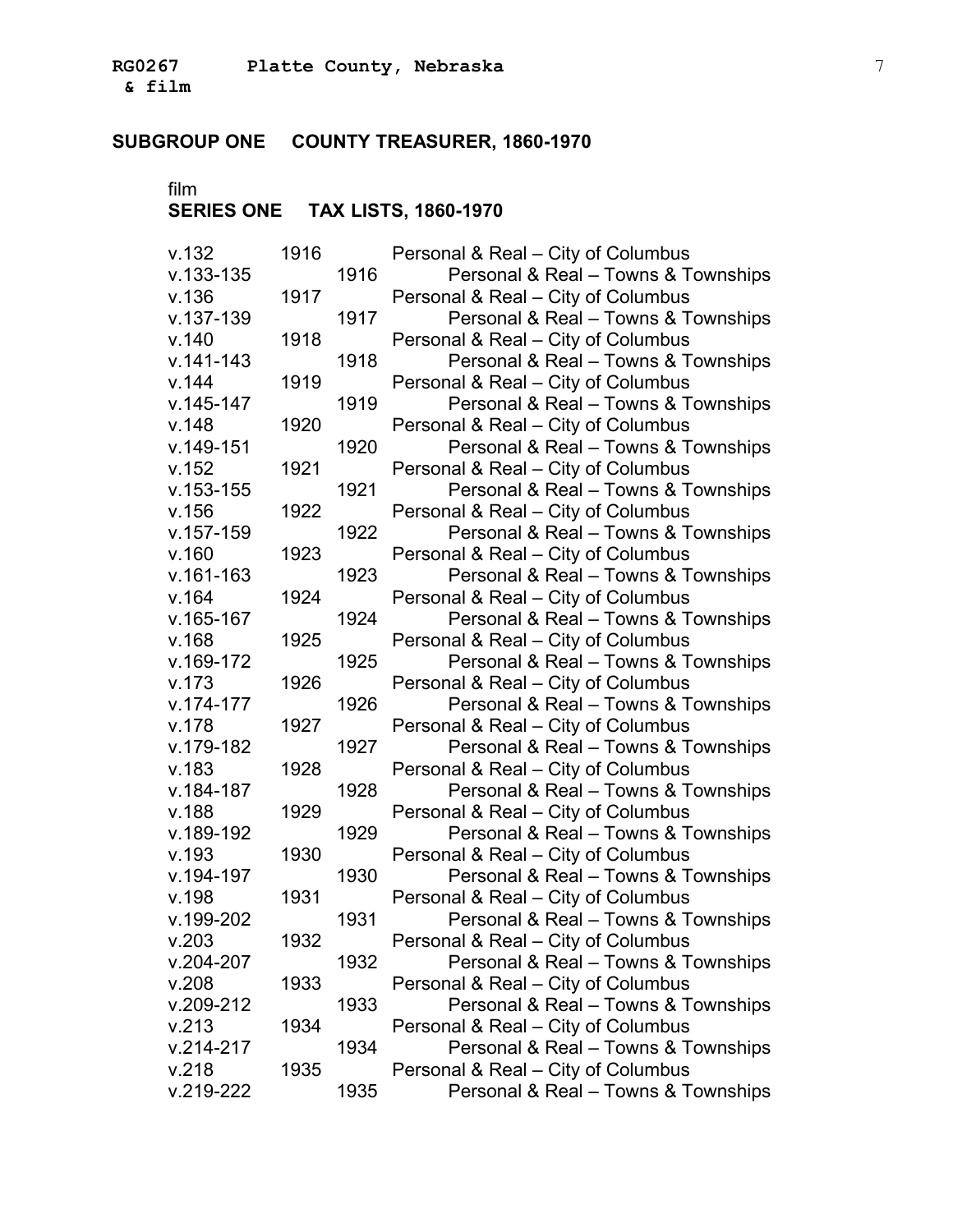**RG0267 Platte County, Nebraska**
**& film**

## SUBGROUP ONE COUNTY TREASURER, 1860-1970

film
### SERIES ONE TAX LISTS, 1860-1970

| | | |
|---|---|---|
| v.132 | 1916 | Personal & Real – City of Columbus |
| v.133-135 | 1916 | Personal & Real – Towns & Townships |
| v.136 | 1917 | Personal & Real – City of Columbus |
| v.137-139 | 1917 | Personal & Real – Towns & Townships |
| v.140 | 1918 | Personal & Real – City of Columbus |
| v.141-143 | 1918 | Personal & Real – Towns & Townships |
| v.144 | 1919 | Personal & Real – City of Columbus |
| v.145-147 | 1919 | Personal & Real – Towns & Townships |
| v.148 | 1920 | Personal & Real – City of Columbus |
| v.149-151 | 1920 | Personal & Real – Towns & Townships |
| v.152 | 1921 | Personal & Real – City of Columbus |
| v.153-155 | 1921 | Personal & Real – Towns & Townships |
| v.156 | 1922 | Personal & Real – City of Columbus |
| v.157-159 | 1922 | Personal & Real – Towns & Townships |
| v.160 | 1923 | Personal & Real – City of Columbus |
| v.161-163 | 1923 | Personal & Real – Towns & Townships |
| v.164 | 1924 | Personal & Real – City of Columbus |
| v.165-167 | 1924 | Personal & Real – Towns & Townships |
| v.168 | 1925 | Personal & Real – City of Columbus |
| v.169-172 | 1925 | Personal & Real – Towns & Townships |
| v.173 | 1926 | Personal & Real – City of Columbus |
| v.174-177 | 1926 | Personal & Real – Towns & Townships |
| v.178 | 1927 | Personal & Real – City of Columbus |
| v.179-182 | 1927 | Personal & Real – Towns & Townships |
| v.183 | 1928 | Personal & Real – City of Columbus |
| v.184-187 | 1928 | Personal & Real – Towns & Townships |
| v.188 | 1929 | Personal & Real – City of Columbus |
| v.189-192 | 1929 | Personal & Real – Towns & Townships |
| v.193 | 1930 | Personal & Real – City of Columbus |
| v.194-197 | 1930 | Personal & Real – Towns & Townships |
| v.198 | 1931 | Personal & Real – City of Columbus |
| v.199-202 | 1931 | Personal & Real – Towns & Townships |
| v.203 | 1932 | Personal & Real – City of Columbus |
| v.204-207 | 1932 | Personal & Real – Towns & Townships |
| v.208 | 1933 | Personal & Real – City of Columbus |
| v.209-212 | 1933 | Personal & Real – Towns & Townships |
| v.213 | 1934 | Personal & Real – City of Columbus |
| v.214-217 | 1934 | Personal & Real – Towns & Townships |
| v.218 | 1935 | Personal & Real – City of Columbus |
| v.219-222 | 1935 | Personal & Real – Towns & Townships |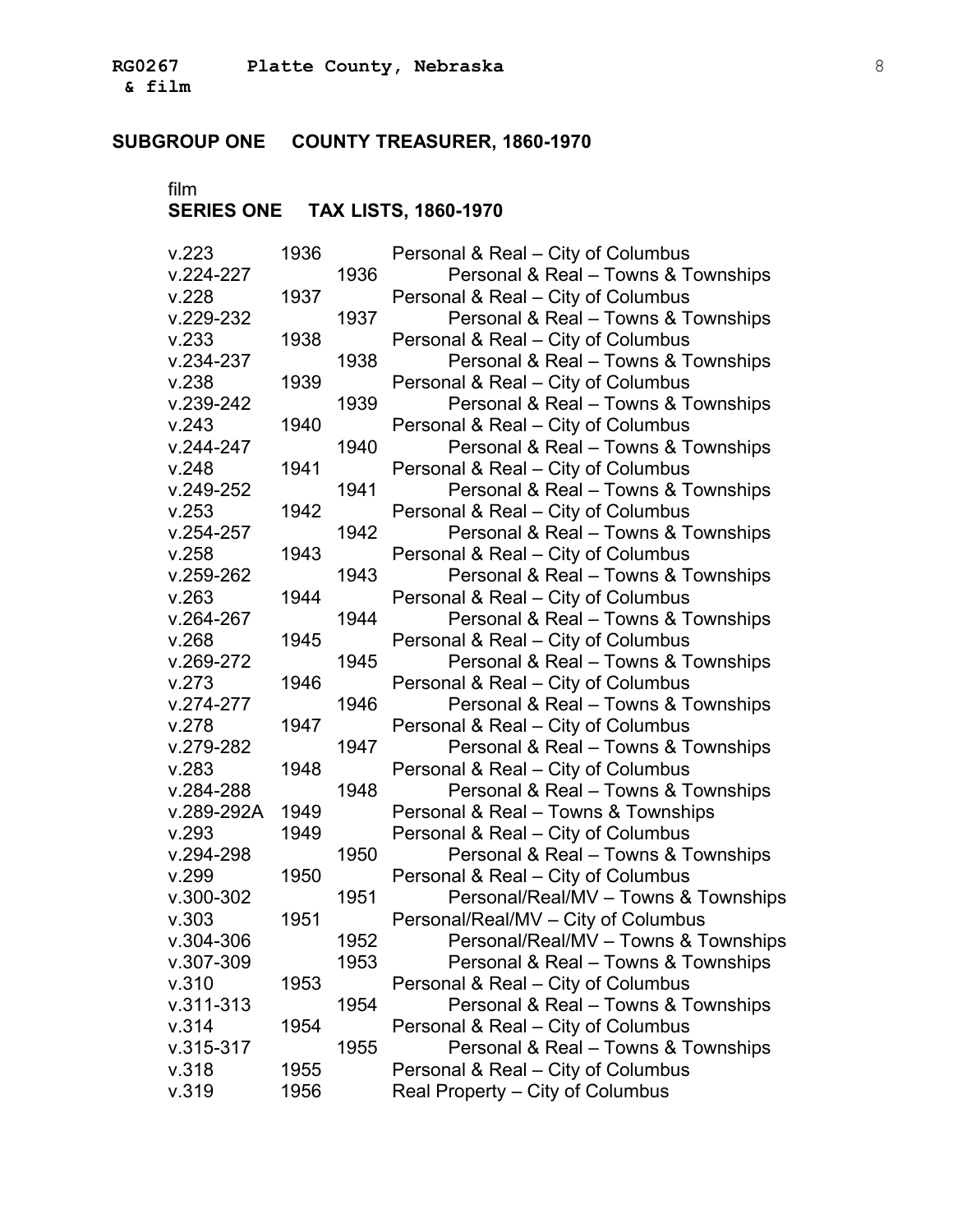## SUBGROUP ONE COUNTY TREASURER, 1860-1970

film
### SERIES ONE TAX LISTS, 1860-1970

| | | |
|---|---|---|
| v.223 | 1936 | Personal & Real – City of Columbus |
| v.224-227 | 1936 | Personal & Real – Towns & Townships |
| v.228 | 1937 | Personal & Real – City of Columbus |
| v.229-232 | 1937 | Personal & Real – Towns & Townships |
| v.233 | 1938 | Personal & Real – City of Columbus |
| v.234-237 | 1938 | Personal & Real – Towns & Townships |
| v.238 | 1939 | Personal & Real – City of Columbus |
| v.239-242 | 1939 | Personal & Real – Towns & Townships |
| v.243 | 1940 | Personal & Real – City of Columbus |
| v.244-247 | 1940 | Personal & Real – Towns & Townships |
| v.248 | 1941 | Personal & Real – City of Columbus |
| v.249-252 | 1941 | Personal & Real – Towns & Townships |
| v.253 | 1942 | Personal & Real – City of Columbus |
| v.254-257 | 1942 | Personal & Real – Towns & Townships |
| v.258 | 1943 | Personal & Real – City of Columbus |
| v.259-262 | 1943 | Personal & Real – Towns & Townships |
| v.263 | 1944 | Personal & Real – City of Columbus |
| v.264-267 | 1944 | Personal & Real – Towns & Townships |
| v.268 | 1945 | Personal & Real – City of Columbus |
| v.269-272 | 1945 | Personal & Real – Towns & Townships |
| v.273 | 1946 | Personal & Real – City of Columbus |
| v.274-277 | 1946 | Personal & Real – Towns & Townships |
| v.278 | 1947 | Personal & Real – City of Columbus |
| v.279-282 | 1947 | Personal & Real – Towns & Townships |
| v.283 | 1948 | Personal & Real – City of Columbus |
| v.284-288 | 1948 | Personal & Real – Towns & Townships |
| v.289-292A | 1949 | Personal & Real – Towns & Townships |
| v.293 | 1949 | Personal & Real – City of Columbus |
| v.294-298 | 1950 | Personal & Real – Towns & Townships |
| v.299 | 1950 | Personal & Real – City of Columbus |
| v.300-302 | 1951 | Personal/Real/MV – Towns & Townships |
| v.303 | 1951 | Personal/Real/MV – City of Columbus |
| v.304-306 | 1952 | Personal/Real/MV – Towns & Townships |
| v.307-309 | 1953 | Personal & Real – Towns & Townships |
| v.310 | 1953 | Personal & Real – City of Columbus |
| v.311-313 | 1954 | Personal & Real – Towns & Townships |
| v.314 | 1954 | Personal & Real – City of Columbus |
| v.315-317 | 1955 | Personal & Real – Towns & Townships |
| v.318 | 1955 | Personal & Real – City of Columbus |
| v.319 | 1956 | Real Property – City of Columbus |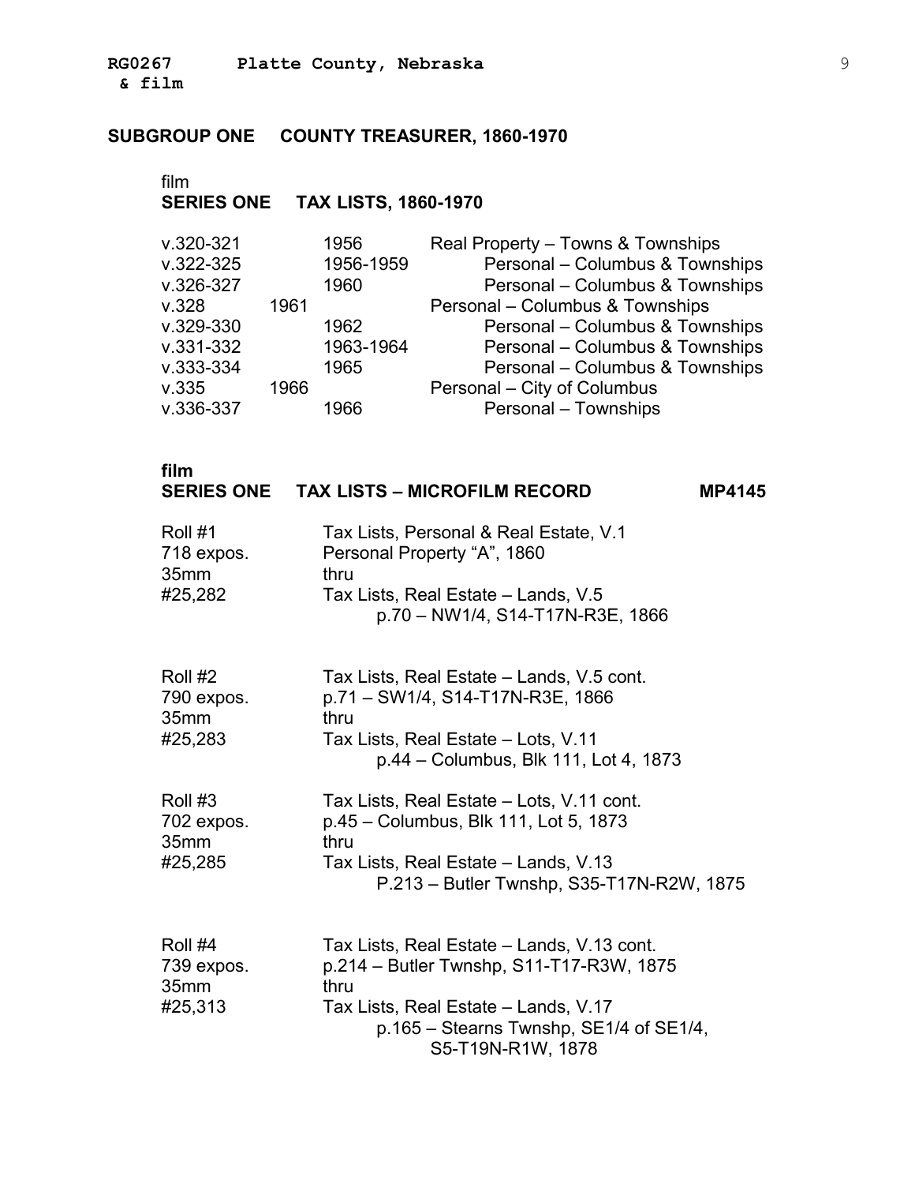## SUBGROUP ONE COUNTY TREASURER, 1860-1970

film
### SERIES ONE TAX LISTS, 1860-1970

| | | |
|---|---|---|
| v.320-321 | 1956 | Real Property – Towns & Townships |
| v.322-325 | 1956-1959 | Personal – Columbus & Townships |
| v.326-327 | 1960 | Personal – Columbus & Townships |
| v.328 | 1961 | Personal – Columbus & Townships |
| v.329-330 | 1962 | Personal – Columbus & Townships |
| v.331-332 | 1963-1964 | Personal – Columbus & Townships |
| v.333-334 | 1965 | Personal – Columbus & Townships |
| v.335 | 1966 | Personal – City of Columbus |
| v.336-337 | 1966 | Personal – Townships |

**film**
### SERIES ONE TAX LISTS – MICROFILM RECORD MP4145

Roll #1
718 expos.
35mm
#25,282

Tax Lists, Personal & Real Estate, V.1
Personal Property "A", 1860
thru
Tax Lists, Real Estate – Lands, V.5
p.70 – NW1/4, S14-T17N-R3E, 1866

Roll #2
790 expos.
35mm
#25,283

Tax Lists, Real Estate – Lands, V.5 cont.
p.71 – SW1/4, S14-T17N-R3E, 1866
thru
Tax Lists, Real Estate – Lots, V.11
p.44 – Columbus, Blk 111, Lot 4, 1873

Roll #3
702 expos.
35mm
#25,285

Tax Lists, Real Estate – Lots, V.11 cont.
p.45 – Columbus, Blk 111, Lot 5, 1873
thru
Tax Lists, Real Estate – Lands, V.13
P.213 – Butler Twnshp, S35-T17N-R2W, 1875

Roll #4
739 expos.
35mm
#25,313

Tax Lists, Real Estate – Lands, V.13 cont.
p.214 – Butler Twnshp, S11-T17-R3W, 1875
thru
Tax Lists, Real Estate – Lands, V.17
p.165 – Stearns Twnshp, SE1/4 of SE1/4, S5-T19N-R1W, 1878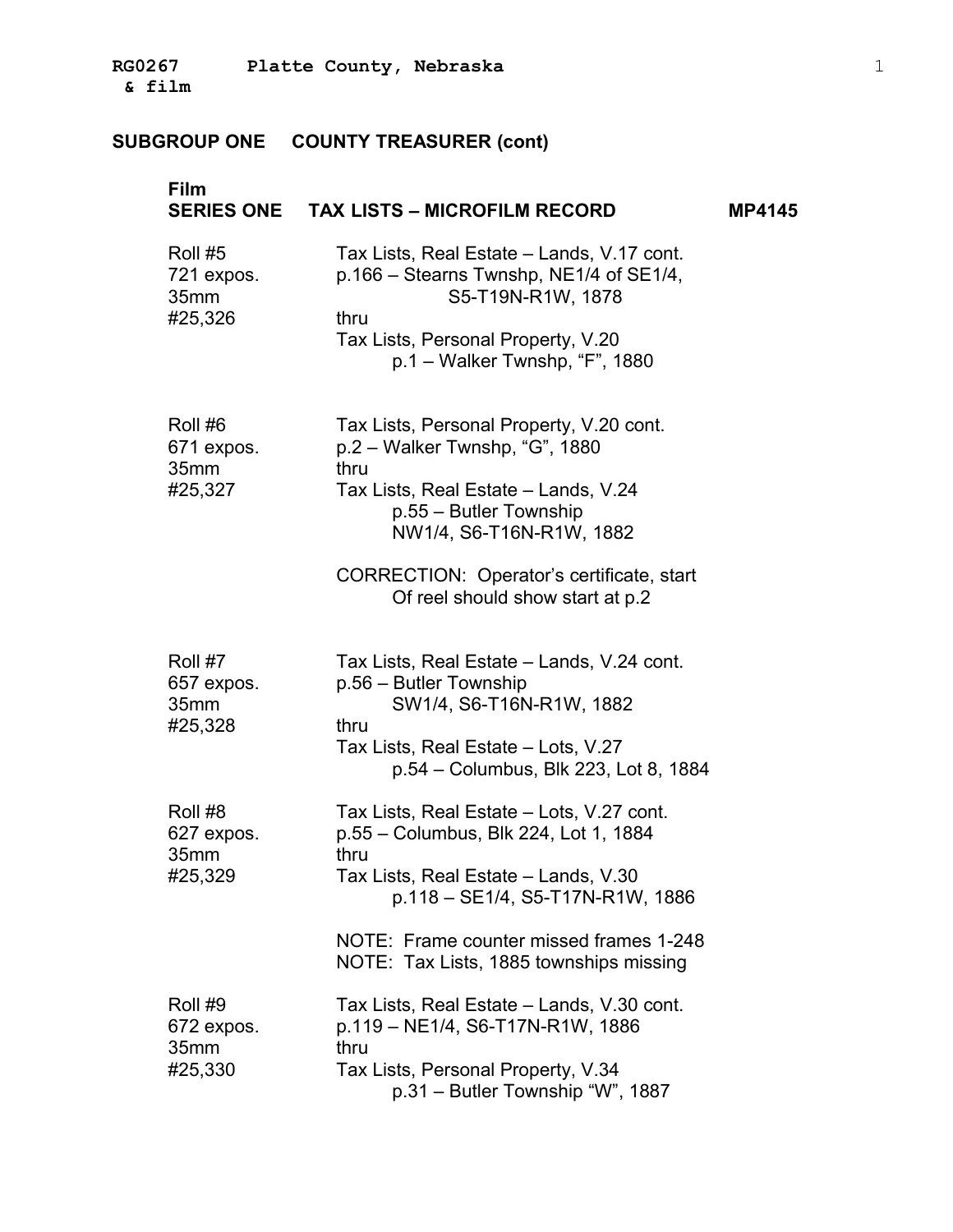## SUBGROUP ONE COUNTY TREASURER (cont)

### Film SERIES ONE TAX LISTS – MICROFILM RECORD MP4145

| | |
|---|---|
| Roll #5<br>721 expos.<br>35mm<br>#25,326 | Tax Lists, Real Estate – Lands, V.17 cont.<br>p.166 – Stearns Twnshp, NE1/4 of SE1/4, S5-T19N-R1W, 1878<br>thru<br>Tax Lists, Personal Property, V.20<br>p.1 – Walker Twnshp, "F", 1880 |
| Roll #6<br>671 expos.<br>35mm<br>#25,327 | Tax Lists, Personal Property, V.20 cont.<br>p.2 – Walker Twnshp, "G", 1880<br>thru<br>Tax Lists, Real Estate – Lands, V.24<br>p.55 – Butler Township<br>NW1/4, S6-T16N-R1W, 1882<br><br>CORRECTION: Operator's certificate, start Of reel should show start at p.2 |
| Roll #7<br>657 expos.<br>35mm<br>#25,328 | Tax Lists, Real Estate – Lands, V.24 cont.<br>p.56 – Butler Township<br>SW1/4, S6-T16N-R1W, 1882<br>thru<br>Tax Lists, Real Estate – Lots, V.27<br>p.54 – Columbus, Blk 223, Lot 8, 1884 |
| Roll #8<br>627 expos.<br>35mm<br>#25,329 | Tax Lists, Real Estate – Lots, V.27 cont.<br>p.55 – Columbus, Blk 224, Lot 1, 1884<br>thru<br>Tax Lists, Real Estate – Lands, V.30<br>p.118 – SE1/4, S5-T17N-R1W, 1886<br><br>NOTE: Frame counter missed frames 1-248<br>NOTE: Tax Lists, 1885 townships missing |
| Roll #9<br>672 expos.<br>35mm<br>#25,330 | Tax Lists, Real Estate – Lands, V.30 cont.<br>p.119 – NE1/4, S6-T17N-R1W, 1886<br>thru<br>Tax Lists, Personal Property, V.34<br>p.31 – Butler Township "W", 1887 |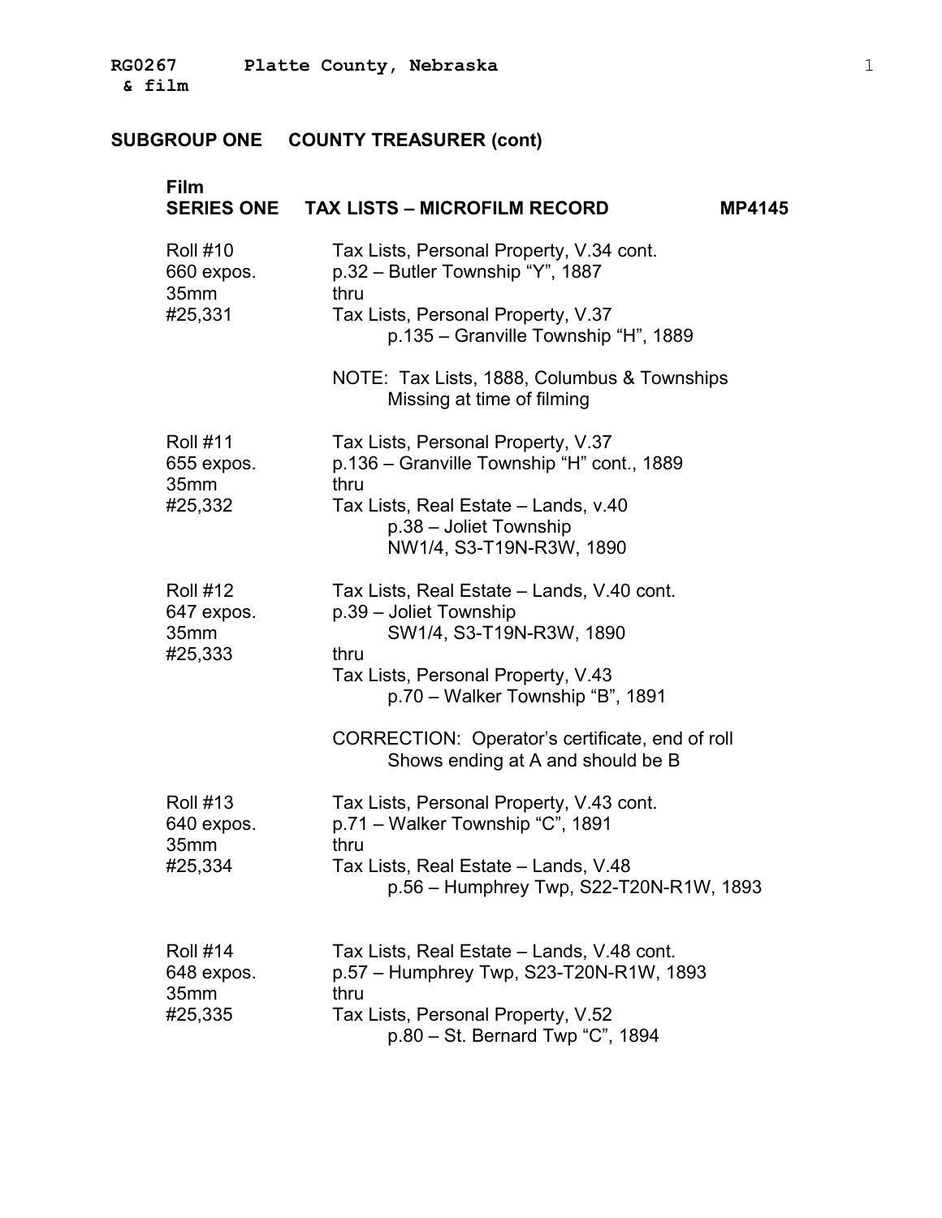## SUBGROUP ONE COUNTY TREASURER (cont)

### Film
### SERIES ONE TAX LISTS – MICROFILM RECORD MP4145

| | |
|---|---|
| Roll #10<br>660 expos.<br>35mm<br>#25,331 | Tax Lists, Personal Property, V.34 cont.<br>p.32 – Butler Township "Y", 1887<br>thru<br>Tax Lists, Personal Property, V.37<br>p.135 – Granville Township "H", 1889<br><br>NOTE: Tax Lists, 1888, Columbus & Townships Missing at time of filming |
| Roll #11<br>655 expos.<br>35mm<br>#25,332 | Tax Lists, Personal Property, V.37<br>p.136 – Granville Township "H" cont., 1889<br>thru<br>Tax Lists, Real Estate – Lands, v.40<br>p.38 – Joliet Township<br>NW1/4, S3-T19N-R3W, 1890 |
| Roll #12<br>647 expos.<br>35mm<br>#25,333 | Tax Lists, Real Estate – Lands, V.40 cont.<br>p.39 – Joliet Township<br>SW1/4, S3-T19N-R3W, 1890<br>thru<br>Tax Lists, Personal Property, V.43<br>p.70 – Walker Township "B", 1891<br><br>CORRECTION: Operator's certificate, end of roll Shows ending at A and should be B |
| Roll #13<br>640 expos.<br>35mm<br>#25,334 | Tax Lists, Personal Property, V.43 cont.<br>p.71 – Walker Township "C", 1891<br>thru<br>Tax Lists, Real Estate – Lands, V.48<br>p.56 – Humphrey Twp, S22-T20N-R1W, 1893 |
| Roll #14<br>648 expos.<br>35mm<br>#25,335 | Tax Lists, Real Estate – Lands, V.48 cont.<br>p.57 – Humphrey Twp, S23-T20N-R1W, 1893<br>thru<br>Tax Lists, Personal Property, V.52<br>p.80 – St. Bernard Twp "C", 1894 |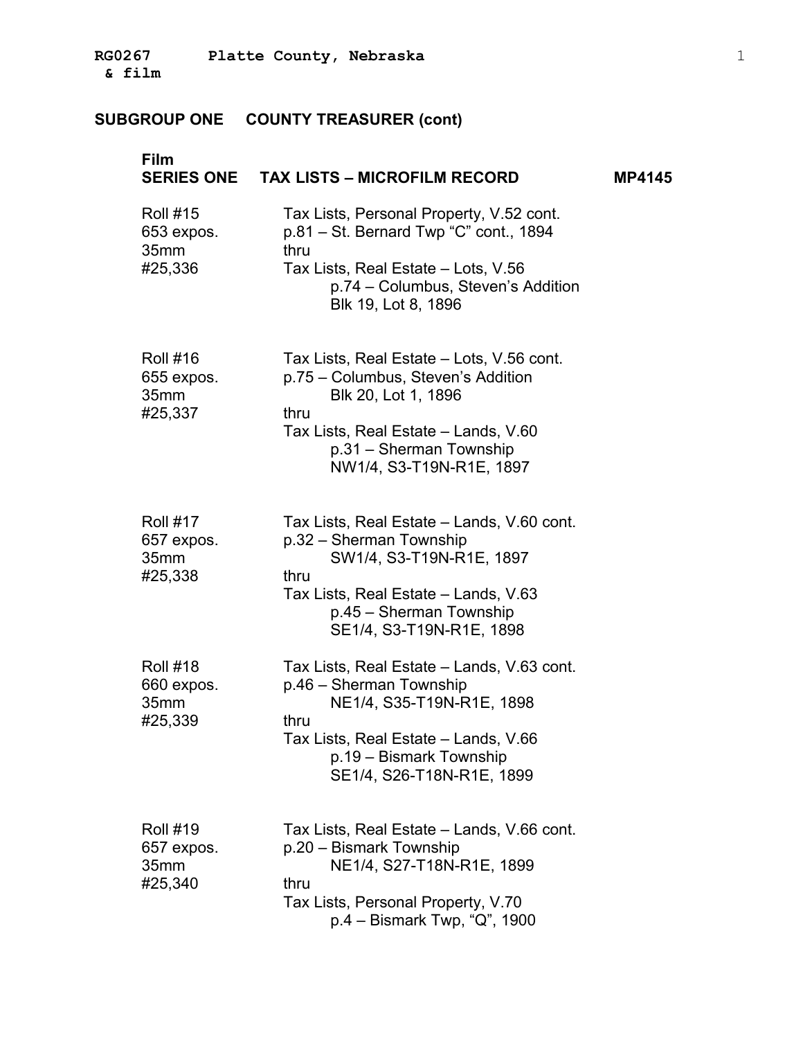RG0267 Platte County, Nebraska
& film

## SUBGROUP ONE COUNTY TREASURER (cont)

### Film SERIES ONE TAX LISTS – MICROFILM RECORD MP4145

| | |
|---|---|
| Roll #15<br>653 expos.<br>35mm<br>#25,336 | Tax Lists, Personal Property, V.52 cont.<br>p.81 – St. Bernard Twp "C" cont., 1894<br>thru<br>Tax Lists, Real Estate – Lots, V.56<br>p.74 – Columbus, Steven's Addition<br>Blk 19, Lot 8, 1896 |
| Roll #16<br>655 expos.<br>35mm<br>#25,337 | Tax Lists, Real Estate – Lots, V.56 cont.<br>p.75 – Columbus, Steven's Addition<br>Blk 20, Lot 1, 1896<br>thru<br>Tax Lists, Real Estate – Lands, V.60<br>p.31 – Sherman Township<br>NW1/4, S3-T19N-R1E, 1897 |
| Roll #17<br>657 expos.<br>35mm<br>#25,338 | Tax Lists, Real Estate – Lands, V.60 cont.<br>p.32 – Sherman Township<br>SW1/4, S3-T19N-R1E, 1897<br>thru<br>Tax Lists, Real Estate – Lands, V.63<br>p.45 – Sherman Township<br>SE1/4, S3-T19N-R1E, 1898 |
| Roll #18<br>660 expos.<br>35mm<br>#25,339 | Tax Lists, Real Estate – Lands, V.63 cont.<br>p.46 – Sherman Township<br>NE1/4, S35-T19N-R1E, 1898<br>thru<br>Tax Lists, Real Estate – Lands, V.66<br>p.19 – Bismark Township<br>SE1/4, S26-T18N-R1E, 1899 |
| Roll #19<br>657 expos.<br>35mm<br>#25,340 | Tax Lists, Real Estate – Lands, V.66 cont.<br>p.20 – Bismark Township<br>NE1/4, S27-T18N-R1E, 1899<br>thru<br>Tax Lists, Personal Property, V.70<br>p.4 – Bismark Twp, "Q", 1900 |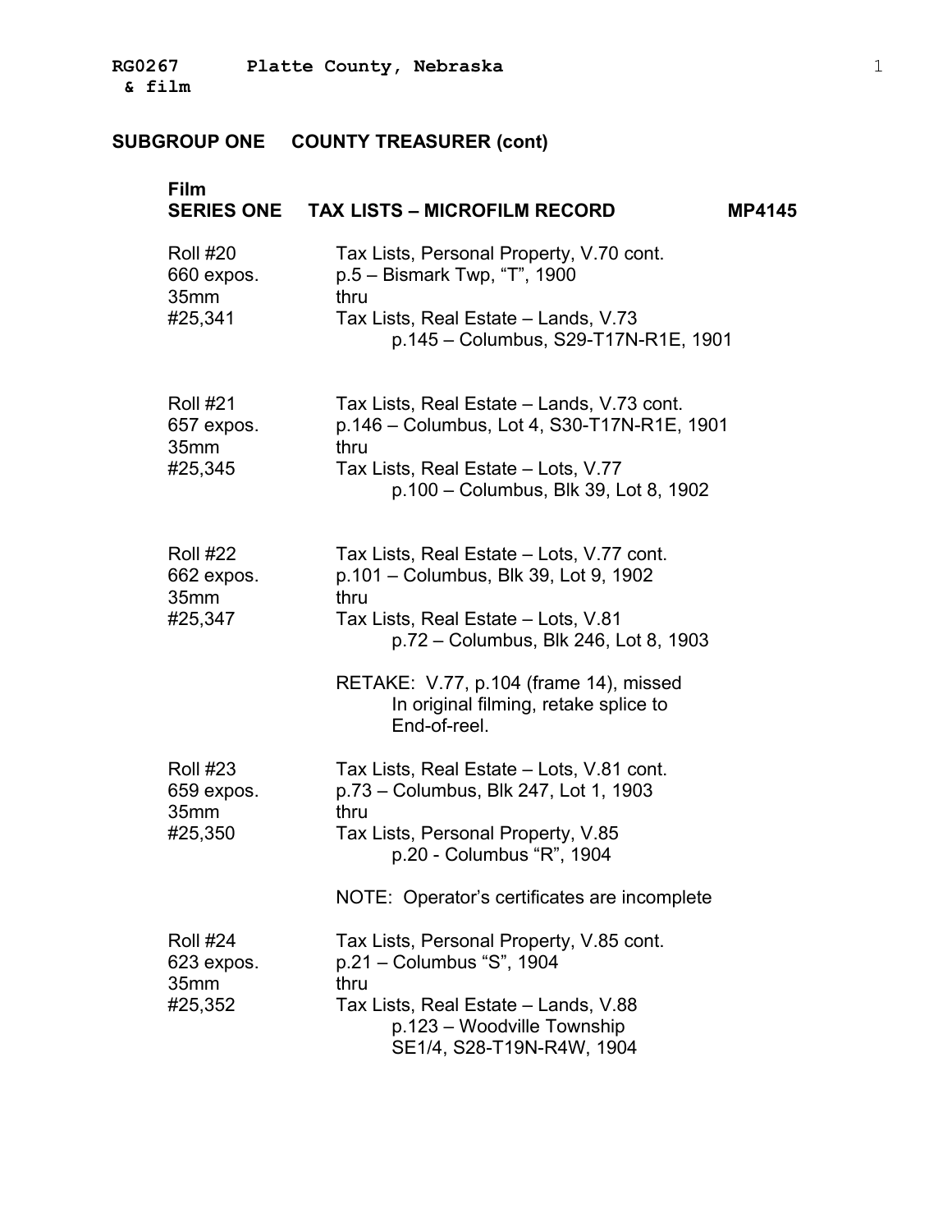## SUBGROUP ONE COUNTY TREASURER (cont)

### Film SERIES ONE TAX LISTS – MICROFILM RECORD MP4145

| Roll | Description |
| --- | --- |
| Roll #20<br>660 expos.<br>35mm<br>#25,341 | Tax Lists, Personal Property, V.70 cont.<br>p.5 – Bismark Twp, "T", 1900<br>thru<br>Tax Lists, Real Estate – Lands, V.73<br>p.145 – Columbus, S29-T17N-R1E, 1901 |
| Roll #21<br>657 expos.<br>35mm<br>#25,345 | Tax Lists, Real Estate – Lands, V.73 cont.<br>p.146 – Columbus, Lot 4, S30-T17N-R1E, 1901<br>thru<br>Tax Lists, Real Estate – Lots, V.77<br>p.100 – Columbus, Blk 39, Lot 8, 1902 |
| Roll #22<br>662 expos.<br>35mm<br>#25,347 | Tax Lists, Real Estate – Lots, V.77 cont.<br>p.101 – Columbus, Blk 39, Lot 9, 1902<br>thru<br>Tax Lists, Real Estate – Lots, V.81<br>p.72 – Columbus, Blk 246, Lot 8, 1903<br><br>RETAKE: V.77, p.104 (frame 14), missed In original filming, retake splice to End-of-reel. |
| Roll #23<br>659 expos.<br>35mm<br>#25,350 | Tax Lists, Real Estate – Lots, V.81 cont.<br>p.73 – Columbus, Blk 247, Lot 1, 1903<br>thru<br>Tax Lists, Personal Property, V.85<br>p.20 - Columbus "R", 1904<br><br>NOTE: Operator's certificates are incomplete |
| Roll #24<br>623 expos.<br>35mm<br>#25,352 | Tax Lists, Personal Property, V.85 cont.<br>p.21 – Columbus "S", 1904<br>thru<br>Tax Lists, Real Estate – Lands, V.88<br>p.123 – Woodville Township SE1/4, S28-T19N-R4W, 1904 |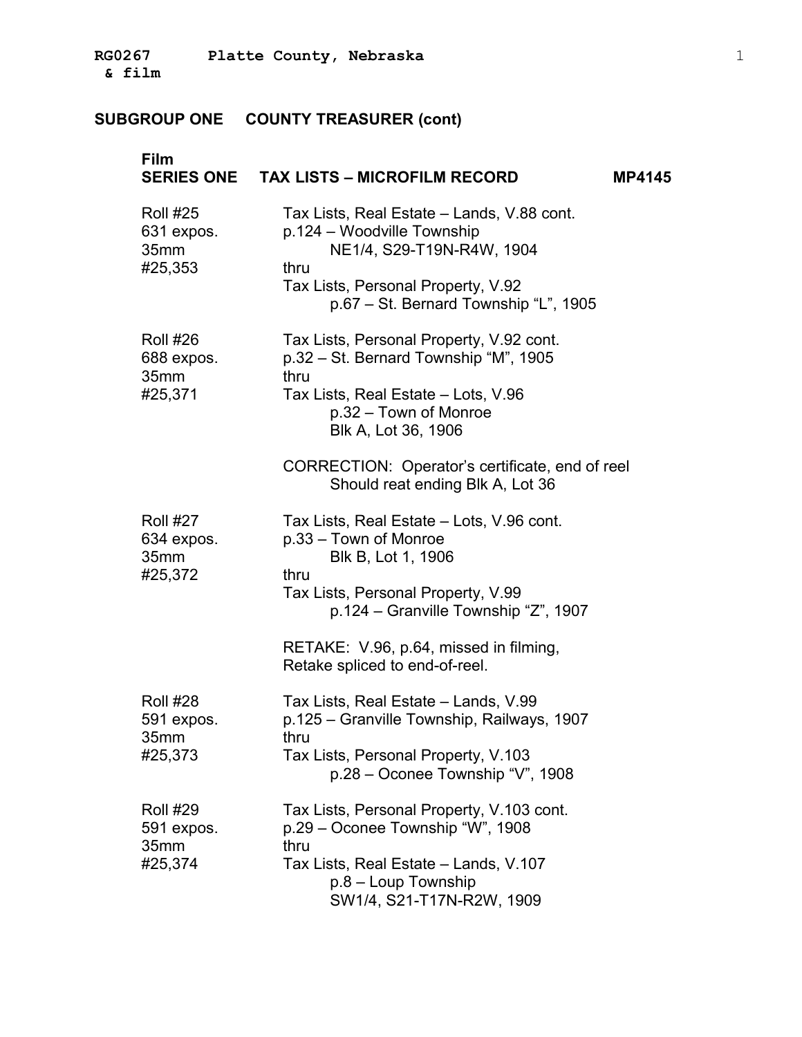## SUBGROUP ONE COUNTY TREASURER (cont)

### Film
### SERIES ONE TAX LISTS – MICROFILM RECORD MP4145

| | |
|---|---|
| Roll #25<br>631 expos.<br>35mm<br>#25,353 | Tax Lists, Real Estate – Lands, V.88 cont.<br>p.124 – Woodville Township<br>NE1/4, S29-T19N-R4W, 1904<br>thru<br>Tax Lists, Personal Property, V.92<br>p.67 – St. Bernard Township "L", 1905 |
| Roll #26<br>688 expos.<br>35mm<br>#25,371 | Tax Lists, Personal Property, V.92 cont.<br>p.32 – St. Bernard Township "M", 1905<br>thru<br>Tax Lists, Real Estate – Lots, V.96<br>p.32 – Town of Monroe<br>Blk A, Lot 36, 1906<br><br>CORRECTION: Operator's certificate, end of reel<br>Should reat ending Blk A, Lot 36 |
| Roll #27<br>634 expos.<br>35mm<br>#25,372 | Tax Lists, Real Estate – Lots, V.96 cont.<br>p.33 – Town of Monroe<br>Blk B, Lot 1, 1906<br>thru<br>Tax Lists, Personal Property, V.99<br>p.124 – Granville Township "Z", 1907<br><br>RETAKE: V.96, p.64, missed in filming,<br>Retake spliced to end-of-reel. |
| Roll #28<br>591 expos.<br>35mm<br>#25,373 | Tax Lists, Real Estate – Lands, V.99<br>p.125 – Granville Township, Railways, 1907<br>thru<br>Tax Lists, Personal Property, V.103<br>p.28 – Oconee Township "V", 1908 |
| Roll #29<br>591 expos.<br>35mm<br>#25,374 | Tax Lists, Personal Property, V.103 cont.<br>p.29 – Oconee Township "W", 1908<br>thru<br>Tax Lists, Real Estate – Lands, V.107<br>p.8 – Loup Township<br>SW1/4, S21-T17N-R2W, 1909 |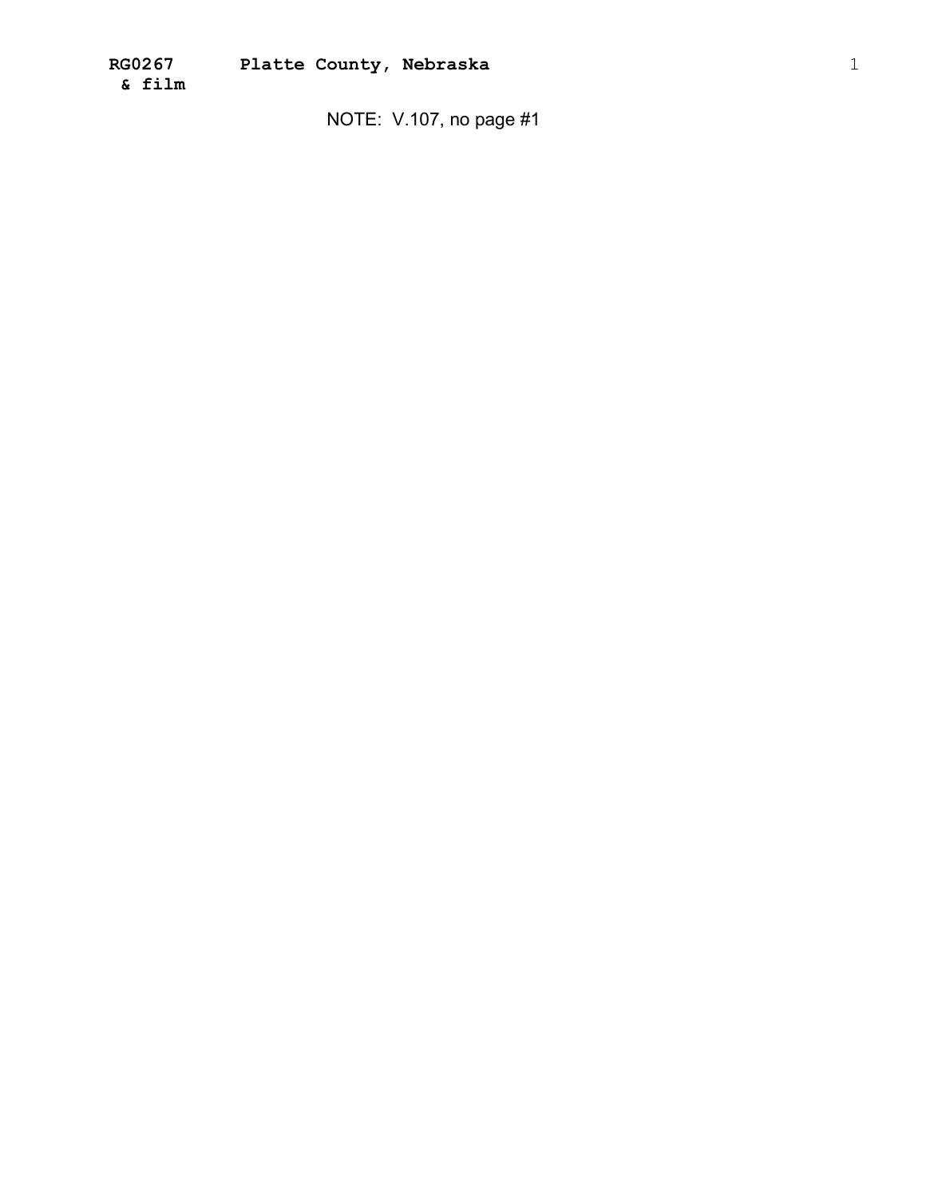NOTE: V.107, no page #1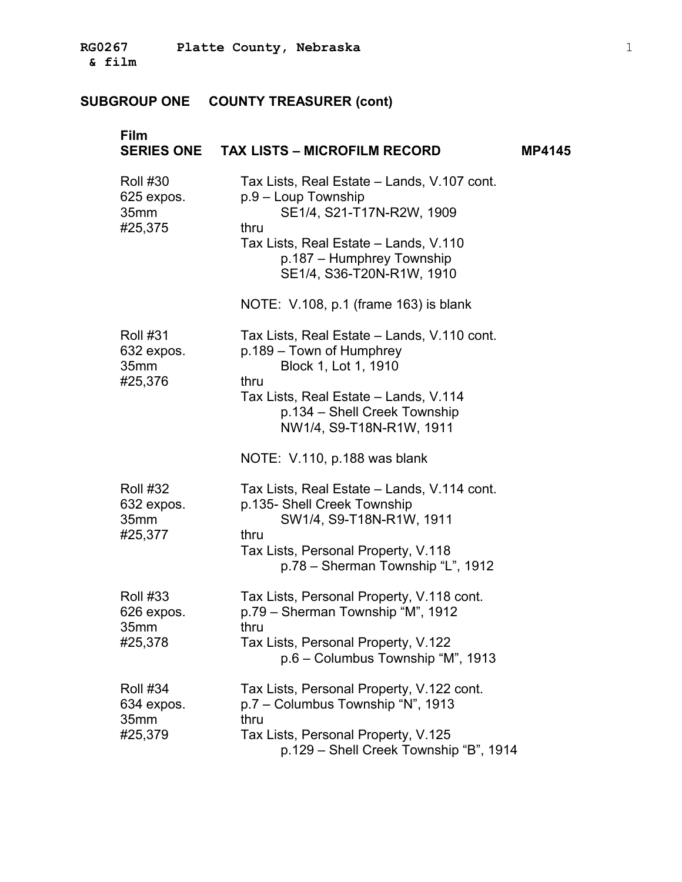## SUBGROUP ONE COUNTY TREASURER (cont)

### Film SERIES ONE TAX LISTS – MICROFILM RECORD MP4145

| Roll | Contents |
|---|---|
| Roll #30<br>625 expos.<br>35mm<br>#25,375 | Tax Lists, Real Estate – Lands, V.107 cont.<br>p.9 – Loup Township<br>SE1/4, S21-T17N-R2W, 1909<br>thru<br>Tax Lists, Real Estate – Lands, V.110<br>p.187 – Humphrey Township<br>SE1/4, S36-T20N-R1W, 1910<br><br>NOTE: V.108, p.1 (frame 163) is blank |
| Roll #31<br>632 expos.<br>35mm<br>#25,376 | Tax Lists, Real Estate – Lands, V.110 cont.<br>p.189 – Town of Humphrey<br>Block 1, Lot 1, 1910<br>thru<br>Tax Lists, Real Estate – Lands, V.114<br>p.134 – Shell Creek Township<br>NW1/4, S9-T18N-R1W, 1911<br><br>NOTE: V.110, p.188 was blank |
| Roll #32<br>632 expos.<br>35mm<br>#25,377 | Tax Lists, Real Estate – Lands, V.114 cont.<br>p.135- Shell Creek Township<br>SW1/4, S9-T18N-R1W, 1911<br>thru<br>Tax Lists, Personal Property, V.118<br>p.78 – Sherman Township "L", 1912 |
| Roll #33<br>626 expos.<br>35mm<br>#25,378 | Tax Lists, Personal Property, V.118 cont.<br>p.79 – Sherman Township "M", 1912<br>thru<br>Tax Lists, Personal Property, V.122<br>p.6 – Columbus Township "M", 1913 |
| Roll #34<br>634 expos.<br>35mm<br>#25,379 | Tax Lists, Personal Property, V.122 cont.<br>p.7 – Columbus Township "N", 1913<br>thru<br>Tax Lists, Personal Property, V.125<br>p.129 – Shell Creek Township "B", 1914 |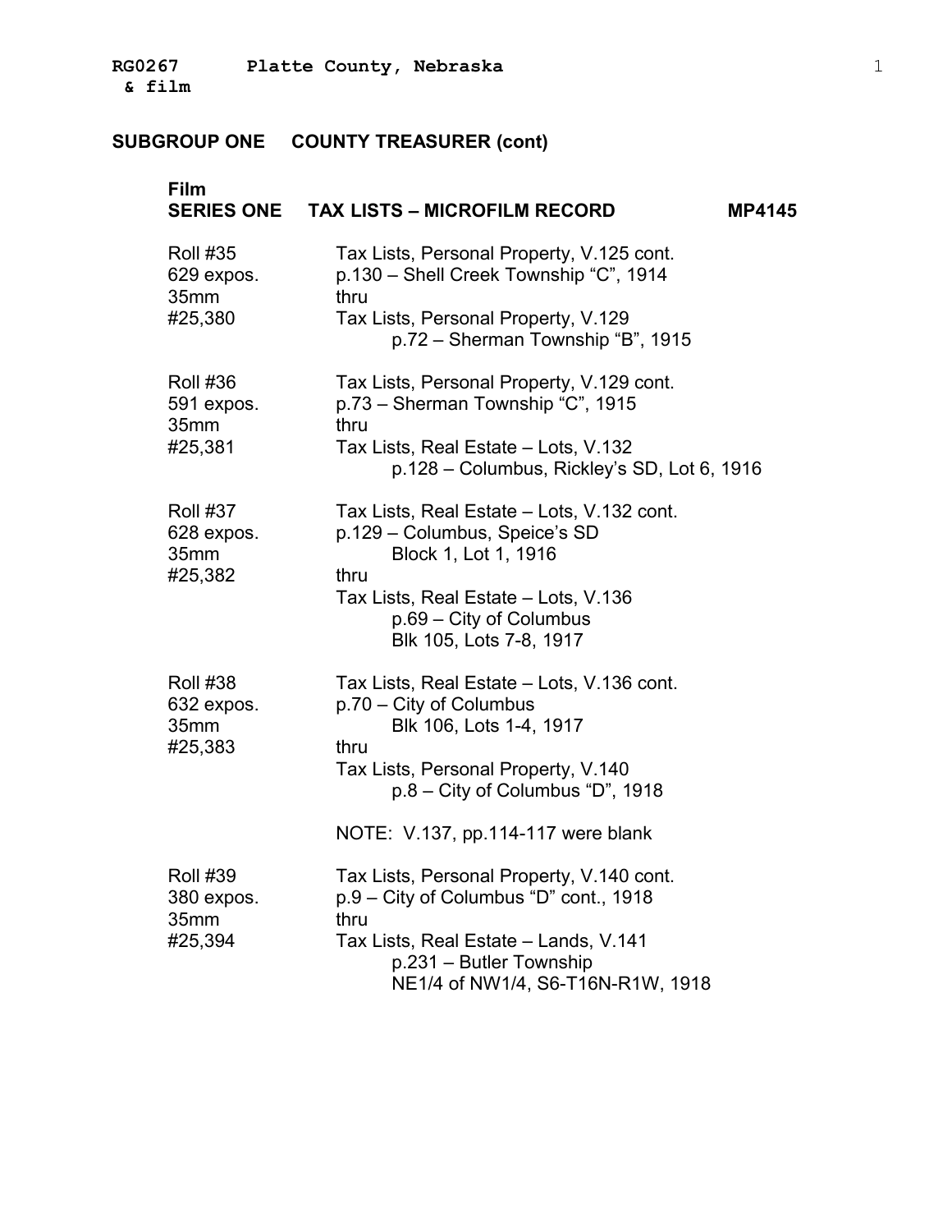## SUBGROUP ONE COUNTY TREASURER (cont)

### Film
### SERIES ONE TAX LISTS – MICROFILM RECORD MP4145

| | |
|---|---|
| Roll #35<br>629 expos.<br>35mm<br>#25,380 | Tax Lists, Personal Property, V.125 cont.<br>p.130 – Shell Creek Township "C", 1914<br>thru<br>Tax Lists, Personal Property, V.129<br>p.72 – Sherman Township "B", 1915 |
| Roll #36<br>591 expos.<br>35mm<br>#25,381 | Tax Lists, Personal Property, V.129 cont.<br>p.73 – Sherman Township "C", 1915<br>thru<br>Tax Lists, Real Estate – Lots, V.132<br>p.128 – Columbus, Rickley's SD, Lot 6, 1916 |
| Roll #37<br>628 expos.<br>35mm<br>#25,382 | Tax Lists, Real Estate – Lots, V.132 cont.<br>p.129 – Columbus, Speice's SD<br>Block 1, Lot 1, 1916<br>thru<br>Tax Lists, Real Estate – Lots, V.136<br>p.69 – City of Columbus<br>Blk 105, Lots 7-8, 1917 |
| Roll #38<br>632 expos.<br>35mm<br>#25,383 | Tax Lists, Real Estate – Lots, V.136 cont.<br>p.70 – City of Columbus<br>Blk 106, Lots 1-4, 1917<br>thru<br>Tax Lists, Personal Property, V.140<br>p.8 – City of Columbus "D", 1918<br><br>NOTE: V.137, pp.114-117 were blank |
| Roll #39<br>380 expos.<br>35mm<br>#25,394 | Tax Lists, Personal Property, V.140 cont.<br>p.9 – City of Columbus "D" cont., 1918<br>thru<br>Tax Lists, Real Estate – Lands, V.141<br>p.231 – Butler Township<br>NE1/4 of NW1/4, S6-T16N-R1W, 1918 |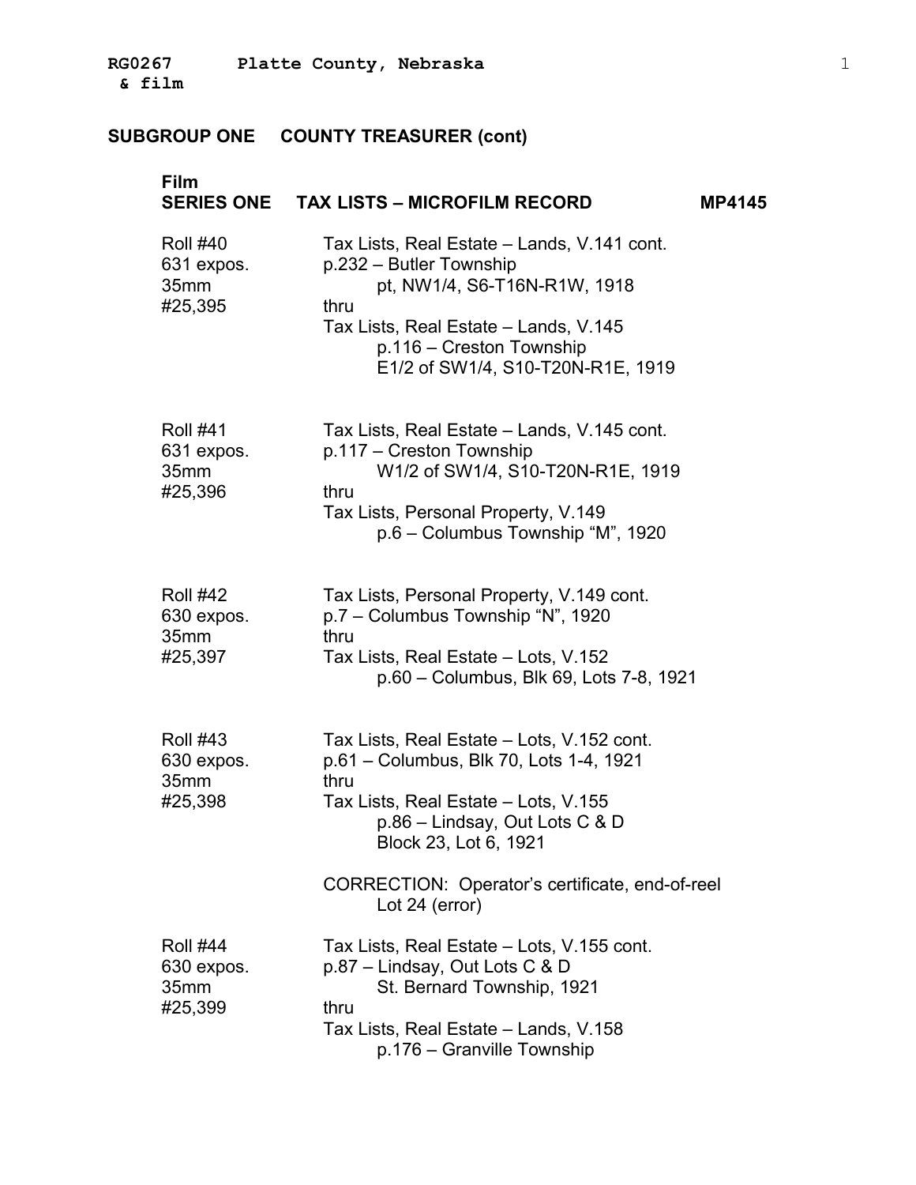## SUBGROUP ONE COUNTY TREASURER (cont)

### Film
### SERIES ONE TAX LISTS – MICROFILM RECORD MP4145

| | |
|---|---|
| Roll #40<br>631 expos.<br>35mm<br>#25,395 | Tax Lists, Real Estate – Lands, V.141 cont.<br>p.232 – Butler Township<br>pt, NW1/4, S6-T16N-R1W, 1918<br>thru<br>Tax Lists, Real Estate – Lands, V.145<br>p.116 – Creston Township<br>E1/2 of SW1/4, S10-T20N-R1E, 1919 |
| Roll #41<br>631 expos.<br>35mm<br>#25,396 | Tax Lists, Real Estate – Lands, V.145 cont.<br>p.117 – Creston Township<br>W1/2 of SW1/4, S10-T20N-R1E, 1919<br>thru<br>Tax Lists, Personal Property, V.149<br>p.6 – Columbus Township "M", 1920 |
| Roll #42<br>630 expos.<br>35mm<br>#25,397 | Tax Lists, Personal Property, V.149 cont.<br>p.7 – Columbus Township "N", 1920<br>thru<br>Tax Lists, Real Estate – Lots, V.152<br>p.60 – Columbus, Blk 69, Lots 7-8, 1921 |
| Roll #43<br>630 expos.<br>35mm<br>#25,398 | Tax Lists, Real Estate – Lots, V.152 cont.<br>p.61 – Columbus, Blk 70, Lots 1-4, 1921<br>thru<br>Tax Lists, Real Estate – Lots, V.155<br>p.86 – Lindsay, Out Lots C & D<br>Block 23, Lot 6, 1921<br><br>CORRECTION: Operator's certificate, end-of-reel<br>Lot 24 (error) |
| Roll #44<br>630 expos.<br>35mm<br>#25,399 | Tax Lists, Real Estate – Lots, V.155 cont.<br>p.87 – Lindsay, Out Lots C & D<br>St. Bernard Township, 1921<br>thru<br>Tax Lists, Real Estate – Lands, V.158<br>p.176 – Granville Township |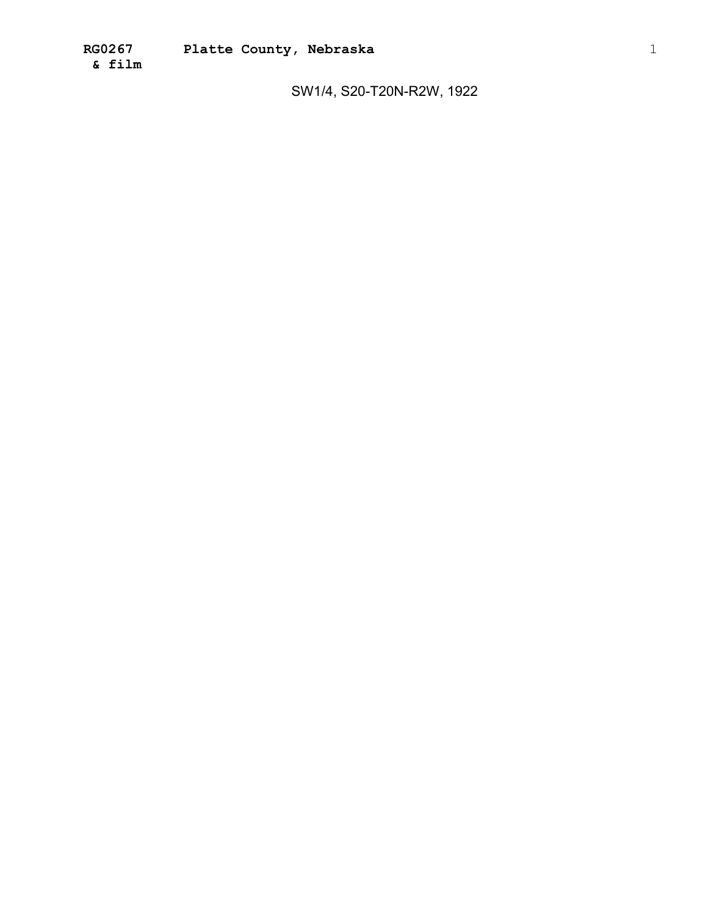SW1/4, S20-T20N-R2W, 1922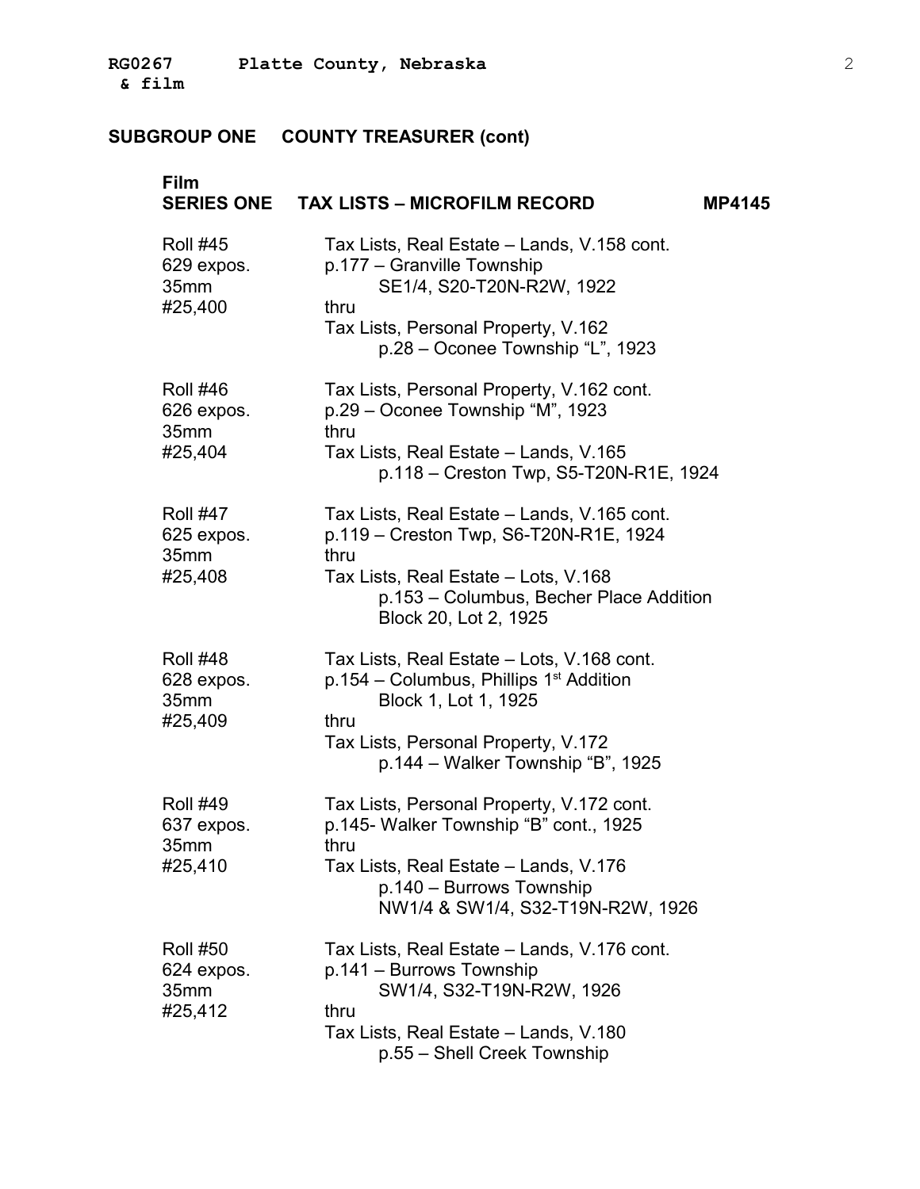## SUBGROUP ONE COUNTY TREASURER (cont)

### Film SERIES ONE TAX LISTS – MICROFILM RECORD MP4145

| | |
|---|---|
| Roll #45<br>629 expos.<br>35mm<br>#25,400 | Tax Lists, Real Estate – Lands, V.158 cont.<br>p.177 – Granville Township<br>SE1/4, S20-T20N-R2W, 1922<br>thru<br>Tax Lists, Personal Property, V.162<br>p.28 – Oconee Township "L", 1923 |
| Roll #46<br>626 expos.<br>35mm<br>#25,404 | Tax Lists, Personal Property, V.162 cont.<br>p.29 – Oconee Township "M", 1923<br>thru<br>Tax Lists, Real Estate – Lands, V.165<br>p.118 – Creston Twp, S5-T20N-R1E, 1924 |
| Roll #47<br>625 expos.<br>35mm<br>#25,408 | Tax Lists, Real Estate – Lands, V.165 cont.<br>p.119 – Creston Twp, S6-T20N-R1E, 1924<br>thru<br>Tax Lists, Real Estate – Lots, V.168<br>p.153 – Columbus, Becher Place Addition<br>Block 20, Lot 2, 1925 |
| Roll #48<br>628 expos.<br>35mm<br>#25,409 | Tax Lists, Real Estate – Lots, V.168 cont.<br>p.154 – Columbus, Phillips 1st Addition<br>Block 1, Lot 1, 1925<br>thru<br>Tax Lists, Personal Property, V.172<br>p.144 – Walker Township "B", 1925 |
| Roll #49<br>637 expos.<br>35mm<br>#25,410 | Tax Lists, Personal Property, V.172 cont.<br>p.145- Walker Township "B" cont., 1925<br>thru<br>Tax Lists, Real Estate – Lands, V.176<br>p.140 – Burrows Township<br>NW1/4 & SW1/4, S32-T19N-R2W, 1926 |
| Roll #50<br>624 expos.<br>35mm<br>#25,412 | Tax Lists, Real Estate – Lands, V.176 cont.<br>p.141 – Burrows Township<br>SW1/4, S32-T19N-R2W, 1926<br>thru<br>Tax Lists, Real Estate – Lands, V.180<br>p.55 – Shell Creek Township |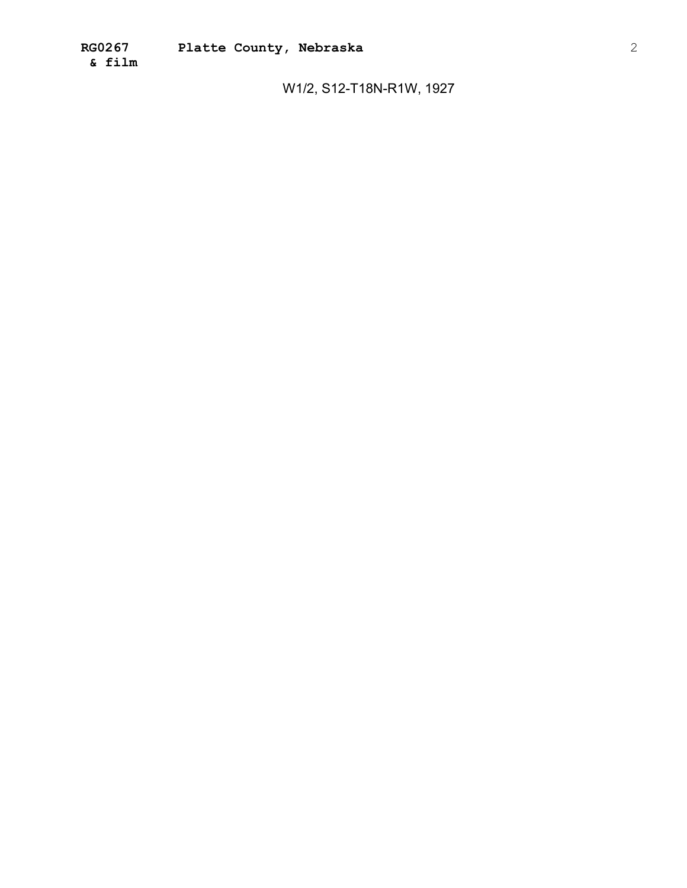W1/2, S12-T18N-R1W, 1927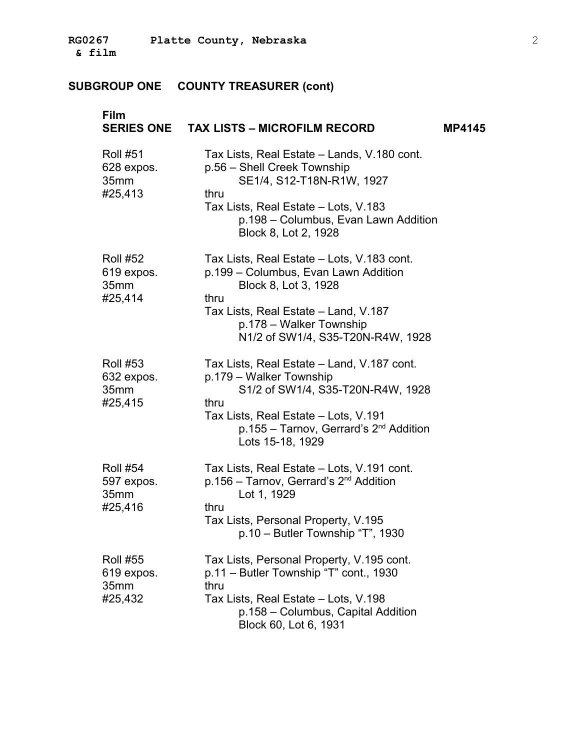## SUBGROUP ONE COUNTY TREASURER (cont)

### Film SERIES ONE TAX LISTS – MICROFILM RECORD MP4145

| Roll | Contents |
| --- | --- |
| Roll #51<br>628 expos.<br>35mm<br>#25,413 | Tax Lists, Real Estate – Lands, V.180 cont.<br>p.56 – Shell Creek Township<br>SE1/4, S12-T18N-R1W, 1927<br>thru<br>Tax Lists, Real Estate – Lots, V.183<br>p.198 – Columbus, Evan Lawn Addition<br>Block 8, Lot 2, 1928 |
| Roll #52<br>619 expos.<br>35mm<br>#25,414 | Tax Lists, Real Estate – Lots, V.183 cont.<br>p.199 – Columbus, Evan Lawn Addition<br>Block 8, Lot 3, 1928<br>thru<br>Tax Lists, Real Estate – Land, V.187<br>p.178 – Walker Township<br>N1/2 of SW1/4, S35-T20N-R4W, 1928 |
| Roll #53<br>632 expos.<br>35mm<br>#25,415 | Tax Lists, Real Estate – Land, V.187 cont.<br>p.179 – Walker Township<br>S1/2 of SW1/4, S35-T20N-R4W, 1928<br>thru<br>Tax Lists, Real Estate – Lots, V.191<br>p.155 – Tarnov, Gerrard's 2nd Addition<br>Lots 15-18, 1929 |
| Roll #54<br>597 expos.<br>35mm<br>#25,416 | Tax Lists, Real Estate – Lots, V.191 cont.<br>p.156 – Tarnov, Gerrard's 2nd Addition<br>Lot 1, 1929<br>thru<br>Tax Lists, Personal Property, V.195<br>p.10 – Butler Township "T", 1930 |
| Roll #55<br>619 expos.<br>35mm<br>#25,432 | Tax Lists, Personal Property, V.195 cont.<br>p.11 – Butler Township "T" cont., 1930<br>thru<br>Tax Lists, Real Estate – Lots, V.198<br>p.158 – Columbus, Capital Addition<br>Block 60, Lot 6, 1931 |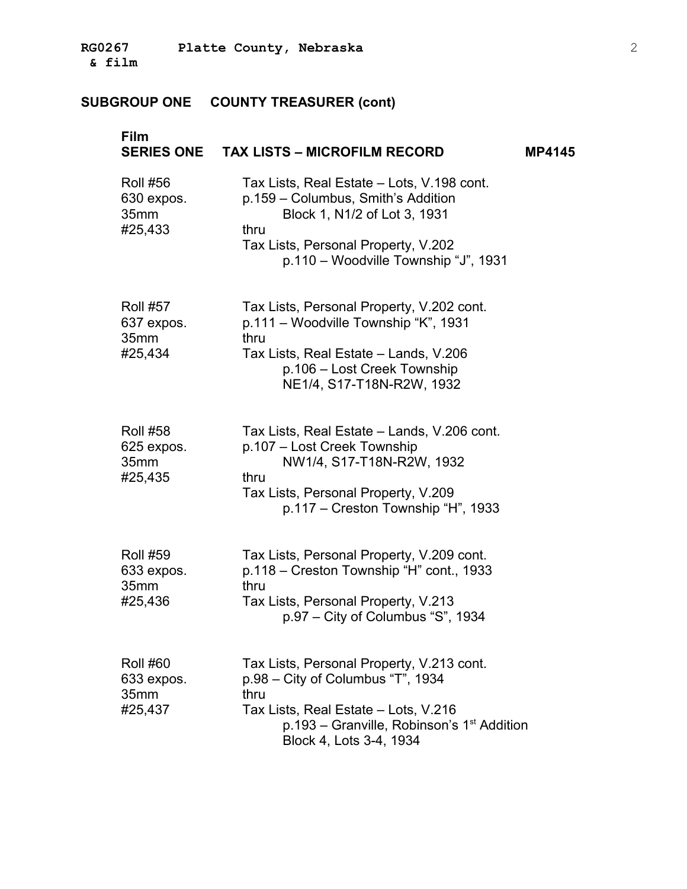## SUBGROUP ONE COUNTY TREASURER (cont)

### Film SERIES ONE TAX LISTS – MICROFILM RECORD MP4145

| | |
|---|---|
| Roll #56<br>630 expos.<br>35mm<br>#25,433 | Tax Lists, Real Estate – Lots, V.198 cont.<br>p.159 – Columbus, Smith's Addition<br>Block 1, N1/2 of Lot 3, 1931<br>thru<br>Tax Lists, Personal Property, V.202<br>p.110 – Woodville Township "J", 1931 |
| Roll #57<br>637 expos.<br>35mm<br>#25,434 | Tax Lists, Personal Property, V.202 cont.<br>p.111 – Woodville Township "K", 1931<br>thru<br>Tax Lists, Real Estate – Lands, V.206<br>p.106 – Lost Creek Township<br>NE1/4, S17-T18N-R2W, 1932 |
| Roll #58<br>625 expos.<br>35mm<br>#25,435 | Tax Lists, Real Estate – Lands, V.206 cont.<br>p.107 – Lost Creek Township<br>NW1/4, S17-T18N-R2W, 1932<br>thru<br>Tax Lists, Personal Property, V.209<br>p.117 – Creston Township "H", 1933 |
| Roll #59<br>633 expos.<br>35mm<br>#25,436 | Tax Lists, Personal Property, V.209 cont.<br>p.118 – Creston Township "H" cont., 1933<br>thru<br>Tax Lists, Personal Property, V.213<br>p.97 – City of Columbus "S", 1934 |
| Roll #60<br>633 expos.<br>35mm<br>#25,437 | Tax Lists, Personal Property, V.213 cont.<br>p.98 – City of Columbus "T", 1934<br>thru<br>Tax Lists, Real Estate – Lots, V.216<br>p.193 – Granville, Robinson's 1st Addition<br>Block 4, Lots 3-4, 1934 |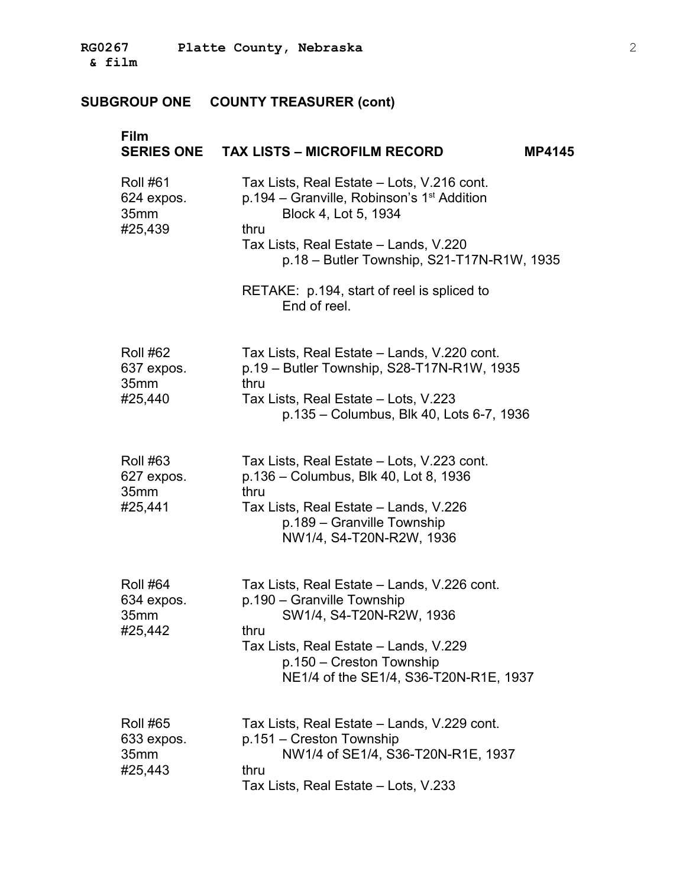**RG0267 Platte County, Nebraska**
**& film**

## SUBGROUP ONE COUNTY TREASURER (cont)

### Film SERIES ONE TAX LISTS – MICROFILM RECORD MP4145

| | |
|---|---|
| Roll #61<br>624 expos.<br>35mm<br>#25,439 | Tax Lists, Real Estate – Lots, V.216 cont.<br>p.194 – Granville, Robinson's 1st Addition<br>Block 4, Lot 5, 1934<br>thru<br>Tax Lists, Real Estate – Lands, V.220<br>p.18 – Butler Township, S21-T17N-R1W, 1935<br><br>RETAKE: p.194, start of reel is spliced to<br>End of reel. |
| Roll #62<br>637 expos.<br>35mm<br>#25,440 | Tax Lists, Real Estate – Lands, V.220 cont.<br>p.19 – Butler Township, S28-T17N-R1W, 1935<br>thru<br>Tax Lists, Real Estate – Lots, V.223<br>p.135 – Columbus, Blk 40, Lots 6-7, 1936 |
| Roll #63<br>627 expos.<br>35mm<br>#25,441 | Tax Lists, Real Estate – Lots, V.223 cont.<br>p.136 – Columbus, Blk 40, Lot 8, 1936<br>thru<br>Tax Lists, Real Estate – Lands, V.226<br>p.189 – Granville Township<br>NW1/4, S4-T20N-R2W, 1936 |
| Roll #64<br>634 expos.<br>35mm<br>#25,442 | Tax Lists, Real Estate – Lands, V.226 cont.<br>p.190 – Granville Township<br>SW1/4, S4-T20N-R2W, 1936<br>thru<br>Tax Lists, Real Estate – Lands, V.229<br>p.150 – Creston Township<br>NE1/4 of the SE1/4, S36-T20N-R1E, 1937 |
| Roll #65<br>633 expos.<br>35mm<br>#25,443 | Tax Lists, Real Estate – Lands, V.229 cont.<br>p.151 – Creston Township<br>NW1/4 of SE1/4, S36-T20N-R1E, 1937<br>thru<br>Tax Lists, Real Estate – Lots, V.233 |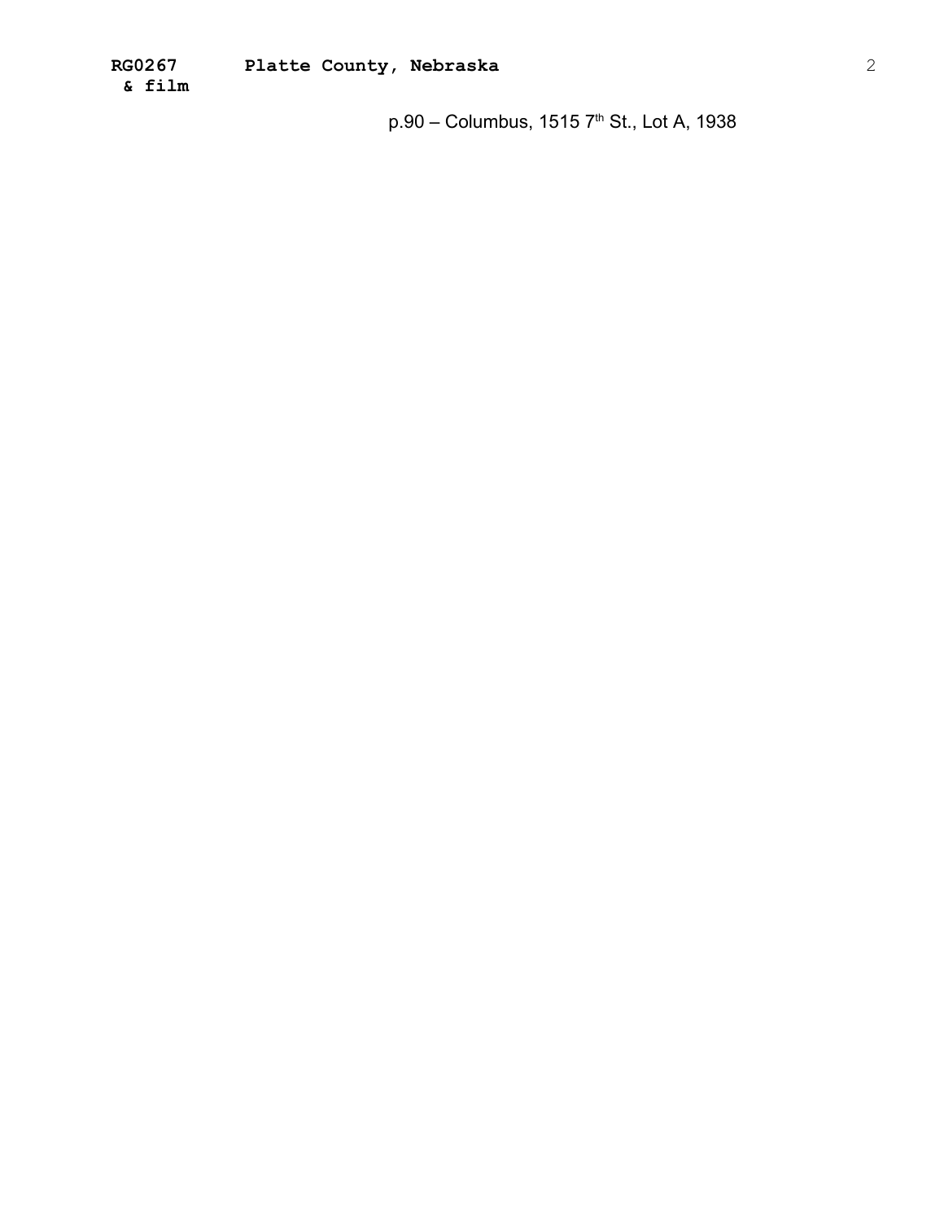p.90 – Columbus, 1515 7th St., Lot A, 1938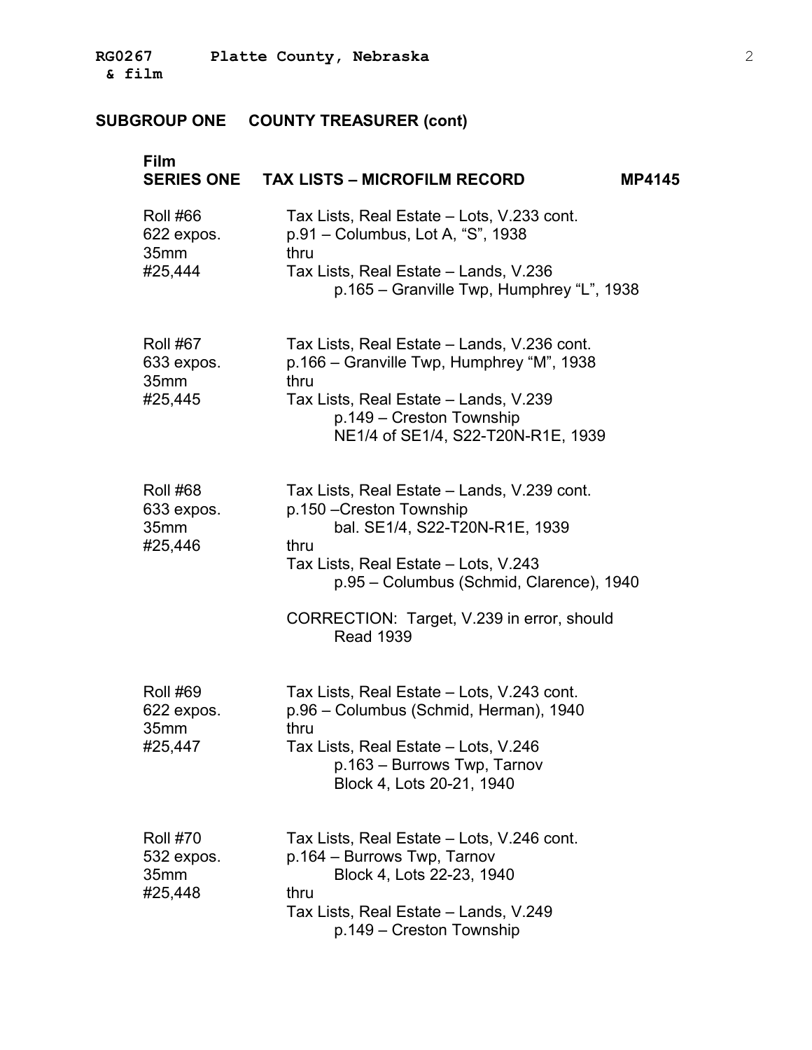## SUBGROUP ONE COUNTY TREASURER (cont)

### Film SERIES ONE TAX LISTS – MICROFILM RECORD MP4145

| | |
|---|---|
| Roll #66<br>622 expos.<br>35mm<br>#25,444 | Tax Lists, Real Estate – Lots, V.233 cont.<br>p.91 – Columbus, Lot A, "S", 1938<br>thru<br>Tax Lists, Real Estate – Lands, V.236<br>p.165 – Granville Twp, Humphrey "L", 1938 |
| Roll #67<br>633 expos.<br>35mm<br>#25,445 | Tax Lists, Real Estate – Lands, V.236 cont.<br>p.166 – Granville Twp, Humphrey "M", 1938<br>thru<br>Tax Lists, Real Estate – Lands, V.239<br>p.149 – Creston Township<br>NE1/4 of SE1/4, S22-T20N-R1E, 1939 |
| Roll #68<br>633 expos.<br>35mm<br>#25,446 | Tax Lists, Real Estate – Lands, V.239 cont.<br>p.150 –Creston Township<br>bal. SE1/4, S22-T20N-R1E, 1939<br>thru<br>Tax Lists, Real Estate – Lots, V.243<br>p.95 – Columbus (Schmid, Clarence), 1940<br><br>CORRECTION: Target, V.239 in error, should Read 1939 |
| Roll #69<br>622 expos.<br>35mm<br>#25,447 | Tax Lists, Real Estate – Lots, V.243 cont.<br>p.96 – Columbus (Schmid, Herman), 1940<br>thru<br>Tax Lists, Real Estate – Lots, V.246<br>p.163 – Burrows Twp, Tarnov<br>Block 4, Lots 20-21, 1940 |
| Roll #70<br>532 expos.<br>35mm<br>#25,448 | Tax Lists, Real Estate – Lots, V.246 cont.<br>p.164 – Burrows Twp, Tarnov<br>Block 4, Lots 22-23, 1940<br>thru<br>Tax Lists, Real Estate – Lands, V.249<br>p.149 – Creston Township |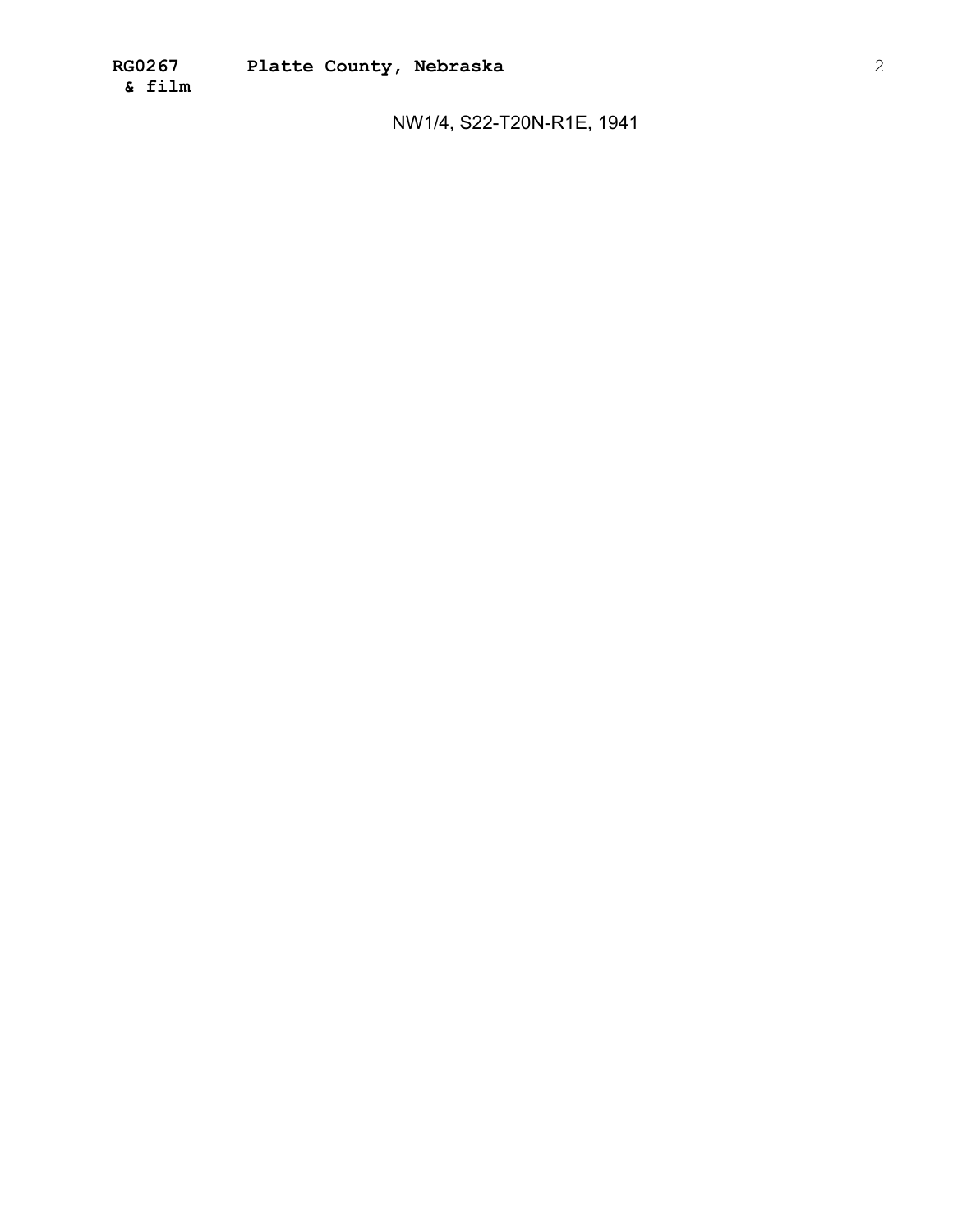NW1/4, S22-T20N-R1E, 1941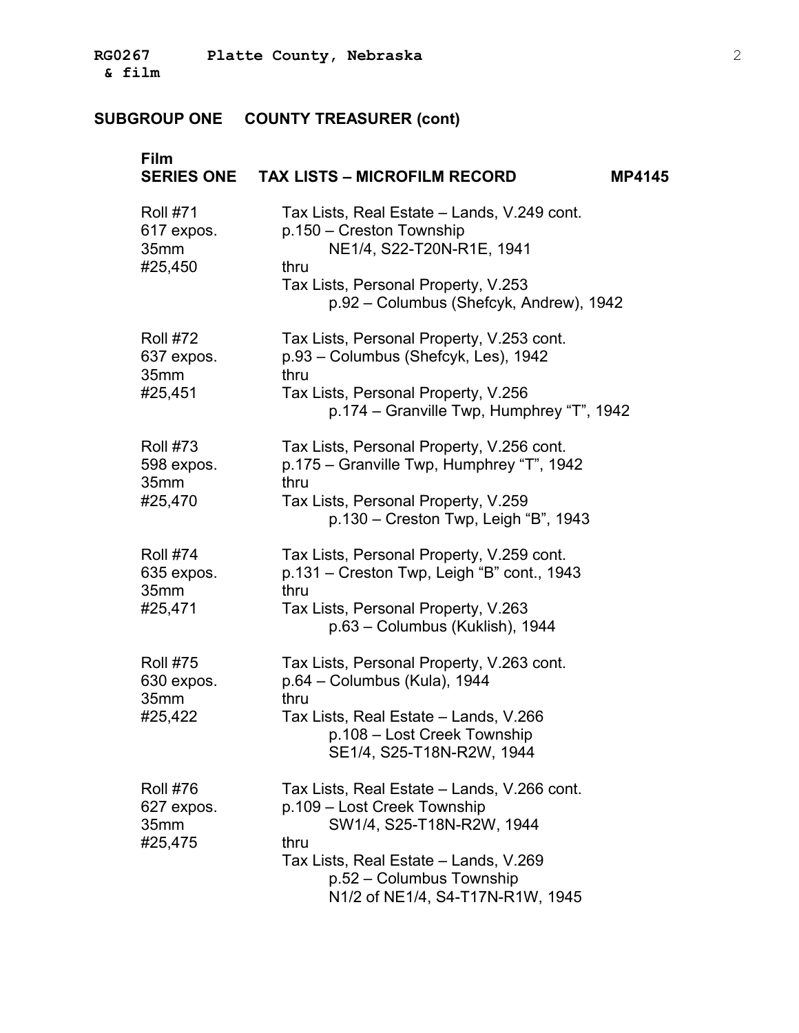## SUBGROUP ONE COUNTY TREASURER (cont)

### Film SERIES ONE TAX LISTS – MICROFILM RECORD MP4145

| | |
|---|---|
| Roll #71<br>617 expos.<br>35mm<br>#25,450 | Tax Lists, Real Estate – Lands, V.249 cont.<br>p.150 – Creston Township<br>NE1/4, S22-T20N-R1E, 1941<br>thru<br>Tax Lists, Personal Property, V.253<br>p.92 – Columbus (Shefcyk, Andrew), 1942 |
| Roll #72<br>637 expos.<br>35mm<br>#25,451 | Tax Lists, Personal Property, V.253 cont.<br>p.93 – Columbus (Shefcyk, Les), 1942<br>thru<br>Tax Lists, Personal Property, V.256<br>p.174 – Granville Twp, Humphrey "T", 1942 |
| Roll #73<br>598 expos.<br>35mm<br>#25,470 | Tax Lists, Personal Property, V.256 cont.<br>p.175 – Granville Twp, Humphrey "T", 1942<br>thru<br>Tax Lists, Personal Property, V.259<br>p.130 – Creston Twp, Leigh "B", 1943 |
| Roll #74<br>635 expos.<br>35mm<br>#25,471 | Tax Lists, Personal Property, V.259 cont.<br>p.131 – Creston Twp, Leigh "B" cont., 1943<br>thru<br>Tax Lists, Personal Property, V.263<br>p.63 – Columbus (Kuklish), 1944 |
| Roll #75<br>630 expos.<br>35mm<br>#25,422 | Tax Lists, Personal Property, V.263 cont.<br>p.64 – Columbus (Kula), 1944<br>thru<br>Tax Lists, Real Estate – Lands, V.266<br>p.108 – Lost Creek Township<br>SE1/4, S25-T18N-R2W, 1944 |
| Roll #76<br>627 expos.<br>35mm<br>#25,475 | Tax Lists, Real Estate – Lands, V.266 cont.<br>p.109 – Lost Creek Township<br>SW1/4, S25-T18N-R2W, 1944<br>thru<br>Tax Lists, Real Estate – Lands, V.269<br>p.52 – Columbus Township<br>N1/2 of NE1/4, S4-T17N-R1W, 1945 |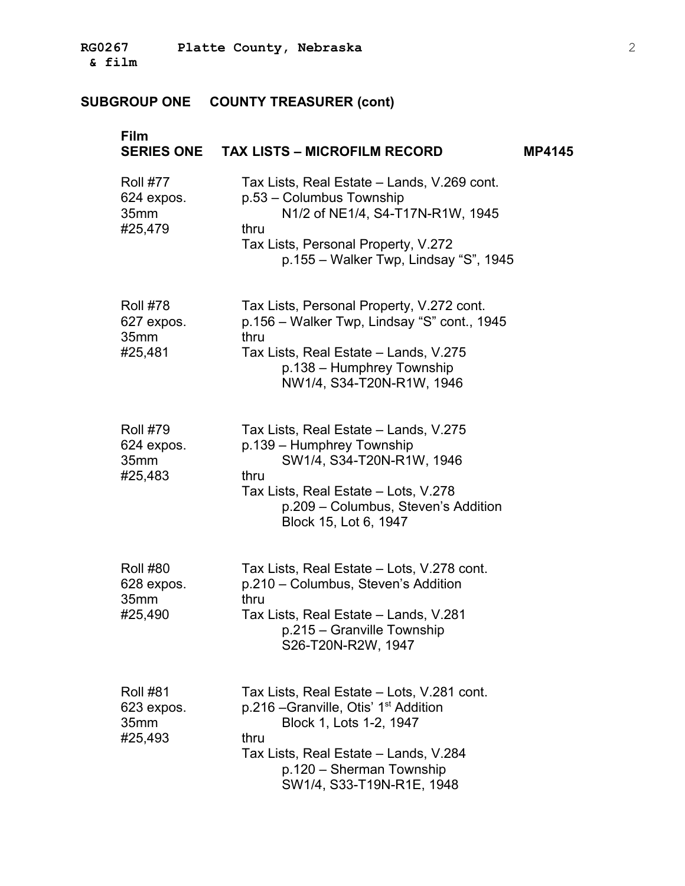## SUBGROUP ONE COUNTY TREASURER (cont)

### Film
### SERIES ONE TAX LISTS – MICROFILM RECORD MP4145

| | |
|---|---|
| Roll #77<br>624 expos.<br>35mm<br>#25,479 | Tax Lists, Real Estate – Lands, V.269 cont.<br>p.53 – Columbus Township<br>N1/2 of NE1/4, S4-T17N-R1W, 1945<br>thru<br>Tax Lists, Personal Property, V.272<br>p.155 – Walker Twp, Lindsay "S", 1945 |
| Roll #78<br>627 expos.<br>35mm<br>#25,481 | Tax Lists, Personal Property, V.272 cont.<br>p.156 – Walker Twp, Lindsay "S" cont., 1945<br>thru<br>Tax Lists, Real Estate – Lands, V.275<br>p.138 – Humphrey Township<br>NW1/4, S34-T20N-R1W, 1946 |
| Roll #79<br>624 expos.<br>35mm<br>#25,483 | Tax Lists, Real Estate – Lands, V.275<br>p.139 – Humphrey Township<br>SW1/4, S34-T20N-R1W, 1946<br>thru<br>Tax Lists, Real Estate – Lots, V.278<br>p.209 – Columbus, Steven's Addition<br>Block 15, Lot 6, 1947 |
| Roll #80<br>628 expos.<br>35mm<br>#25,490 | Tax Lists, Real Estate – Lots, V.278 cont.<br>p.210 – Columbus, Steven's Addition<br>thru<br>Tax Lists, Real Estate – Lands, V.281<br>p.215 – Granville Township<br>S26-T20N-R2W, 1947 |
| Roll #81<br>623 expos.<br>35mm<br>#25,493 | Tax Lists, Real Estate – Lots, V.281 cont.<br>p.216 –Granville, Otis' 1st Addition<br>Block 1, Lots 1-2, 1947<br>thru<br>Tax Lists, Real Estate – Lands, V.284<br>p.120 – Sherman Township<br>SW1/4, S33-T19N-R1E, 1948 |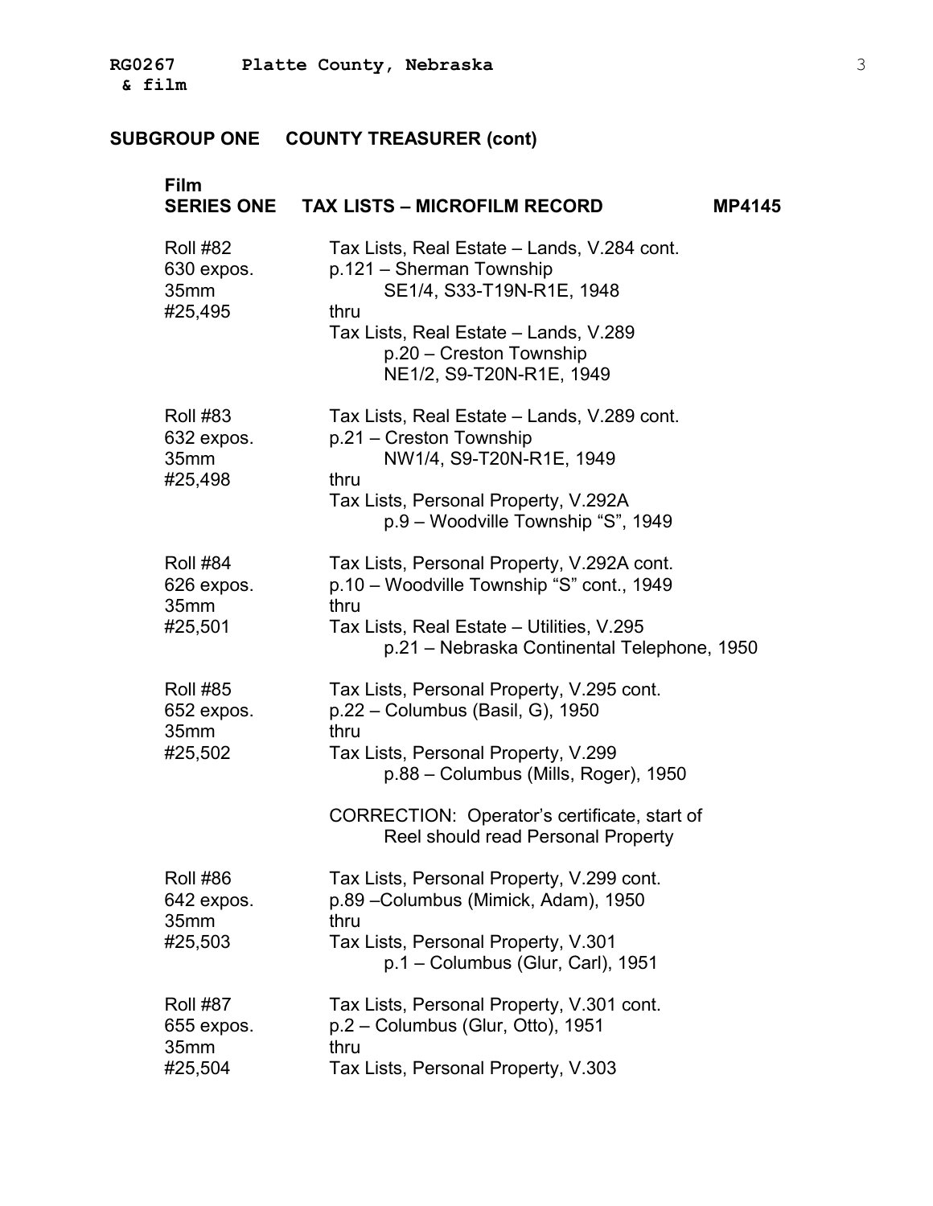## SUBGROUP ONE COUNTY TREASURER (cont)

### Film
### SERIES ONE TAX LISTS – MICROFILM RECORD MP4145

| | |
|---|---|
| Roll #82<br>630 expos.<br>35mm<br>#25,495 | Tax Lists, Real Estate – Lands, V.284 cont.<br>p.121 – Sherman Township<br>SE1/4, S33-T19N-R1E, 1948<br>thru<br>Tax Lists, Real Estate – Lands, V.289<br>p.20 – Creston Township<br>NE1/2, S9-T20N-R1E, 1949 |
| Roll #83<br>632 expos.<br>35mm<br>#25,498 | Tax Lists, Real Estate – Lands, V.289 cont.<br>p.21 – Creston Township<br>NW1/4, S9-T20N-R1E, 1949<br>thru<br>Tax Lists, Personal Property, V.292A<br>p.9 – Woodville Township "S", 1949 |
| Roll #84<br>626 expos.<br>35mm<br>#25,501 | Tax Lists, Personal Property, V.292A cont.<br>p.10 – Woodville Township "S" cont., 1949<br>thru<br>Tax Lists, Real Estate – Utilities, V.295<br>p.21 – Nebraska Continental Telephone, 1950 |
| Roll #85<br>652 expos.<br>35mm<br>#25,502 | Tax Lists, Personal Property, V.295 cont.<br>p.22 – Columbus (Basil, G), 1950<br>thru<br>Tax Lists, Personal Property, V.299<br>p.88 – Columbus (Mills, Roger), 1950<br><br>CORRECTION: Operator's certificate, start of Reel should read Personal Property |
| Roll #86<br>642 expos.<br>35mm<br>#25,503 | Tax Lists, Personal Property, V.299 cont.<br>p.89 –Columbus (Mimick, Adam), 1950<br>thru<br>Tax Lists, Personal Property, V.301<br>p.1 – Columbus (Glur, Carl), 1951 |
| Roll #87<br>655 expos.<br>35mm<br>#25,504 | Tax Lists, Personal Property, V.301 cont.<br>p.2 – Columbus (Glur, Otto), 1951<br>thru<br>Tax Lists, Personal Property, V.303 |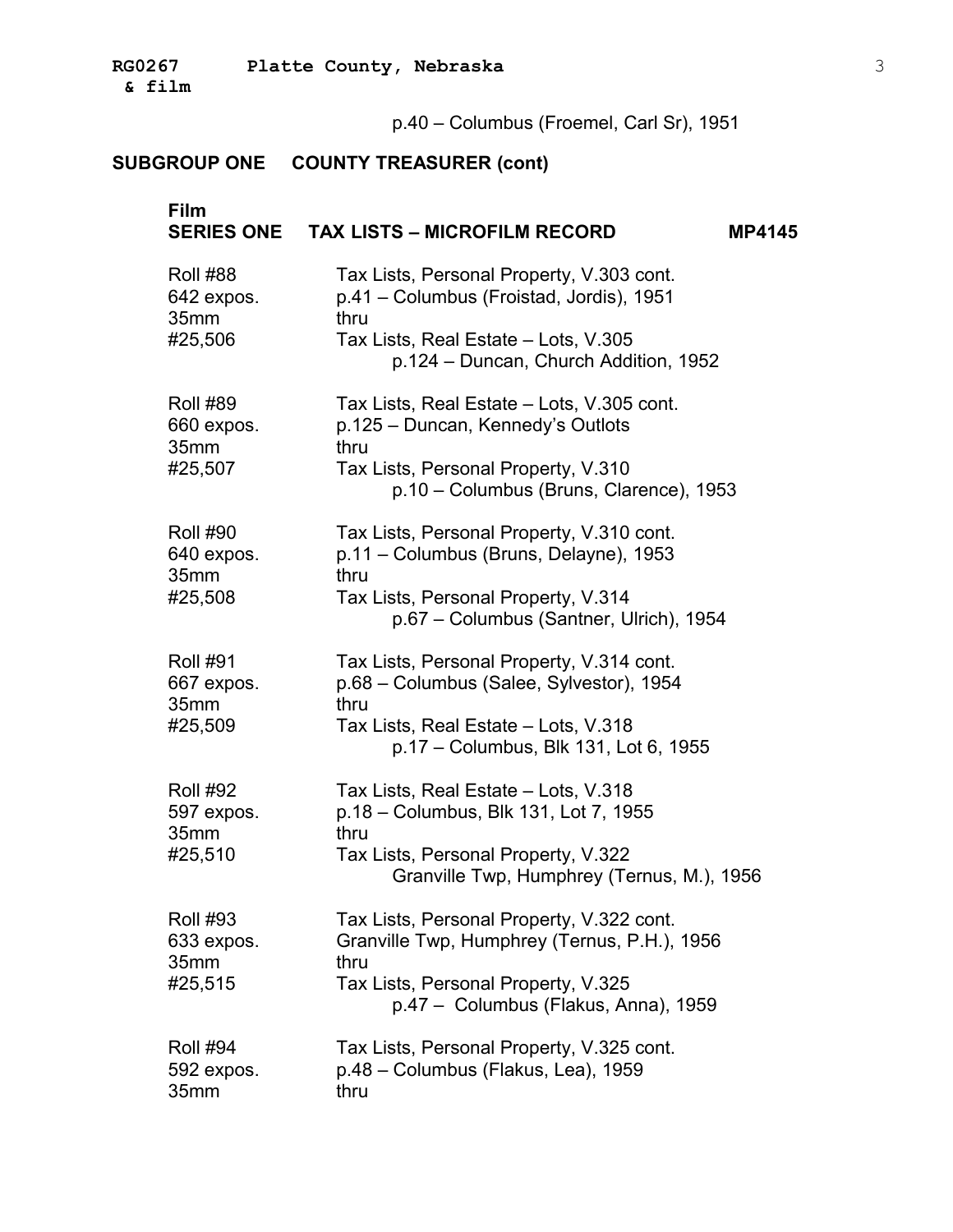p.40 – Columbus (Froemel, Carl Sr), 1951

## SUBGROUP ONE COUNTY TREASURER (cont)

### Film SERIES ONE TAX LISTS – MICROFILM RECORD MP4145

| Film | Contents |
|---|---|
| Roll #88<br>642 expos.<br>35mm<br>#25,506 | Tax Lists, Personal Property, V.303 cont.<br>p.41 – Columbus (Froistad, Jordis), 1951<br>thru<br>Tax Lists, Real Estate – Lots, V.305<br>p.124 – Duncan, Church Addition, 1952 |
| Roll #89<br>660 expos.<br>35mm<br>#25,507 | Tax Lists, Real Estate – Lots, V.305 cont.<br>p.125 – Duncan, Kennedy's Outlots<br>thru<br>Tax Lists, Personal Property, V.310<br>p.10 – Columbus (Bruns, Clarence), 1953 |
| Roll #90<br>640 expos.<br>35mm<br>#25,508 | Tax Lists, Personal Property, V.310 cont.<br>p.11 – Columbus (Bruns, Delayne), 1953<br>thru<br>Tax Lists, Personal Property, V.314<br>p.67 – Columbus (Santner, Ulrich), 1954 |
| Roll #91<br>667 expos.<br>35mm<br>#25,509 | Tax Lists, Personal Property, V.314 cont.<br>p.68 – Columbus (Salee, Sylvestor), 1954<br>thru<br>Tax Lists, Real Estate – Lots, V.318<br>p.17 – Columbus, Blk 131, Lot 6, 1955 |
| Roll #92<br>597 expos.<br>35mm<br>#25,510 | Tax Lists, Real Estate – Lots, V.318<br>p.18 – Columbus, Blk 131, Lot 7, 1955<br>thru<br>Tax Lists, Personal Property, V.322<br>Granville Twp, Humphrey (Ternus, M.), 1956 |
| Roll #93<br>633 expos.<br>35mm<br>#25,515 | Tax Lists, Personal Property, V.322 cont.<br>Granville Twp, Humphrey (Ternus, P.H.), 1956<br>thru<br>Tax Lists, Personal Property, V.325<br>p.47 – Columbus (Flakus, Anna), 1959 |
| Roll #94<br>592 expos.<br>35mm | Tax Lists, Personal Property, V.325 cont.<br>p.48 – Columbus (Flakus, Lea), 1959<br>thru |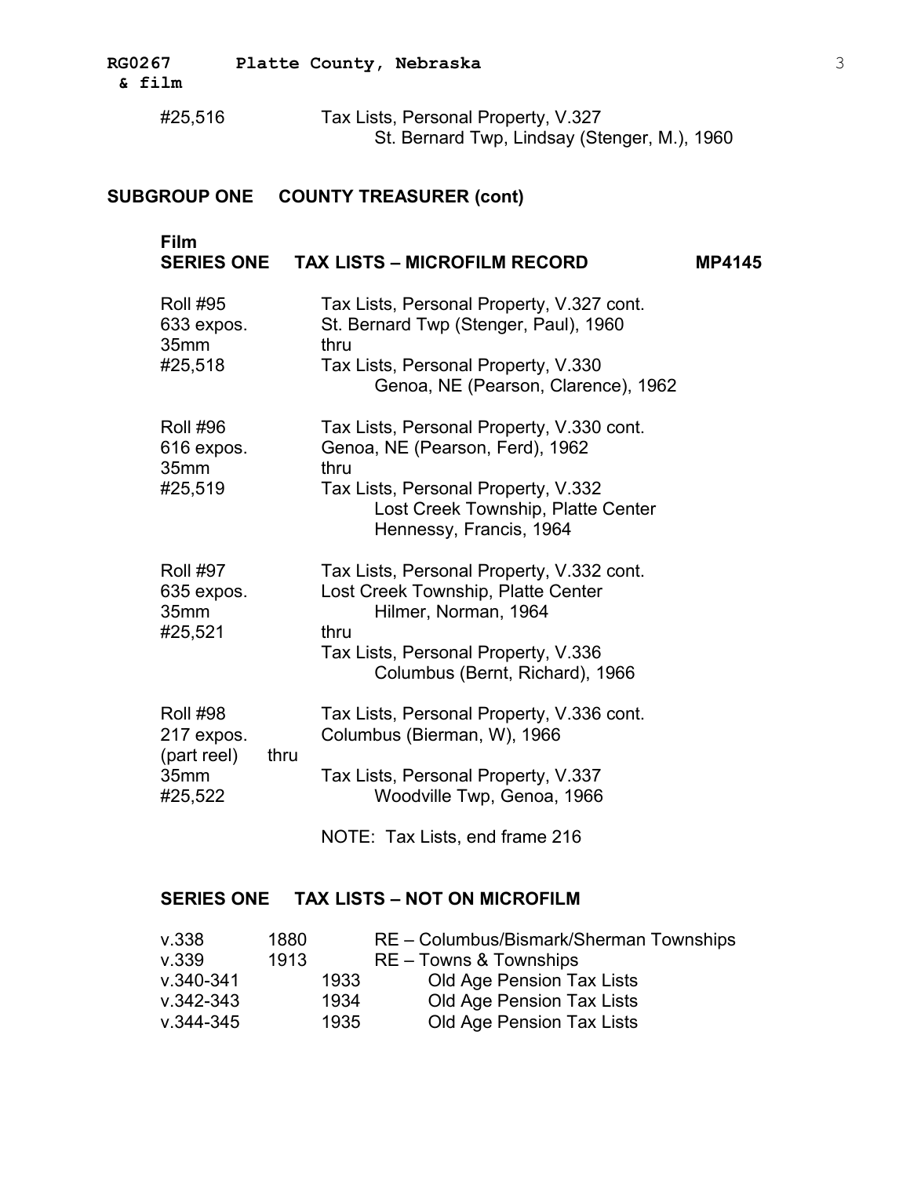**RG0267 & film** **Platte County, Nebraska**

| | |
|---|---|
| #25,516 | Tax Lists, Personal Property, V.327<br>St. Bernard Twp, Lindsay (Stenger, M.), 1960 |

## SUBGROUP ONE COUNTY TREASURER (cont)

### Film
### SERIES ONE TAX LISTS – MICROFILM RECORD MP4145

| | |
|---|---|
| Roll #95<br>633 expos.<br>35mm<br>#25,518 | Tax Lists, Personal Property, V.327 cont.<br>St. Bernard Twp (Stenger, Paul), 1960<br>thru<br>Tax Lists, Personal Property, V.330<br>Genoa, NE (Pearson, Clarence), 1962 |
| Roll #96<br>616 expos.<br>35mm<br>#25,519 | Tax Lists, Personal Property, V.330 cont.<br>Genoa, NE (Pearson, Ferd), 1962<br>thru<br>Tax Lists, Personal Property, V.332<br>Lost Creek Township, Platte Center<br>Hennessy, Francis, 1964 |
| Roll #97<br>635 expos.<br>35mm<br>#25,521 | Tax Lists, Personal Property, V.332 cont.<br>Lost Creek Township, Platte Center<br>Hilmer, Norman, 1964<br>thru<br>Tax Lists, Personal Property, V.336<br>Columbus (Bernt, Richard), 1966 |
| Roll #98<br>217 expos.<br>(part reel)<br>35mm<br>#25,522 | Tax Lists, Personal Property, V.336 cont.<br>Columbus (Bierman, W), 1966<br>thru<br>Tax Lists, Personal Property, V.337<br>Woodville Twp, Genoa, 1966<br><br>NOTE: Tax Lists, end frame 216 |

### SERIES ONE TAX LISTS – NOT ON MICROFILM

| | | |
|---|---|---|
| v.338 | 1880 | RE – Columbus/Bismark/Sherman Townships |
| v.339 | 1913 | RE – Towns & Townships |
| v.340-341 | 1933 | Old Age Pension Tax Lists |
| v.342-343 | 1934 | Old Age Pension Tax Lists |
| v.344-345 | 1935 | Old Age Pension Tax Lists |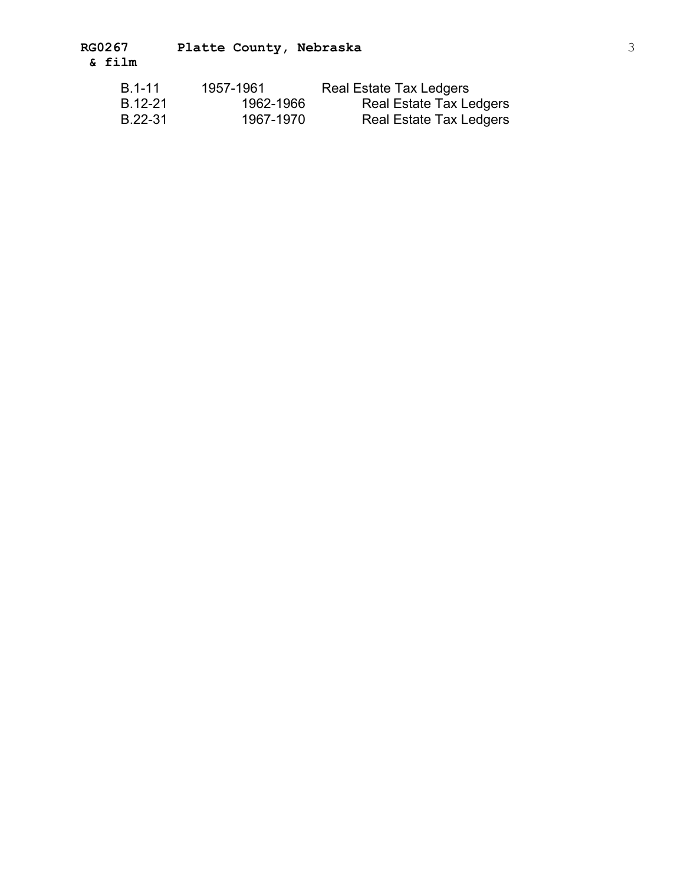| B.1-11 | 1957-1961 | Real Estate Tax Ledgers |
|---|---|---|
| B.12-21 | 1962-1966 | Real Estate Tax Ledgers |
| B.22-31 | 1967-1970 | Real Estate Tax Ledgers |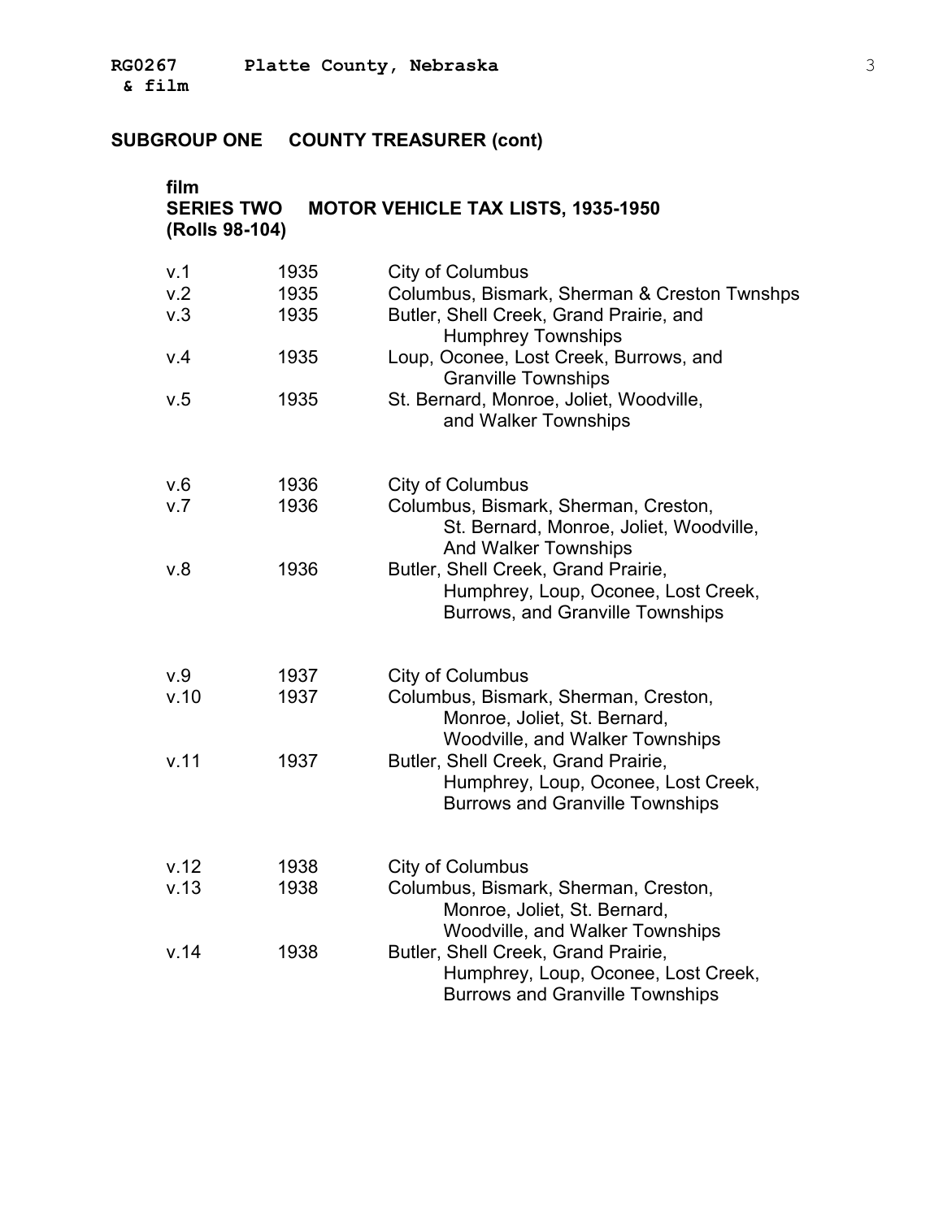## SUBGROUP ONE COUNTY TREASURER (cont)

### film
### SERIES TWO MOTOR VEHICLE TAX LISTS, 1935-1950
### (Rolls 98-104)

| | | |
|---|---|---|
| v.1 | 1935 | City of Columbus |
| v.2 | 1935 | Columbus, Bismark, Sherman & Creston Twnshps |
| v.3 | 1935 | Butler, Shell Creek, Grand Prairie, and Humphrey Townships |
| v.4 | 1935 | Loup, Oconee, Lost Creek, Burrows, and Granville Townships |
| v.5 | 1935 | St. Bernard, Monroe, Joliet, Woodville, and Walker Townships |
| v.6 | 1936 | City of Columbus |
| v.7 | 1936 | Columbus, Bismark, Sherman, Creston, St. Bernard, Monroe, Joliet, Woodville, And Walker Townships |
| v.8 | 1936 | Butler, Shell Creek, Grand Prairie, Humphrey, Loup, Oconee, Lost Creek, Burrows, and Granville Townships |
| v.9 | 1937 | City of Columbus |
| v.10 | 1937 | Columbus, Bismark, Sherman, Creston, Monroe, Joliet, St. Bernard, Woodville, and Walker Townships |
| v.11 | 1937 | Butler, Shell Creek, Grand Prairie, Humphrey, Loup, Oconee, Lost Creek, Burrows and Granville Townships |
| v.12 | 1938 | City of Columbus |
| v.13 | 1938 | Columbus, Bismark, Sherman, Creston, Monroe, Joliet, St. Bernard, Woodville, and Walker Townships |
| v.14 | 1938 | Butler, Shell Creek, Grand Prairie, Humphrey, Loup, Oconee, Lost Creek, Burrows and Granville Townships |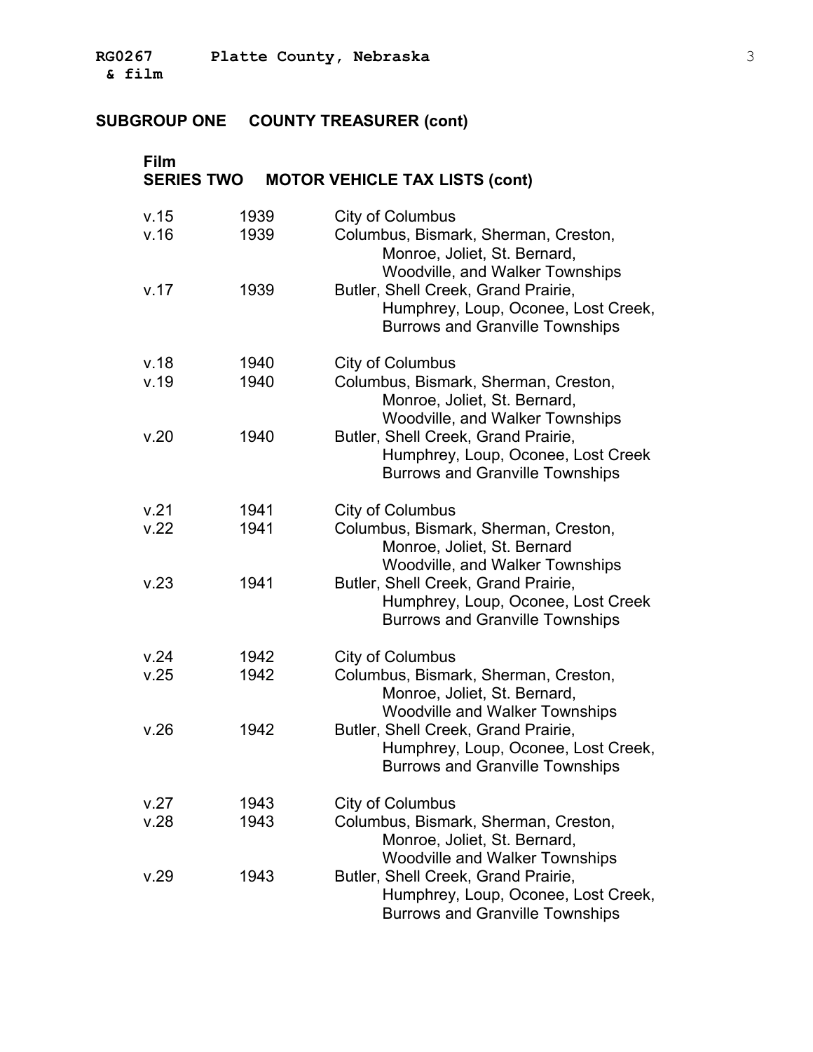## SUBGROUP ONE COUNTY TREASURER (cont)

### Film
### SERIES TWO MOTOR VEHICLE TAX LISTS (cont)

| | | |
|---|---|---|
| v.15 | 1939 | City of Columbus |
| v.16 | 1939 | Columbus, Bismark, Sherman, Creston, Monroe, Joliet, St. Bernard, Woodville, and Walker Townships |
| v.17 | 1939 | Butler, Shell Creek, Grand Prairie, Humphrey, Loup, Oconee, Lost Creek, Burrows and Granville Townships |
| v.18 | 1940 | City of Columbus |
| v.19 | 1940 | Columbus, Bismark, Sherman, Creston, Monroe, Joliet, St. Bernard, Woodville, and Walker Townships |
| v.20 | 1940 | Butler, Shell Creek, Grand Prairie, Humphrey, Loup, Oconee, Lost Creek Burrows and Granville Townships |
| v.21 | 1941 | City of Columbus |
| v.22 | 1941 | Columbus, Bismark, Sherman, Creston, Monroe, Joliet, St. Bernard Woodville, and Walker Townships |
| v.23 | 1941 | Butler, Shell Creek, Grand Prairie, Humphrey, Loup, Oconee, Lost Creek Burrows and Granville Townships |
| v.24 | 1942 | City of Columbus |
| v.25 | 1942 | Columbus, Bismark, Sherman, Creston, Monroe, Joliet, St. Bernard, Woodville and Walker Townships |
| v.26 | 1942 | Butler, Shell Creek, Grand Prairie, Humphrey, Loup, Oconee, Lost Creek, Burrows and Granville Townships |
| v.27 | 1943 | City of Columbus |
| v.28 | 1943 | Columbus, Bismark, Sherman, Creston, Monroe, Joliet, St. Bernard, Woodville and Walker Townships |
| v.29 | 1943 | Butler, Shell Creek, Grand Prairie, Humphrey, Loup, Oconee, Lost Creek, Burrows and Granville Townships |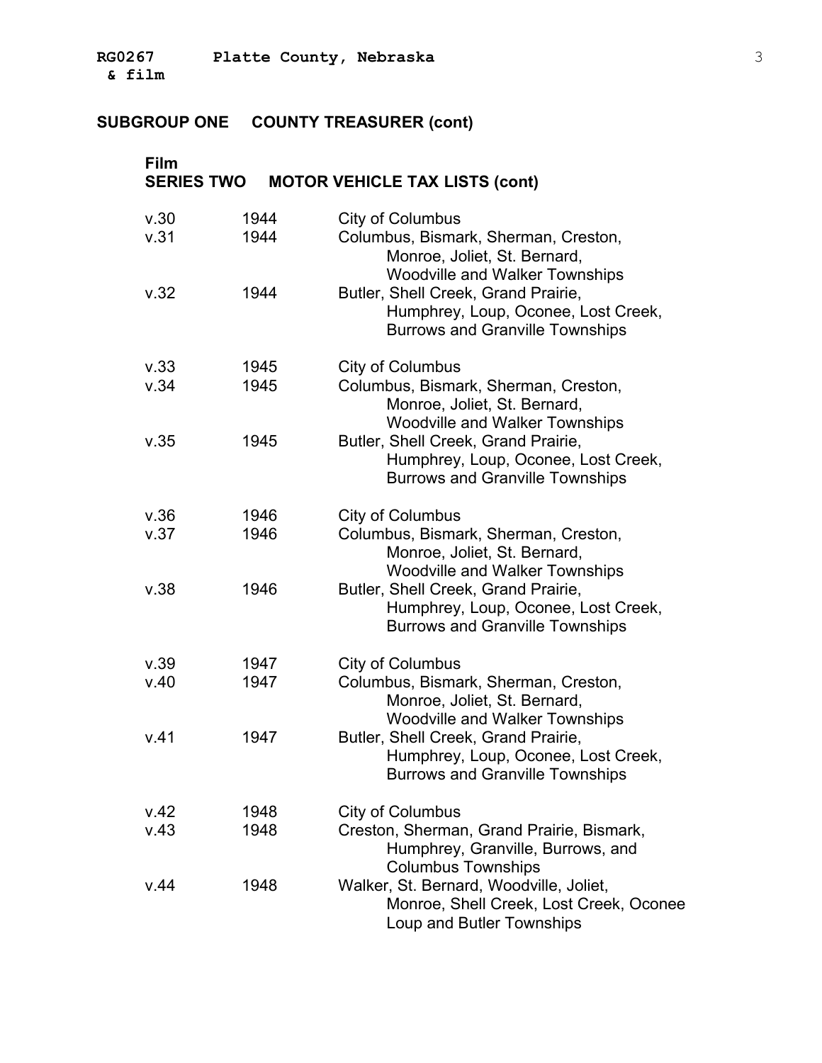## SUBGROUP ONE COUNTY TREASURER (cont)

### Film
### SERIES TWO MOTOR VEHICLE TAX LISTS (cont)

| | | |
|---|---|---|
| v.30 | 1944 | City of Columbus |
| v.31 | 1944 | Columbus, Bismark, Sherman, Creston, Monroe, Joliet, St. Bernard, Woodville and Walker Townships |
| v.32 | 1944 | Butler, Shell Creek, Grand Prairie, Humphrey, Loup, Oconee, Lost Creek, Burrows and Granville Townships |
| v.33 | 1945 | City of Columbus |
| v.34 | 1945 | Columbus, Bismark, Sherman, Creston, Monroe, Joliet, St. Bernard, Woodville and Walker Townships |
| v.35 | 1945 | Butler, Shell Creek, Grand Prairie, Humphrey, Loup, Oconee, Lost Creek, Burrows and Granville Townships |
| v.36 | 1946 | City of Columbus |
| v.37 | 1946 | Columbus, Bismark, Sherman, Creston, Monroe, Joliet, St. Bernard, Woodville and Walker Townships |
| v.38 | 1946 | Butler, Shell Creek, Grand Prairie, Humphrey, Loup, Oconee, Lost Creek, Burrows and Granville Townships |
| v.39 | 1947 | City of Columbus |
| v.40 | 1947 | Columbus, Bismark, Sherman, Creston, Monroe, Joliet, St. Bernard, Woodville and Walker Townships |
| v.41 | 1947 | Butler, Shell Creek, Grand Prairie, Humphrey, Loup, Oconee, Lost Creek, Burrows and Granville Townships |
| v.42 | 1948 | City of Columbus |
| v.43 | 1948 | Creston, Sherman, Grand Prairie, Bismark, Humphrey, Granville, Burrows, and Columbus Townships |
| v.44 | 1948 | Walker, St. Bernard, Woodville, Joliet, Monroe, Shell Creek, Lost Creek, Oconee Loup and Butler Townships |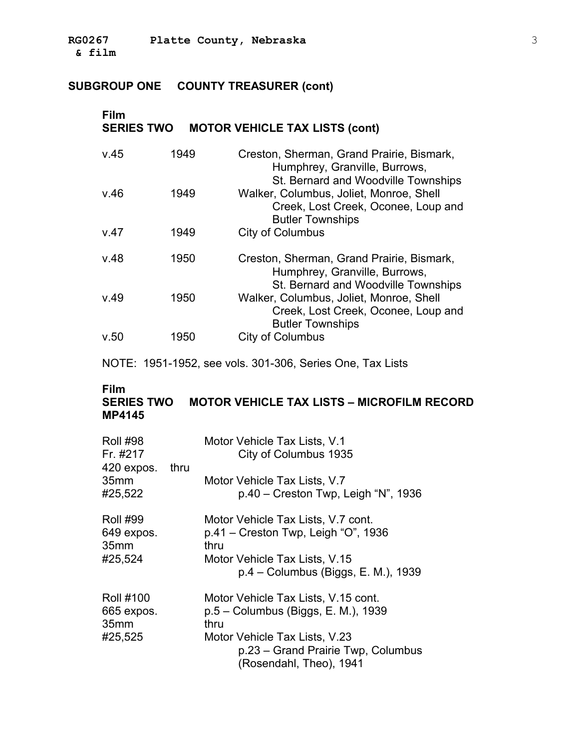## SUBGROUP ONE COUNTY TREASURER (cont)

### Film
### SERIES TWO MOTOR VEHICLE TAX LISTS (cont)

| | | |
|---|---|---|
| v.45 | 1949 | Creston, Sherman, Grand Prairie, Bismark, Humphrey, Granville, Burrows, St. Bernard and Woodville Townships |
| v.46 | 1949 | Walker, Columbus, Joliet, Monroe, Shell Creek, Lost Creek, Oconee, Loup and Butler Townships |
| v.47 | 1949 | City of Columbus |
| v.48 | 1950 | Creston, Sherman, Grand Prairie, Bismark, Humphrey, Granville, Burrows, St. Bernard and Woodville Townships |
| v.49 | 1950 | Walker, Columbus, Joliet, Monroe, Shell Creek, Lost Creek, Oconee, Loup and Butler Townships |
| v.50 | 1950 | City of Columbus |

NOTE: 1951-1952, see vols. 301-306, Series One, Tax Lists

### Film
### SERIES TWO MOTOR VEHICLE TAX LISTS – MICROFILM RECORD MP4145

| | |
|---|---|
| Roll #98<br>Fr. #217<br>420 expos.<br>35mm<br>#25,522 | Motor Vehicle Tax Lists, V.1<br>City of Columbus 1935<br>thru<br>Motor Vehicle Tax Lists, V.7<br>p.40 – Creston Twp, Leigh "N", 1936 |
| Roll #99<br>649 expos.<br>35mm<br>#25,524 | Motor Vehicle Tax Lists, V.7 cont.<br>p.41 – Creston Twp, Leigh "O", 1936<br>thru<br>Motor Vehicle Tax Lists, V.15<br>p.4 – Columbus (Biggs, E. M.), 1939 |
| Roll #100<br>665 expos.<br>35mm<br>#25,525 | Motor Vehicle Tax Lists, V.15 cont.<br>p.5 – Columbus (Biggs, E. M.), 1939<br>thru<br>Motor Vehicle Tax Lists, V.23<br>p.23 – Grand Prairie Twp, Columbus (Rosendahl, Theo), 1941 |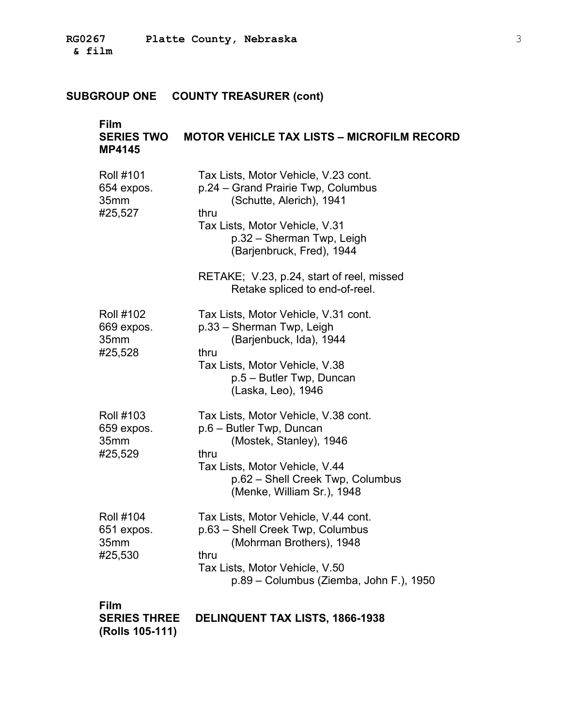## SUBGROUP ONE COUNTY TREASURER (cont)

**Film**
**SERIES TWO MOTOR VEHICLE TAX LISTS – MICROFILM RECORD**
**MP4145**

| | |
|---|---|
| Roll #101<br>654 expos.<br>35mm<br>#25,527 | Tax Lists, Motor Vehicle, V.23 cont.<br>p.24 – Grand Prairie Twp, Columbus<br>(Schutte, Alerich), 1941<br>thru<br>Tax Lists, Motor Vehicle, V.31<br>p.32 – Sherman Twp, Leigh<br>(Barjenbruck, Fred), 1944<br><br>RETAKE; V.23, p.24, start of reel, missed<br>Retake spliced to end-of-reel. |
| Roll #102<br>669 expos.<br>35mm<br>#25,528 | Tax Lists, Motor Vehicle, V.31 cont.<br>p.33 – Sherman Twp, Leigh<br>(Barjenbuck, Ida), 1944<br>thru<br>Tax Lists, Motor Vehicle, V.38<br>p.5 – Butler Twp, Duncan<br>(Laska, Leo), 1946 |
| Roll #103<br>659 expos.<br>35mm<br>#25,529 | Tax Lists, Motor Vehicle, V.38 cont.<br>p.6 – Butler Twp, Duncan<br>(Mostek, Stanley), 1946<br>thru<br>Tax Lists, Motor Vehicle, V.44<br>p.62 – Shell Creek Twp, Columbus<br>(Menke, William Sr.), 1948 |
| Roll #104<br>651 expos.<br>35mm<br>#25,530 | Tax Lists, Motor Vehicle, V.44 cont.<br>p.63 – Shell Creek Twp, Columbus<br>(Mohrman Brothers), 1948<br>thru<br>Tax Lists, Motor Vehicle, V.50<br>p.89 – Columbus (Ziemba, John F.), 1950 |

**Film**
**SERIES THREE DELINQUENT TAX LISTS, 1866-1938**
**(Rolls 105-111)**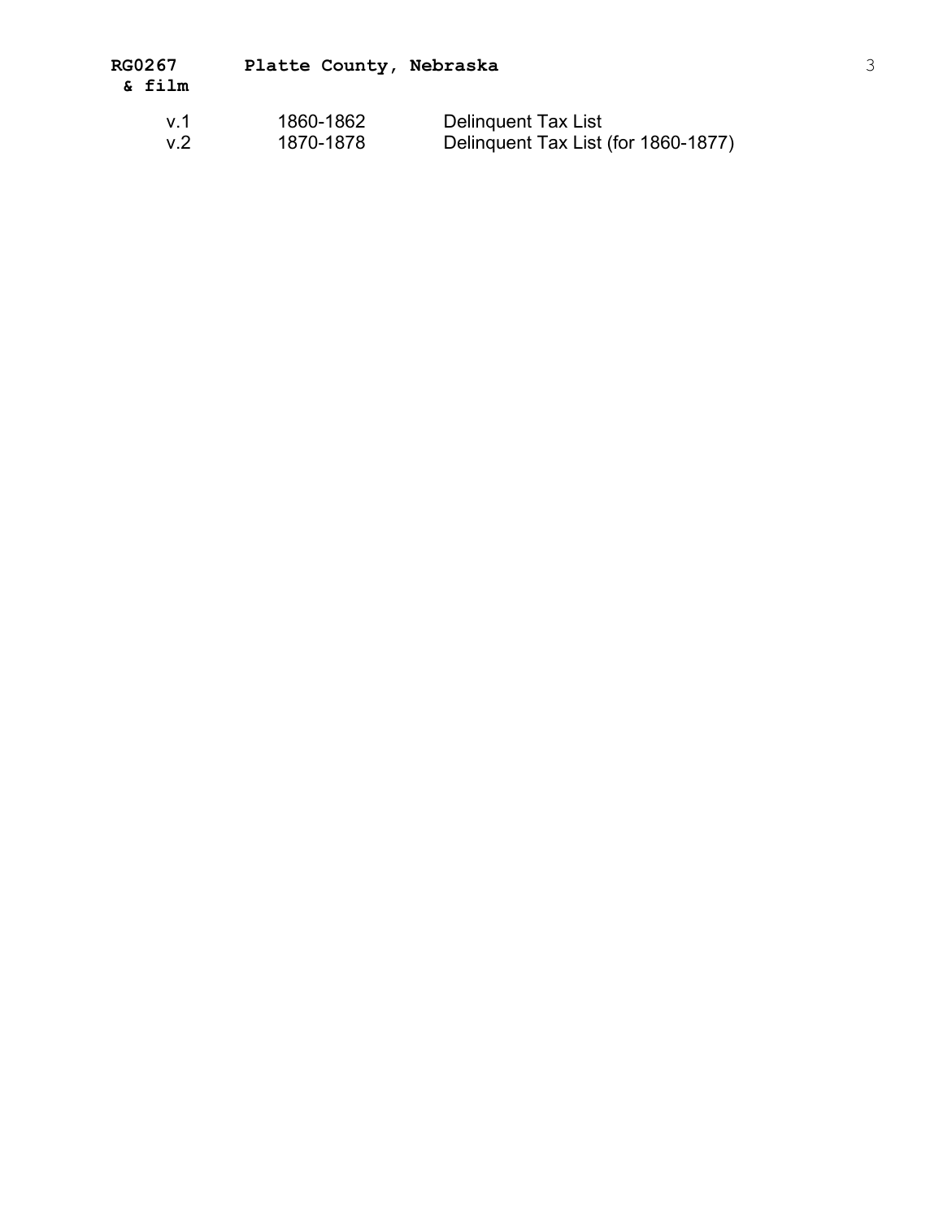**RG0267 & film** **Platte County, Nebraska**

| | | |
|---|---|---|
| v.1 | 1860-1862 | Delinquent Tax List |
| v.2 | 1870-1878 | Delinquent Tax List (for 1860-1877) |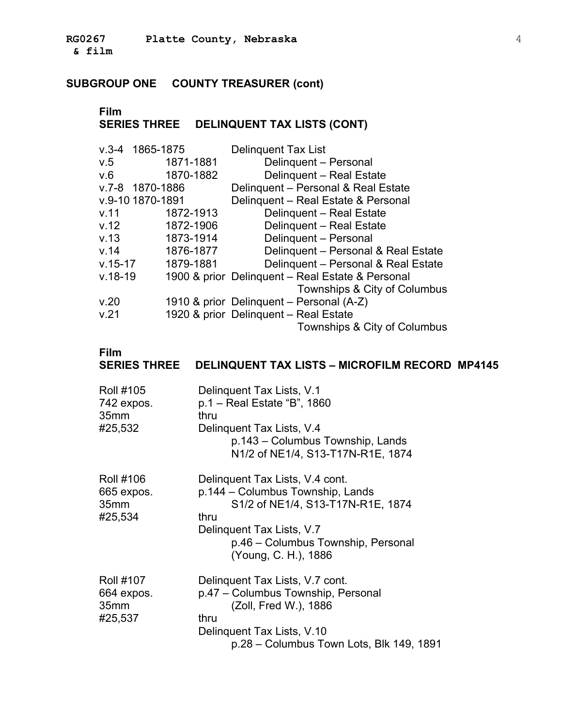**RG0267 Platte County, Nebraska**
**& film**

## SUBGROUP ONE COUNTY TREASURER (cont)

### Film
### SERIES THREE DELINQUENT TAX LISTS (CONT)

| | | |
|---|---|---|
| v.3-4 | 1865-1875 | Delinquent Tax List |
| v.5 | 1871-1881 | Delinquent – Personal |
| v.6 | 1870-1882 | Delinquent – Real Estate |
| v.7-8 | 1870-1886 | Delinquent – Personal & Real Estate |
| v.9-10 | 1870-1891 | Delinquent – Real Estate & Personal |
| v.11 | 1872-1913 | Delinquent – Real Estate |
| v.12 | 1872-1906 | Delinquent – Real Estate |
| v.13 | 1873-1914 | Delinquent – Personal |
| v.14 | 1876-1877 | Delinquent – Personal & Real Estate |
| v.15-17 | 1879-1881 | Delinquent – Personal & Real Estate |
| v.18-19 | 1900 & prior | Delinquent – Real Estate & Personal Townships & City of Columbus |
| v.20 | 1910 & prior | Delinquent – Personal (A-Z) |
| v.21 | 1920 & prior | Delinquent – Real Estate Townships & City of Columbus |

### Film
### SERIES THREE DELINQUENT TAX LISTS – MICROFILM RECORD MP4145

Roll #105
742 expos.
35mm
#25,532

Delinquent Tax Lists, V.1
p.1 – Real Estate "B", 1860
thru
Delinquent Tax Lists, V.4
p.143 – Columbus Township, Lands
N1/2 of NE1/4, S13-T17N-R1E, 1874

Roll #106
665 expos.
35mm
#25,534

Delinquent Tax Lists, V.4 cont.
p.144 – Columbus Township, Lands
S1/2 of NE1/4, S13-T17N-R1E, 1874
thru
Delinquent Tax Lists, V.7
p.46 – Columbus Township, Personal
(Young, C. H.), 1886

Roll #107
664 expos.
35mm
#25,537

Delinquent Tax Lists, V.7 cont.
p.47 – Columbus Township, Personal
(Zoll, Fred W.), 1886
thru
Delinquent Tax Lists, V.10
p.28 – Columbus Town Lots, Blk 149, 1891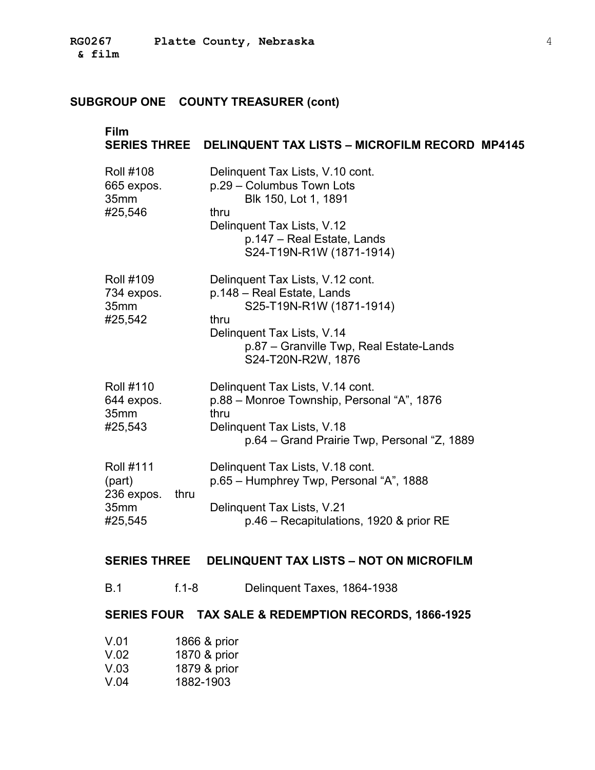## SUBGROUP ONE COUNTY TREASURER (cont)

### Film
### SERIES THREE DELINQUENT TAX LISTS – MICROFILM RECORD MP4145

| | |
|---|---|
| Roll #108<br>665 expos.<br>35mm<br>#25,546 | Delinquent Tax Lists, V.10 cont.<br>p.29 – Columbus Town Lots<br>Blk 150, Lot 1, 1891<br>thru<br>Delinquent Tax Lists, V.12<br>p.147 – Real Estate, Lands<br>S24-T19N-R1W (1871-1914) |
| Roll #109<br>734 expos.<br>35mm<br>#25,542 | Delinquent Tax Lists, V.12 cont.<br>p.148 – Real Estate, Lands<br>S25-T19N-R1W (1871-1914)<br>thru<br>Delinquent Tax Lists, V.14<br>p.87 – Granville Twp, Real Estate-Lands<br>S24-T20N-R2W, 1876 |
| Roll #110<br>644 expos.<br>35mm<br>#25,543 | Delinquent Tax Lists, V.14 cont.<br>p.88 – Monroe Township, Personal "A", 1876<br>thru<br>Delinquent Tax Lists, V.18<br>p.64 – Grand Prairie Twp, Personal "Z, 1889 |
| Roll #111<br>(part)<br>236 expos.<br>35mm<br>#25,545 | Delinquent Tax Lists, V.18 cont.<br>p.65 – Humphrey Twp, Personal "A", 1888<br>thru<br>Delinquent Tax Lists, V.21<br>p.46 – Recapitulations, 1920 & prior RE |

### SERIES THREE DELINQUENT TAX LISTS – NOT ON MICROFILM

B.1 f.1-8 Delinquent Taxes, 1864-1938

### SERIES FOUR TAX SALE & REDEMPTION RECORDS, 1866-1925

V.01 1866 & prior
V.02 1870 & prior
V.03 1879 & prior
V.04 1882-1903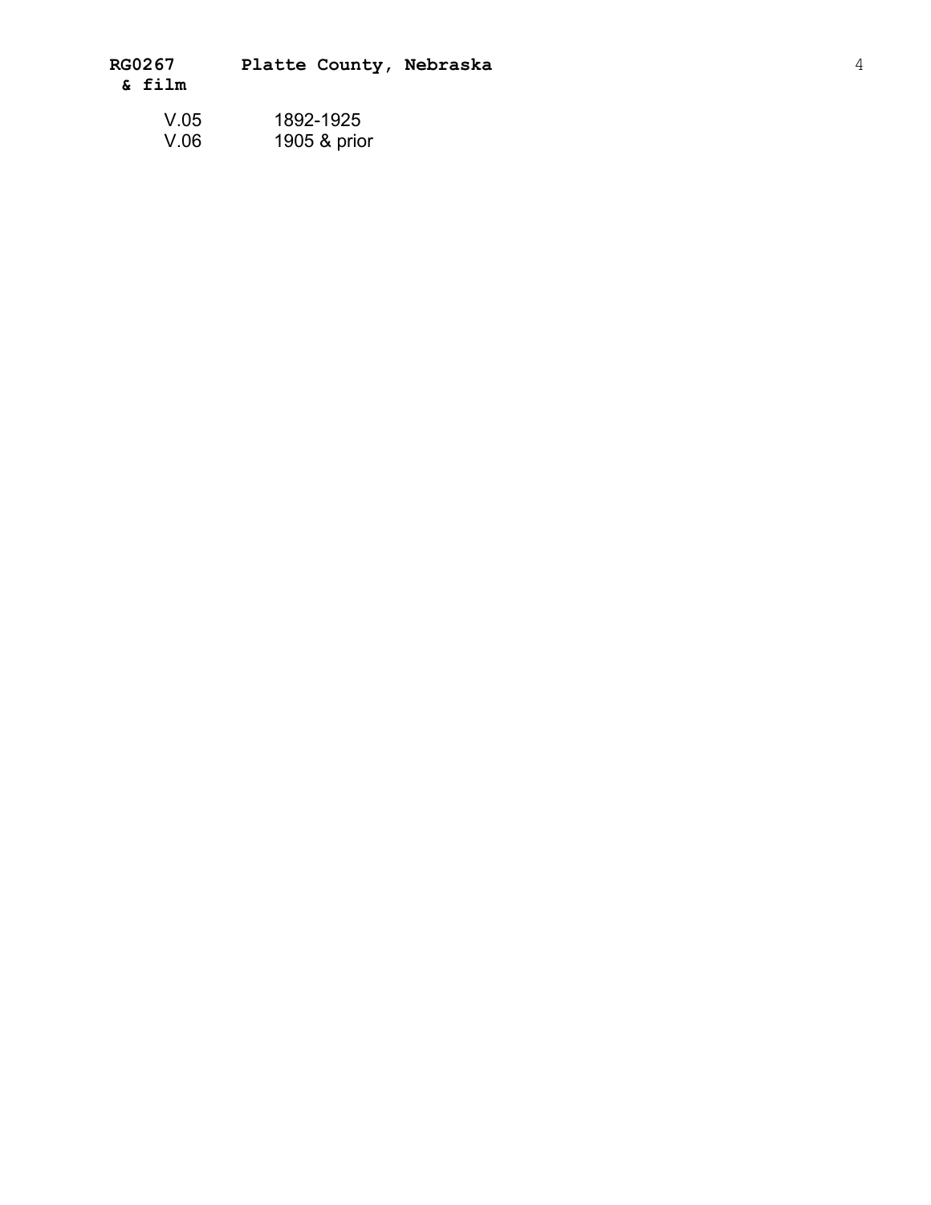| | |
|---|---|
| V.05 | 1892-1925 |
| V.06 | 1905 & prior |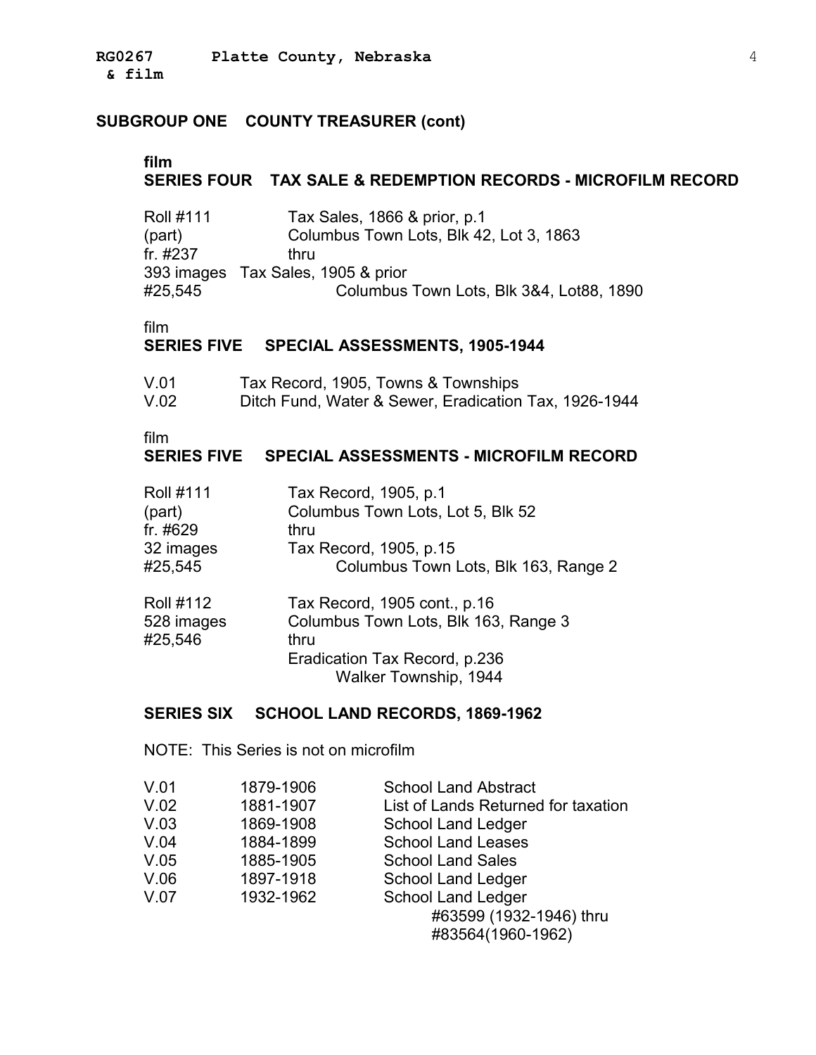## SUBGROUP ONE COUNTY TREASURER (cont)

**film**
### SERIES FOUR TAX SALE & REDEMPTION RECORDS - MICROFILM RECORD

| | |
|---|---|
| Roll #111 | Tax Sales, 1866 & prior, p.1 |
| (part) | Columbus Town Lots, Blk 42, Lot 3, 1863 |
| fr. #237 | thru |
| 393 images | Tax Sales, 1905 & prior |
| #25,545 | Columbus Town Lots, Blk 3&4, Lot88, 1890 |

film
### SERIES FIVE SPECIAL ASSESSMENTS, 1905-1944

| | |
|---|---|
| V.01 | Tax Record, 1905, Towns & Townships |
| V.02 | Ditch Fund, Water & Sewer, Eradication Tax, 1926-1944 |

film
### SERIES FIVE SPECIAL ASSESSMENTS - MICROFILM RECORD

| | |
|---|---|
| Roll #111 | Tax Record, 1905, p.1 |
| (part) | Columbus Town Lots, Lot 5, Blk 52 |
| fr. #629 | thru |
| 32 images | Tax Record, 1905, p.15 |
| #25,545 | Columbus Town Lots, Blk 163, Range 2 |
| | |
| Roll #112 | Tax Record, 1905 cont., p.16 |
| 528 images | Columbus Town Lots, Blk 163, Range 3 |
| #25,546 | thru |
| | Eradication Tax Record, p.236 |
| | Walker Township, 1944 |

### SERIES SIX SCHOOL LAND RECORDS, 1869-1962

NOTE: This Series is not on microfilm

| | | |
|---|---|---|
| V.01 | 1879-1906 | School Land Abstract |
| V.02 | 1881-1907 | List of Lands Returned for taxation |
| V.03 | 1869-1908 | School Land Ledger |
| V.04 | 1884-1899 | School Land Leases |
| V.05 | 1885-1905 | School Land Sales |
| V.06 | 1897-1918 | School Land Ledger |
| V.07 | 1932-1962 | School Land Ledger |
| | | #63599 (1932-1946) thru |
| | | #83564(1960-1962) |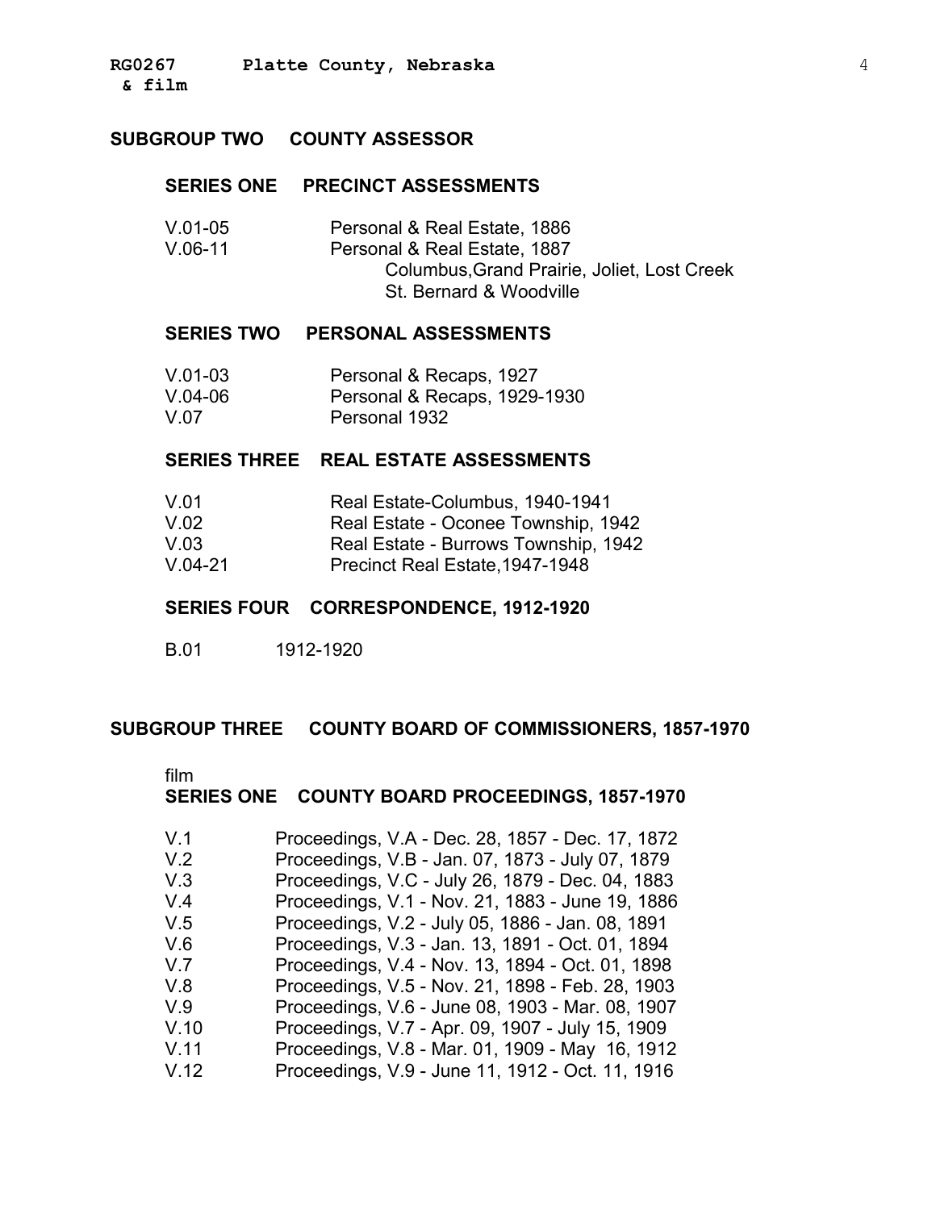## SUBGROUP TWO COUNTY ASSESSOR

### SERIES ONE PRECINCT ASSESSMENTS

| | |
|---|---|
| V.01-05 | Personal & Real Estate, 1886 |
| V.06-11 | Personal & Real Estate, 1887<br>Columbus,Grand Prairie, Joliet, Lost Creek<br>St. Bernard & Woodville |

### SERIES TWO PERSONAL ASSESSMENTS

| | |
|---|---|
| V.01-03 | Personal & Recaps, 1927 |
| V.04-06 | Personal & Recaps, 1929-1930 |
| V.07 | Personal 1932 |

### SERIES THREE REAL ESTATE ASSESSMENTS

| | |
|---|---|
| V.01 | Real Estate-Columbus, 1940-1941 |
| V.02 | Real Estate - Oconee Township, 1942 |
| V.03 | Real Estate - Burrows Township, 1942 |
| V.04-21 | Precinct Real Estate,1947-1948 |

### SERIES FOUR CORRESPONDENCE, 1912-1920

| | |
|---|---|
| B.01 | 1912-1920 |

## SUBGROUP THREE COUNTY BOARD OF COMMISSIONERS, 1857-1970

film

### SERIES ONE COUNTY BOARD PROCEEDINGS, 1857-1970

| | |
|---|---|
| V.1 | Proceedings, V.A - Dec. 28, 1857 - Dec. 17, 1872 |
| V.2 | Proceedings, V.B - Jan. 07, 1873 - July 07, 1879 |
| V.3 | Proceedings, V.C - July 26, 1879 - Dec. 04, 1883 |
| V.4 | Proceedings, V.1 - Nov. 21, 1883 - June 19, 1886 |
| V.5 | Proceedings, V.2 - July 05, 1886 - Jan. 08, 1891 |
| V.6 | Proceedings, V.3 - Jan. 13, 1891 - Oct. 01, 1894 |
| V.7 | Proceedings, V.4 - Nov. 13, 1894 - Oct. 01, 1898 |
| V.8 | Proceedings, V.5 - Nov. 21, 1898 - Feb. 28, 1903 |
| V.9 | Proceedings, V.6 - June 08, 1903 - Mar. 08, 1907 |
| V.10 | Proceedings, V.7 - Apr. 09, 1907 - July 15, 1909 |
| V.11 | Proceedings, V.8 - Mar. 01, 1909 - May 16, 1912 |
| V.12 | Proceedings, V.9 - June 11, 1912 - Oct. 11, 1916 |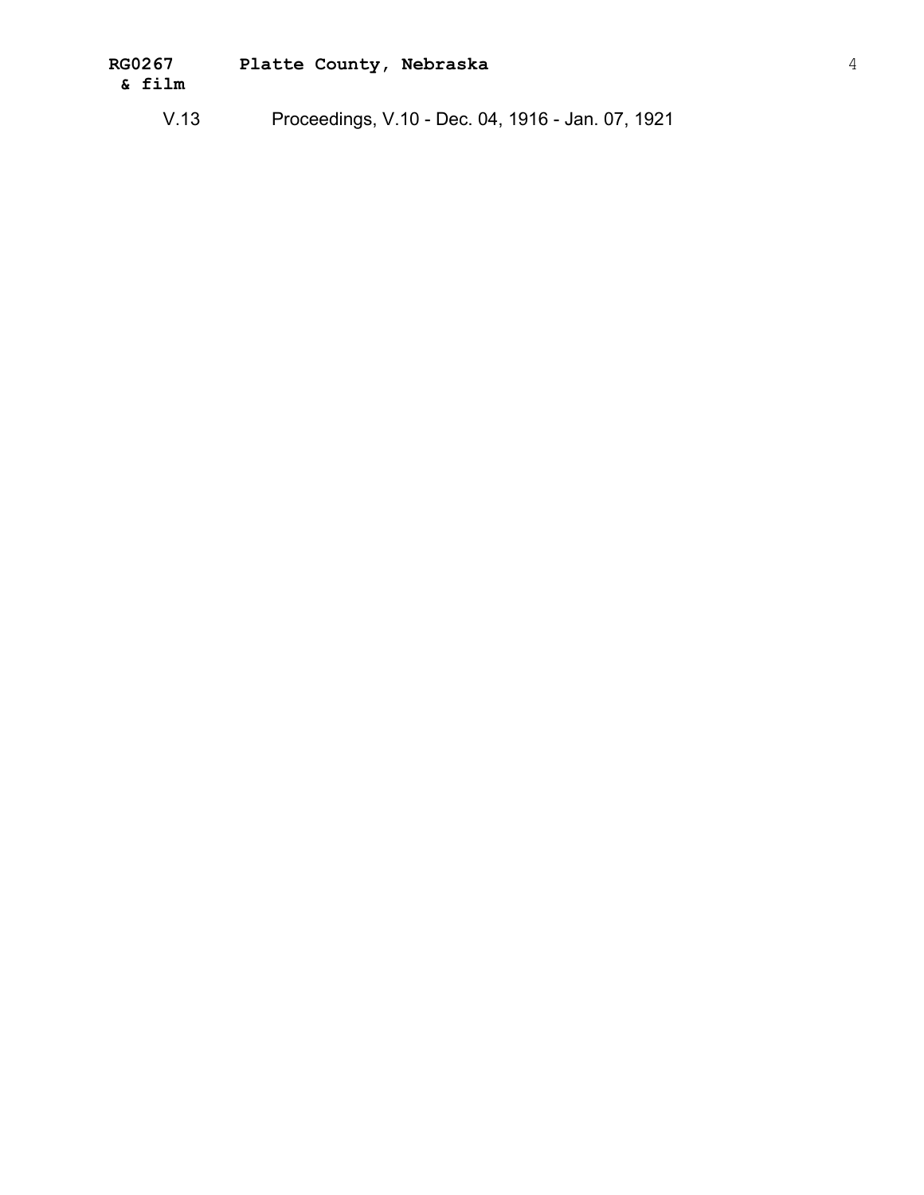V.13 Proceedings, V.10 - Dec. 04, 1916 - Jan. 07, 1921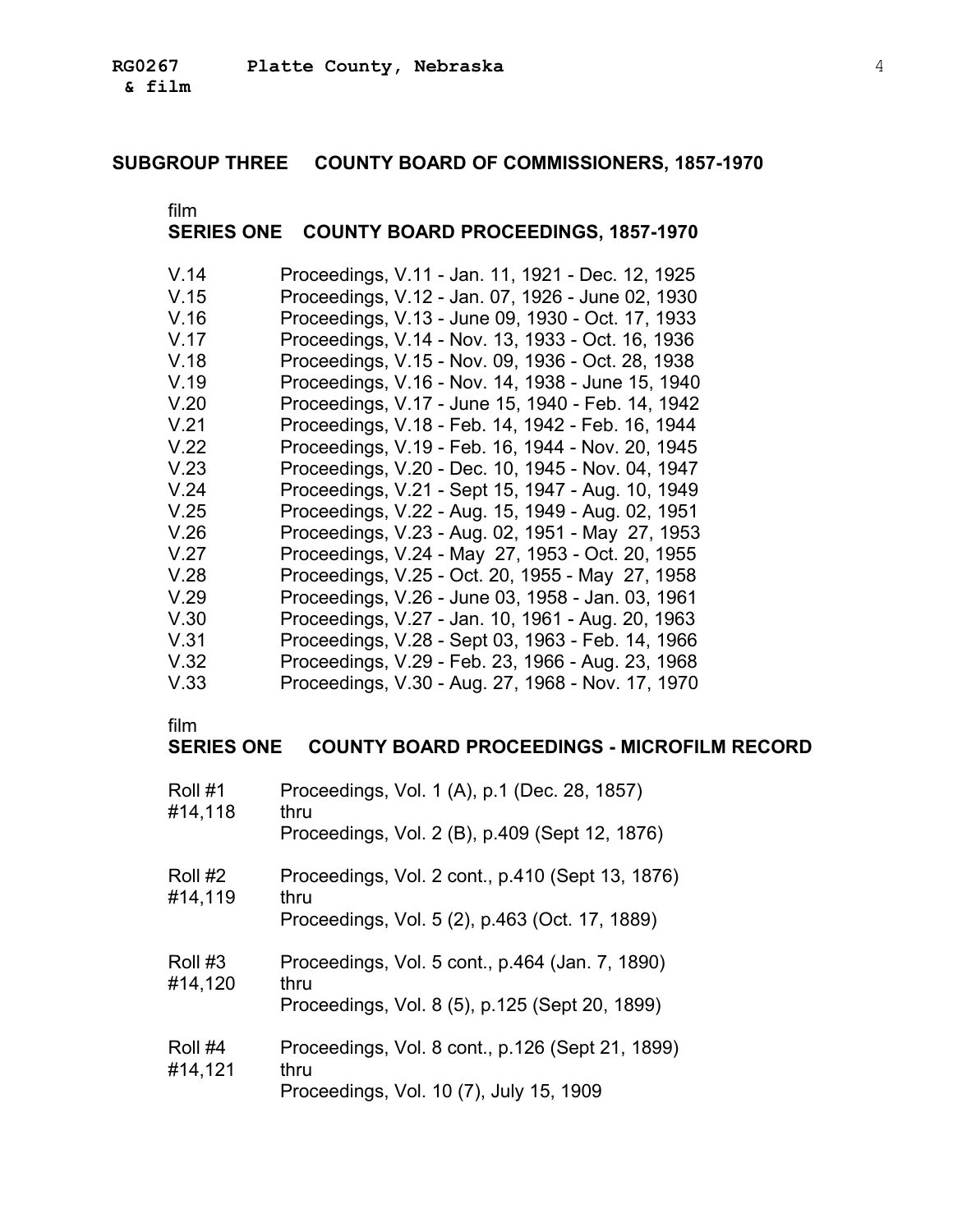## SUBGROUP THREE COUNTY BOARD OF COMMISSIONERS, 1857-1970

film

### SERIES ONE COUNTY BOARD PROCEEDINGS, 1857-1970

| | |
|---|---|
| V.14 | Proceedings, V.11 - Jan. 11, 1921 - Dec. 12, 1925 |
| V.15 | Proceedings, V.12 - Jan. 07, 1926 - June 02, 1930 |
| V.16 | Proceedings, V.13 - June 09, 1930 - Oct. 17, 1933 |
| V.17 | Proceedings, V.14 - Nov. 13, 1933 - Oct. 16, 1936 |
| V.18 | Proceedings, V.15 - Nov. 09, 1936 - Oct. 28, 1938 |
| V.19 | Proceedings, V.16 - Nov. 14, 1938 - June 15, 1940 |
| V.20 | Proceedings, V.17 - June 15, 1940 - Feb. 14, 1942 |
| V.21 | Proceedings, V.18 - Feb. 14, 1942 - Feb. 16, 1944 |
| V.22 | Proceedings, V.19 - Feb. 16, 1944 - Nov. 20, 1945 |
| V.23 | Proceedings, V.20 - Dec. 10, 1945 - Nov. 04, 1947 |
| V.24 | Proceedings, V.21 - Sept 15, 1947 - Aug. 10, 1949 |
| V.25 | Proceedings, V.22 - Aug. 15, 1949 - Aug. 02, 1951 |
| V.26 | Proceedings, V.23 - Aug. 02, 1951 - May 27, 1953 |
| V.27 | Proceedings, V.24 - May 27, 1953 - Oct. 20, 1955 |
| V.28 | Proceedings, V.25 - Oct. 20, 1955 - May 27, 1958 |
| V.29 | Proceedings, V.26 - June 03, 1958 - Jan. 03, 1961 |
| V.30 | Proceedings, V.27 - Jan. 10, 1961 - Aug. 20, 1963 |
| V.31 | Proceedings, V.28 - Sept 03, 1963 - Feb. 14, 1966 |
| V.32 | Proceedings, V.29 - Feb. 23, 1966 - Aug. 23, 1968 |
| V.33 | Proceedings, V.30 - Aug. 27, 1968 - Nov. 17, 1970 |

film

### SERIES ONE COUNTY BOARD PROCEEDINGS - MICROFILM RECORD

| | |
|---|---|
| Roll #1<br>#14,118 | Proceedings, Vol. 1 (A), p.1 (Dec. 28, 1857)<br>thru<br>Proceedings, Vol. 2 (B), p.409 (Sept 12, 1876) |
| Roll #2<br>#14,119 | Proceedings, Vol. 2 cont., p.410 (Sept 13, 1876)<br>thru<br>Proceedings, Vol. 5 (2), p.463 (Oct. 17, 1889) |
| Roll #3<br>#14,120 | Proceedings, Vol. 5 cont., p.464 (Jan. 7, 1890)<br>thru<br>Proceedings, Vol. 8 (5), p.125 (Sept 20, 1899) |
| Roll #4<br>#14,121 | Proceedings, Vol. 8 cont., p.126 (Sept 21, 1899)<br>thru<br>Proceedings, Vol. 10 (7), July 15, 1909 |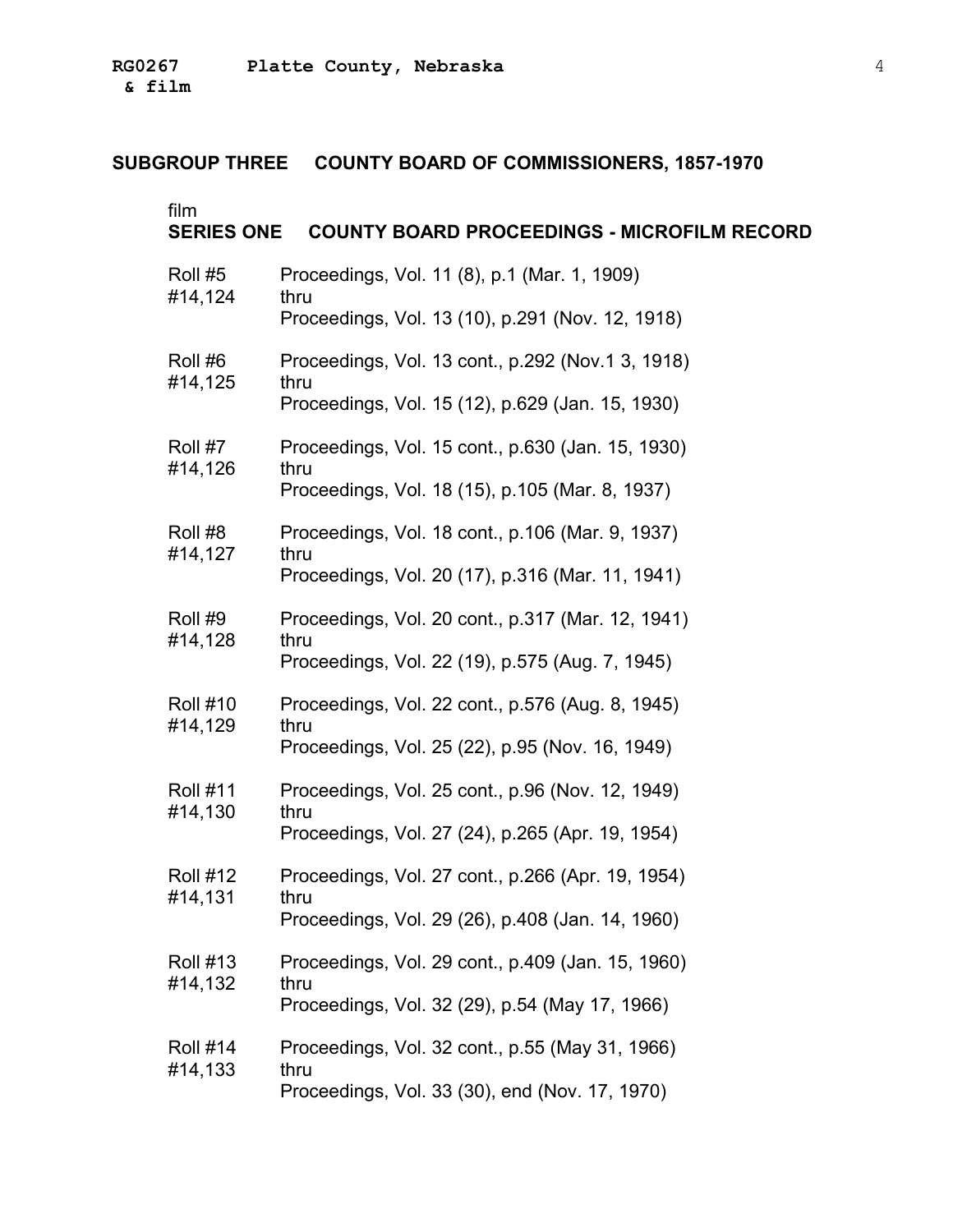## SUBGROUP THREE COUNTY BOARD OF COMMISSIONERS, 1857-1970

film
### SERIES ONE COUNTY BOARD PROCEEDINGS - MICROFILM RECORD

| | |
|---|---|
| Roll #5<br>#14,124 | Proceedings, Vol. 11 (8), p.1 (Mar. 1, 1909)<br>thru<br>Proceedings, Vol. 13 (10), p.291 (Nov. 12, 1918) |
| Roll #6<br>#14,125 | Proceedings, Vol. 13 cont., p.292 (Nov.1 3, 1918)<br>thru<br>Proceedings, Vol. 15 (12), p.629 (Jan. 15, 1930) |
| Roll #7<br>#14,126 | Proceedings, Vol. 15 cont., p.630 (Jan. 15, 1930)<br>thru<br>Proceedings, Vol. 18 (15), p.105 (Mar. 8, 1937) |
| Roll #8<br>#14,127 | Proceedings, Vol. 18 cont., p.106 (Mar. 9, 1937)<br>thru<br>Proceedings, Vol. 20 (17), p.316 (Mar. 11, 1941) |
| Roll #9<br>#14,128 | Proceedings, Vol. 20 cont., p.317 (Mar. 12, 1941)<br>thru<br>Proceedings, Vol. 22 (19), p.575 (Aug. 7, 1945) |
| Roll #10<br>#14,129 | Proceedings, Vol. 22 cont., p.576 (Aug. 8, 1945)<br>thru<br>Proceedings, Vol. 25 (22), p.95 (Nov. 16, 1949) |
| Roll #11<br>#14,130 | Proceedings, Vol. 25 cont., p.96 (Nov. 12, 1949)<br>thru<br>Proceedings, Vol. 27 (24), p.265 (Apr. 19, 1954) |
| Roll #12<br>#14,131 | Proceedings, Vol. 27 cont., p.266 (Apr. 19, 1954)<br>thru<br>Proceedings, Vol. 29 (26), p.408 (Jan. 14, 1960) |
| Roll #13<br>#14,132 | Proceedings, Vol. 29 cont., p.409 (Jan. 15, 1960)<br>thru<br>Proceedings, Vol. 32 (29), p.54 (May 17, 1966) |
| Roll #14<br>#14,133 | Proceedings, Vol. 32 cont., p.55 (May 31, 1966)<br>thru<br>Proceedings, Vol. 33 (30), end (Nov. 17, 1970) |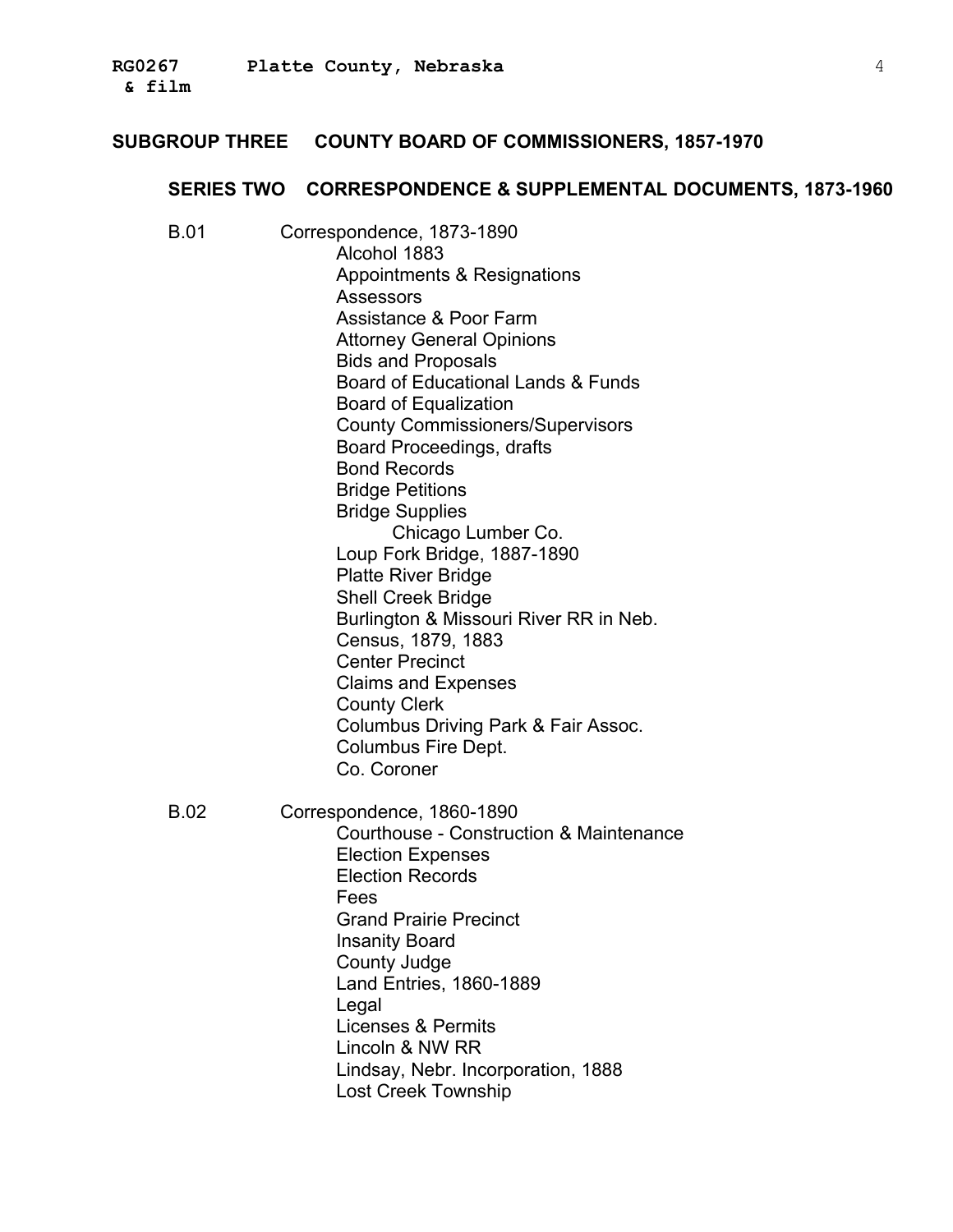## SUBGROUP THREE COUNTY BOARD OF COMMISSIONERS, 1857-1970

### SERIES TWO CORRESPONDENCE & SUPPLEMENTAL DOCUMENTS, 1873-1960

B.01 Correspondence, 1873-1890

- Alcohol 1883
- Appointments & Resignations
- Assessors
- Assistance & Poor Farm
- Attorney General Opinions
- Bids and Proposals
- Board of Educational Lands & Funds
- Board of Equalization
- County Commissioners/Supervisors
- Board Proceedings, drafts
- Bond Records
- Bridge Petitions
- Bridge Supplies
  - Chicago Lumber Co.
- Loup Fork Bridge, 1887-1890
- Platte River Bridge
- Shell Creek Bridge
- Burlington & Missouri River RR in Neb.
- Census, 1879, 1883
- Center Precinct
- Claims and Expenses
- County Clerk
- Columbus Driving Park & Fair Assoc.
- Columbus Fire Dept.
- Co. Coroner

B.02 Correspondence, 1860-1890

- Courthouse - Construction & Maintenance
- Election Expenses
- Election Records
- Fees
- Grand Prairie Precinct
- Insanity Board
- County Judge
- Land Entries, 1860-1889
- Legal
- Licenses & Permits
- Lincoln & NW RR
- Lindsay, Nebr. Incorporation, 1888
- Lost Creek Township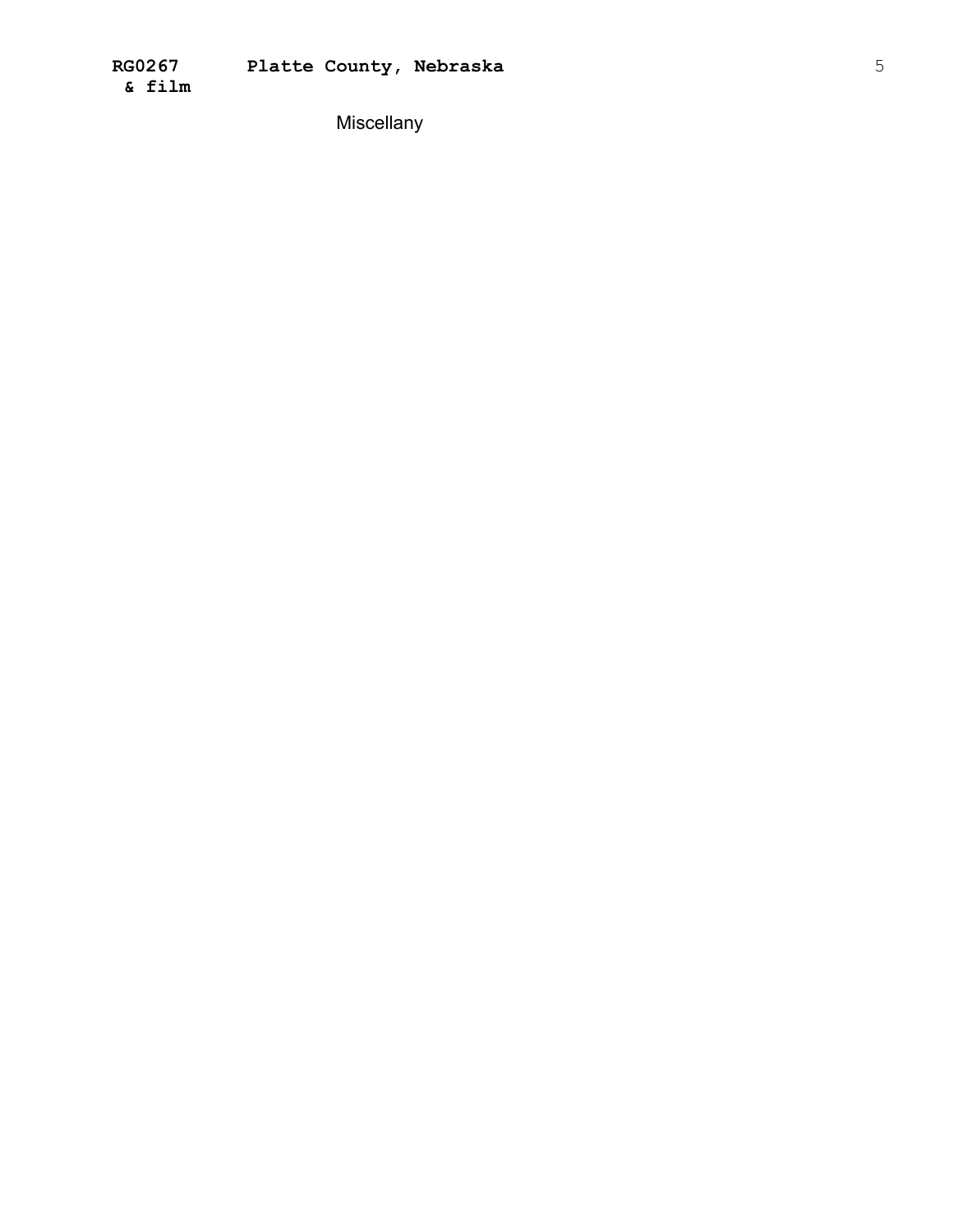Miscellany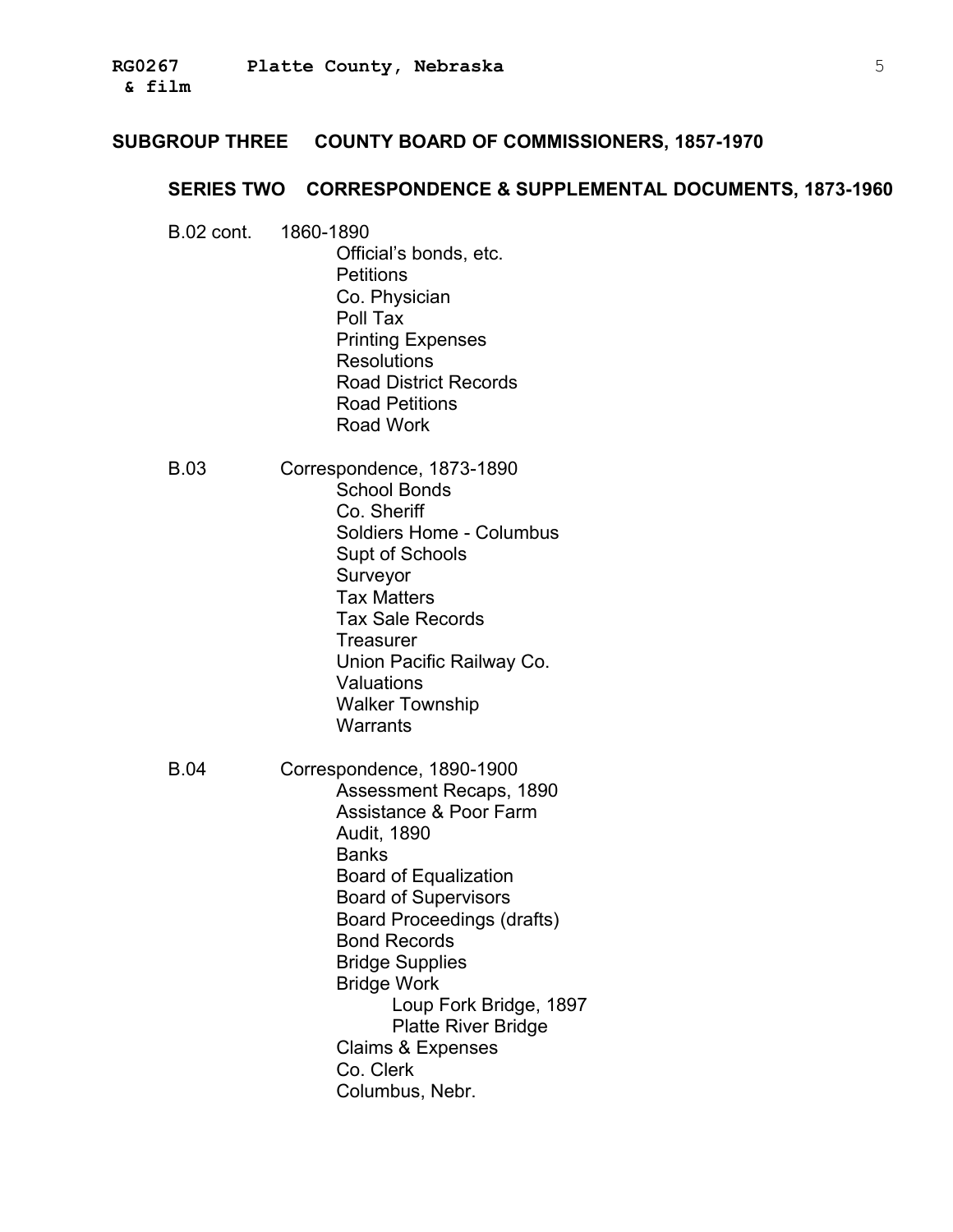## SUBGROUP THREE COUNTY BOARD OF COMMISSIONERS, 1857-1970

### SERIES TWO CORRESPONDENCE & SUPPLEMENTAL DOCUMENTS, 1873-1960

B.02 cont. 1860-1890

- Official's bonds, etc.
- Petitions
- Co. Physician
- Poll Tax
- Printing Expenses
- Resolutions
- Road District Records
- Road Petitions
- Road Work

B.03 Correspondence, 1873-1890

- School Bonds
- Co. Sheriff
- Soldiers Home - Columbus
- Supt of Schools
- Surveyor
- Tax Matters
- Tax Sale Records
- Treasurer
- Union Pacific Railway Co.
- Valuations
- Walker Township
- Warrants

B.04 Correspondence, 1890-1900

- Assessment Recaps, 1890
- Assistance & Poor Farm
- Audit, 1890
- Banks
- Board of Equalization
- Board of Supervisors
- Board Proceedings (drafts)
- Bond Records
- Bridge Supplies
- Bridge Work
  - Loup Fork Bridge, 1897
  - Platte River Bridge
- Claims & Expenses
- Co. Clerk
- Columbus, Nebr.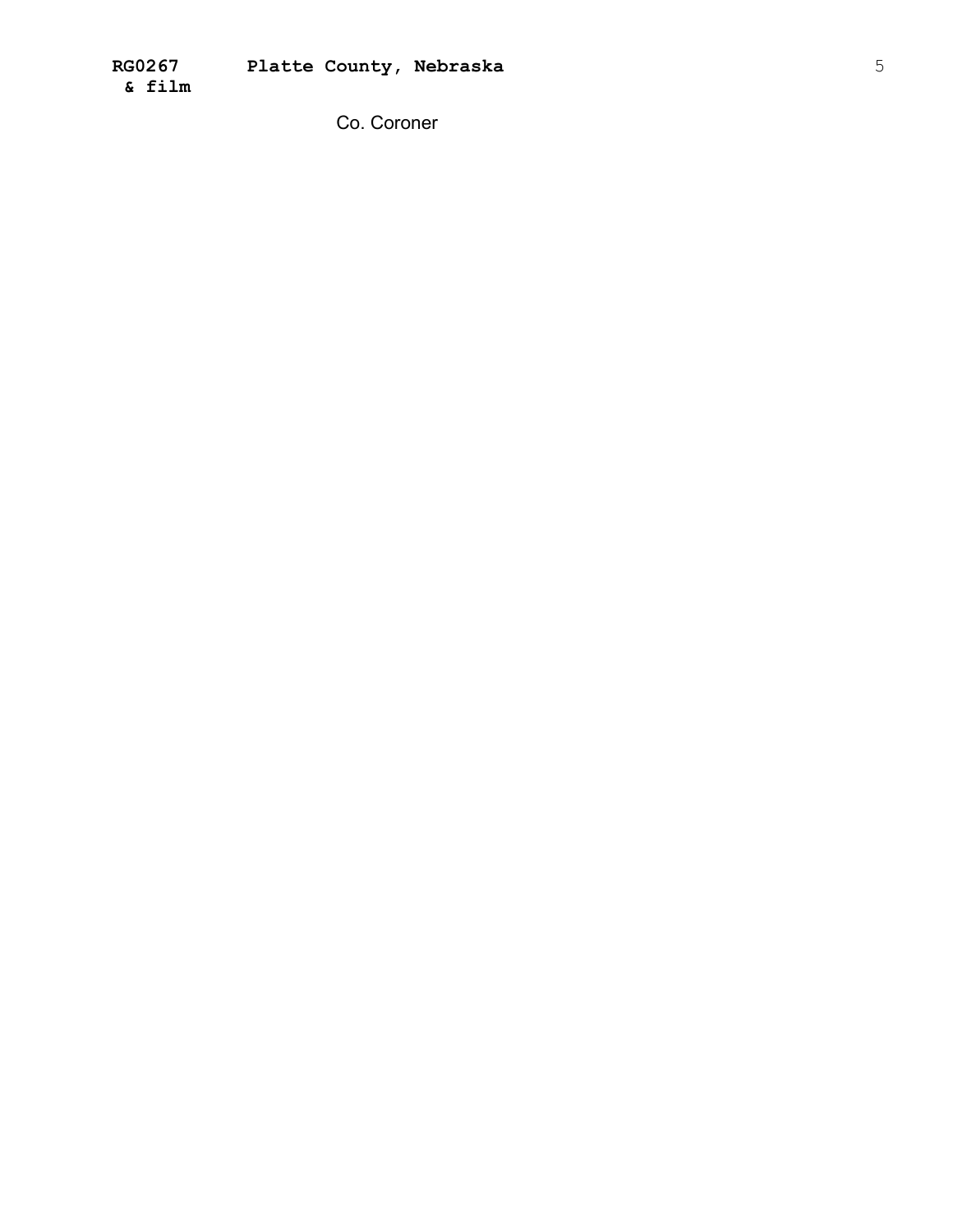Co. Coroner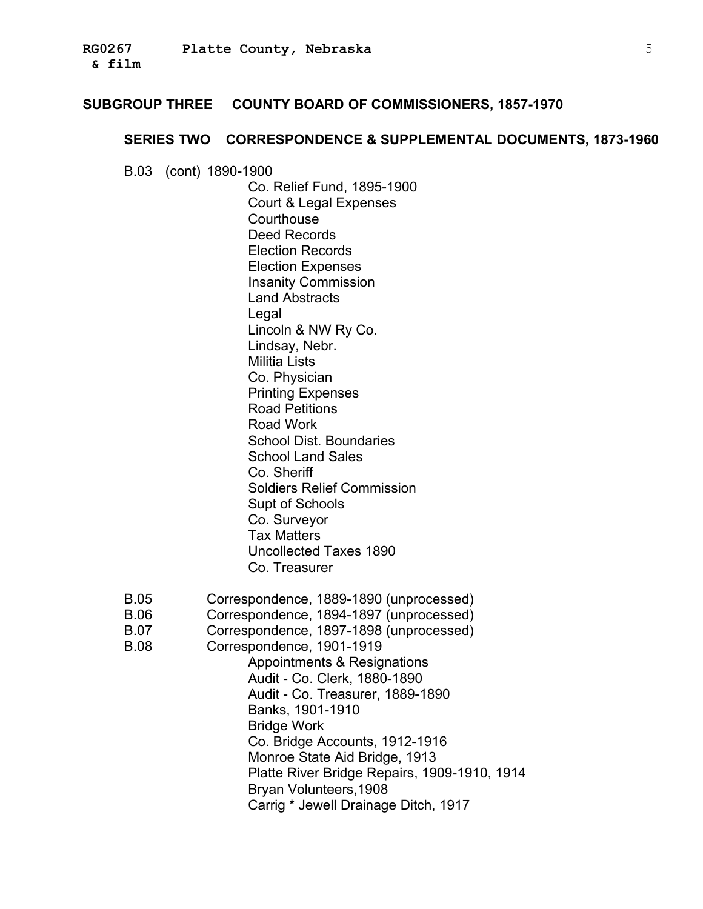## SUBGROUP THREE COUNTY BOARD OF COMMISSIONERS, 1857-1970

### SERIES TWO CORRESPONDENCE & SUPPLEMENTAL DOCUMENTS, 1873-1960

B.03 (cont) 1890-1900

- Co. Relief Fund, 1895-1900
- Court & Legal Expenses
- Courthouse
- Deed Records
- Election Records
- Election Expenses
- Insanity Commission
- Land Abstracts
- Legal
- Lincoln & NW Ry Co.
- Lindsay, Nebr.
- Militia Lists
- Co. Physician
- Printing Expenses
- Road Petitions
- Road Work
- School Dist. Boundaries
- School Land Sales
- Co. Sheriff
- Soldiers Relief Commission
- Supt of Schools
- Co. Surveyor
- Tax Matters
- Uncollected Taxes 1890
- Co. Treasurer

B.05 Correspondence, 1889-1890 (unprocessed)

B.06 Correspondence, 1894-1897 (unprocessed)

B.07 Correspondence, 1897-1898 (unprocessed)

B.08 Correspondence, 1901-1919

- Appointments & Resignations
- Audit - Co. Clerk, 1880-1890
- Audit - Co. Treasurer, 1889-1890
- Banks, 1901-1910
- Bridge Work
- Co. Bridge Accounts, 1912-1916
- Monroe State Aid Bridge, 1913
- Platte River Bridge Repairs, 1909-1910, 1914
- Bryan Volunteers,1908
- Carrig * Jewell Drainage Ditch, 1917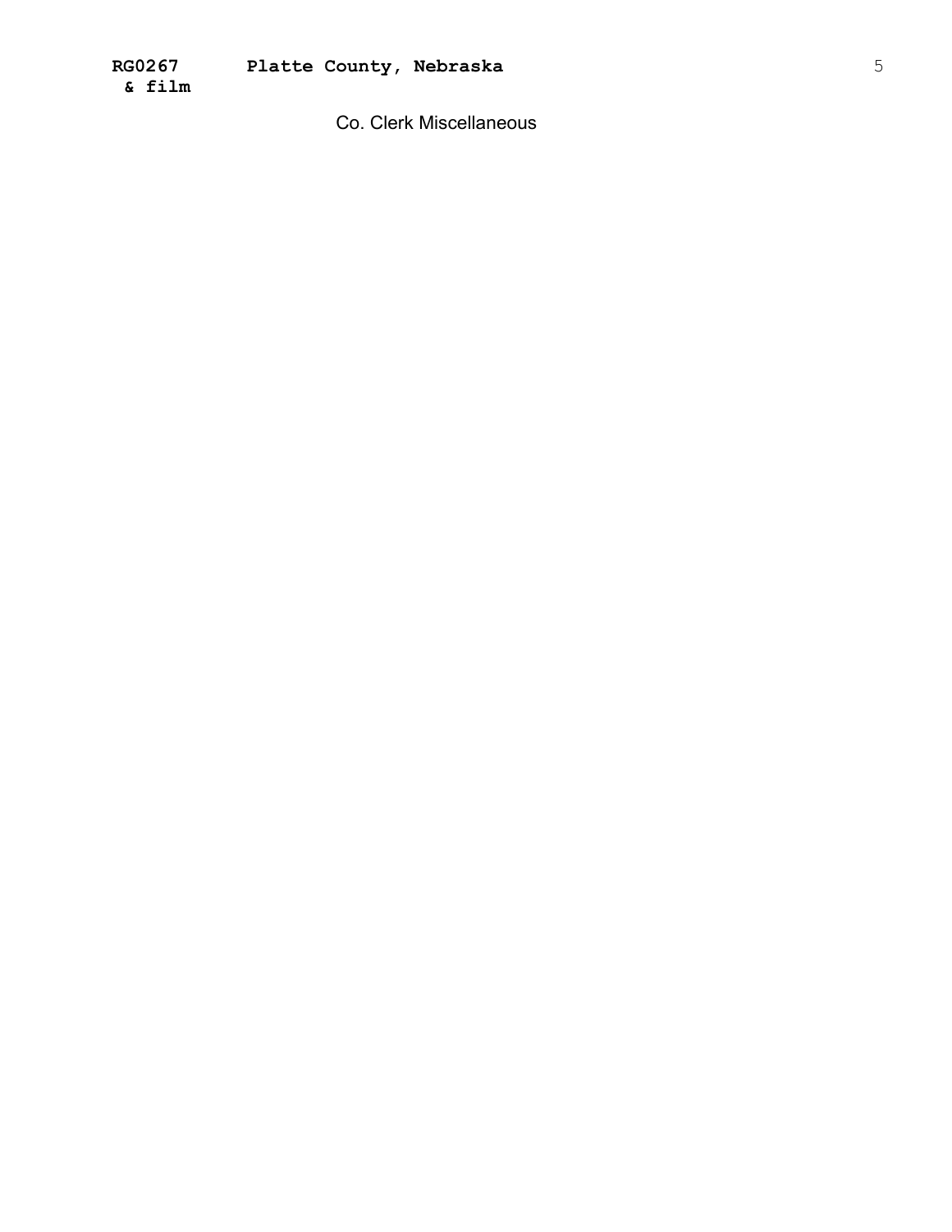**RG0267 & film** **Platte County, Nebraska**

Co. Clerk Miscellaneous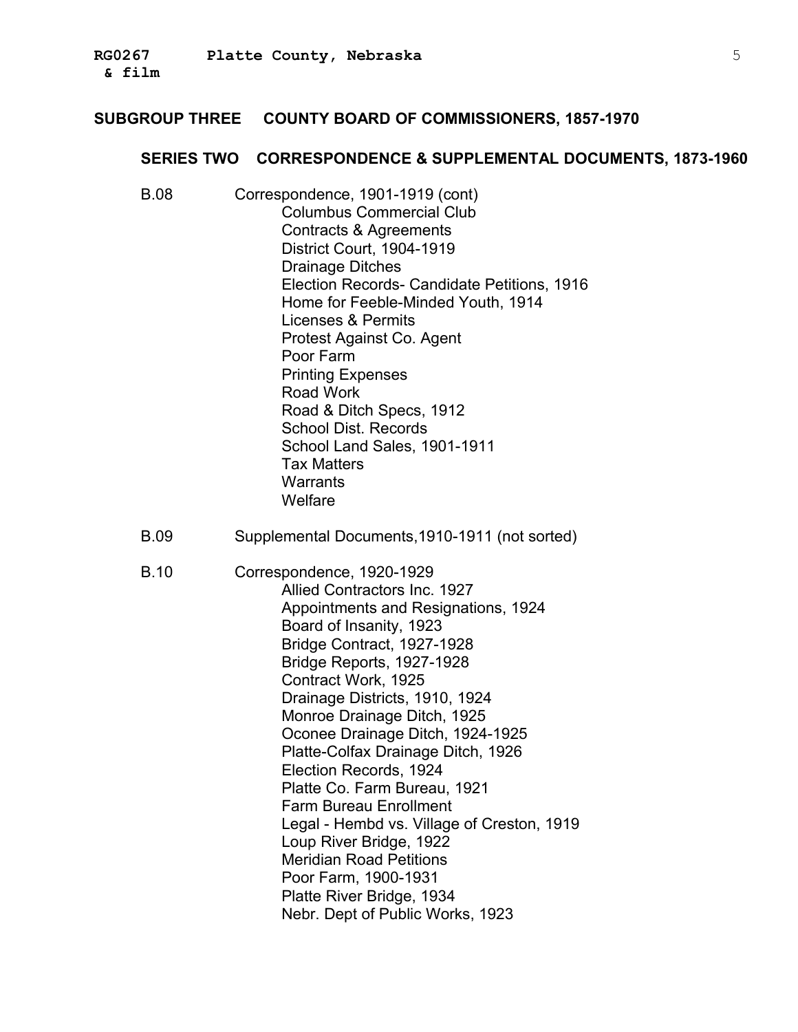## SUBGROUP THREE COUNTY BOARD OF COMMISSIONERS, 1857-1970

### SERIES TWO CORRESPONDENCE & SUPPLEMENTAL DOCUMENTS, 1873-1960

B.08 Correspondence, 1901-1919 (cont)
- Columbus Commercial Club
- Contracts & Agreements
- District Court, 1904-1919
- Drainage Ditches
- Election Records- Candidate Petitions, 1916
- Home for Feeble-Minded Youth, 1914
- Licenses & Permits
- Protest Against Co. Agent
- Poor Farm
- Printing Expenses
- Road Work
- Road & Ditch Specs, 1912
- School Dist. Records
- School Land Sales, 1901-1911
- Tax Matters
- Warrants
- Welfare

B.09 Supplemental Documents,1910-1911 (not sorted)

B.10 Correspondence, 1920-1929
- Allied Contractors Inc. 1927
- Appointments and Resignations, 1924
- Board of Insanity, 1923
- Bridge Contract, 1927-1928
- Bridge Reports, 1927-1928
- Contract Work, 1925
- Drainage Districts, 1910, 1924
- Monroe Drainage Ditch, 1925
- Oconee Drainage Ditch, 1924-1925
- Platte-Colfax Drainage Ditch, 1926
- Election Records, 1924
- Platte Co. Farm Bureau, 1921
- Farm Bureau Enrollment
- Legal - Hembd vs. Village of Creston, 1919
- Loup River Bridge, 1922
- Meridian Road Petitions
- Poor Farm, 1900-1931
- Platte River Bridge, 1934
- Nebr. Dept of Public Works, 1923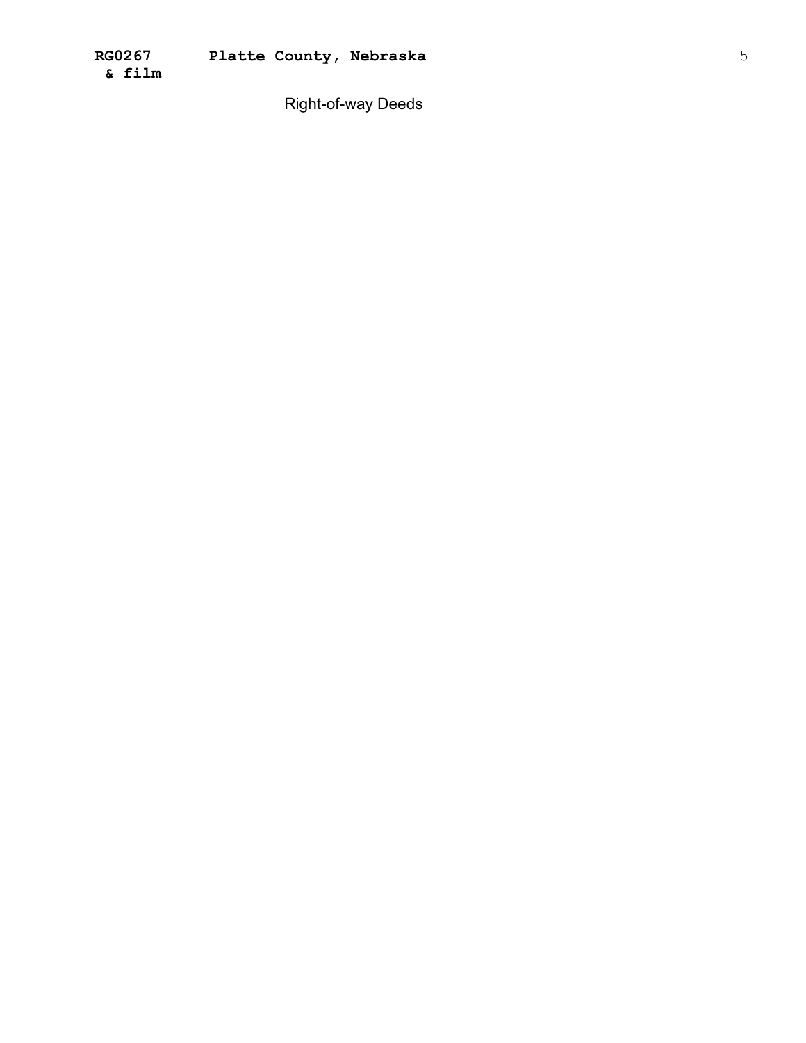Right-of-way Deeds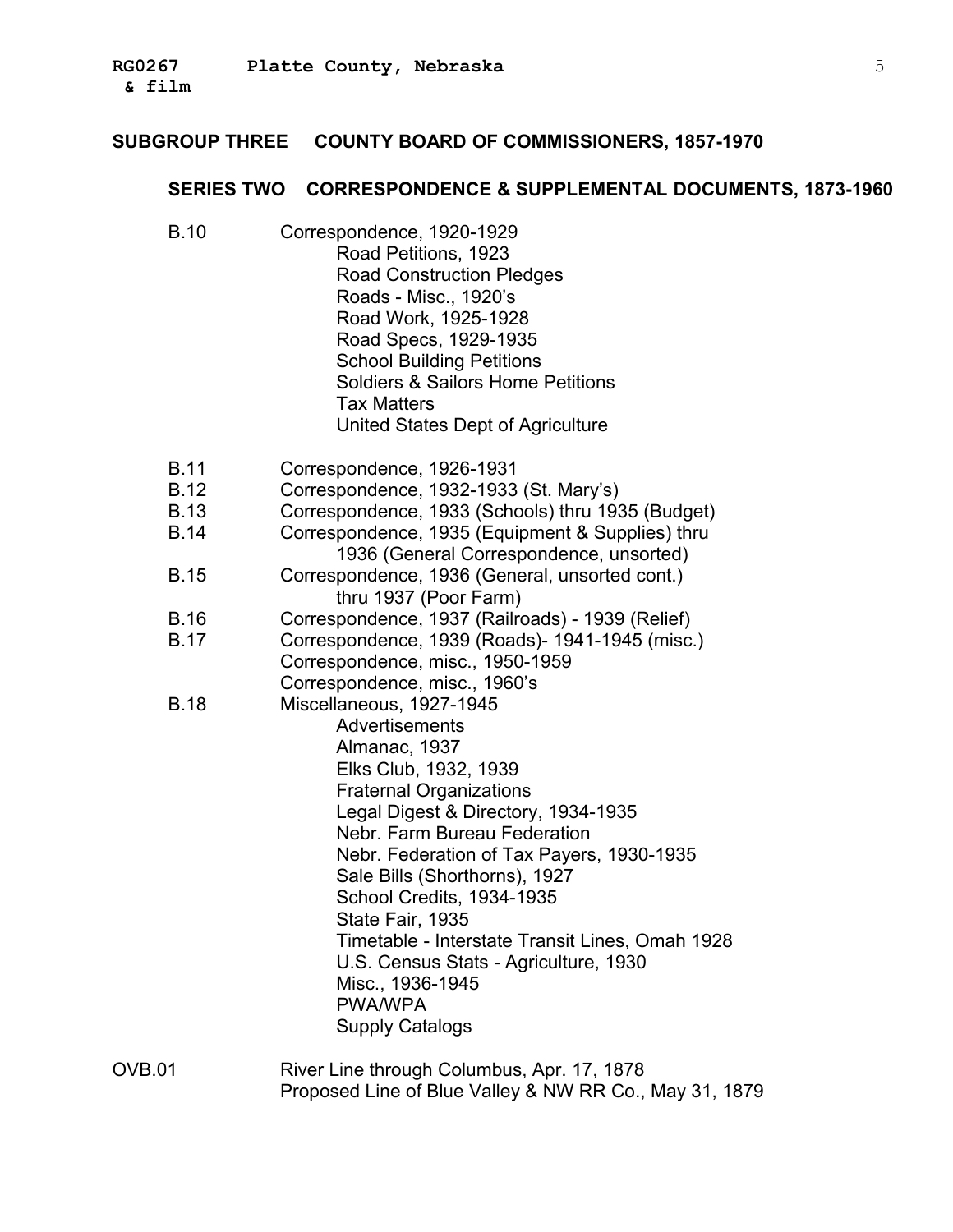## SUBGROUP THREE COUNTY BOARD OF COMMISSIONERS, 1857-1970

### SERIES TWO CORRESPONDENCE & SUPPLEMENTAL DOCUMENTS, 1873-1960

B.10 Correspondence, 1920-1929
- Road Petitions, 1923
- Road Construction Pledges
- Roads - Misc., 1920's
- Road Work, 1925-1928
- Road Specs, 1929-1935
- School Building Petitions
- Soldiers & Sailors Home Petitions
- Tax Matters
- United States Dept of Agriculture

B.11 Correspondence, 1926-1931

B.12 Correspondence, 1932-1933 (St. Mary's)

B.13 Correspondence, 1933 (Schools) thru 1935 (Budget)

B.14 Correspondence, 1935 (Equipment & Supplies) thru 1936 (General Correspondence, unsorted)

B.15 Correspondence, 1936 (General, unsorted cont.) thru 1937 (Poor Farm)

B.16 Correspondence, 1937 (Railroads) - 1939 (Relief)

B.17 Correspondence, 1939 (Roads)- 1941-1945 (misc.)
Correspondence, misc., 1950-1959
Correspondence, misc., 1960's

B.18 Miscellaneous, 1927-1945
- Advertisements
- Almanac, 1937
- Elks Club, 1932, 1939
- Fraternal Organizations
- Legal Digest & Directory, 1934-1935
- Nebr. Farm Bureau Federation
- Nebr. Federation of Tax Payers, 1930-1935
- Sale Bills (Shorthorns), 1927
- School Credits, 1934-1935
- State Fair, 1935
- Timetable - Interstate Transit Lines, Omah 1928
- U.S. Census Stats - Agriculture, 1930
- Misc., 1936-1945
- PWA/WPA
- Supply Catalogs

OVB.01 River Line through Columbus, Apr. 17, 1878
Proposed Line of Blue Valley & NW RR Co., May 31, 1879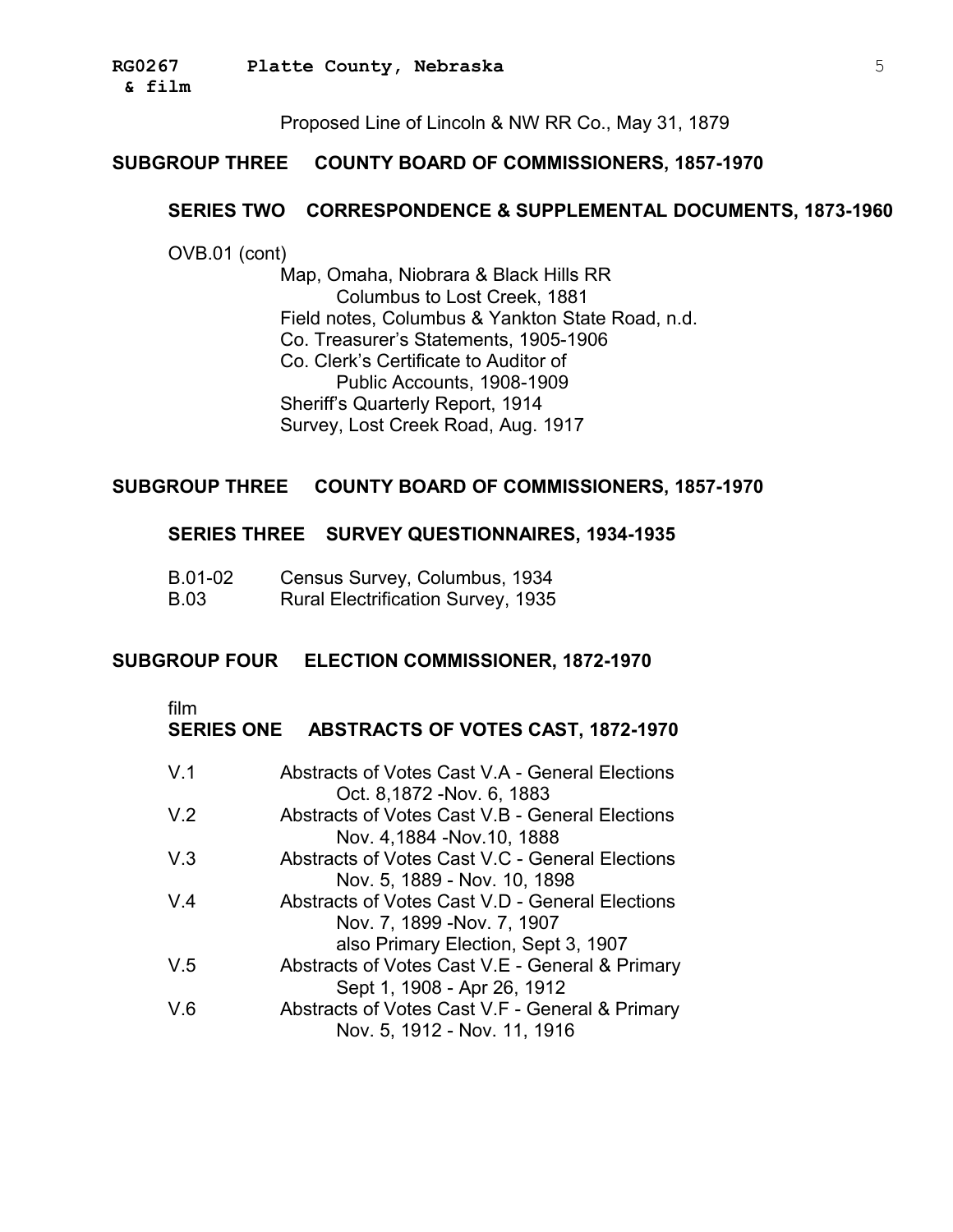Proposed Line of Lincoln & NW RR Co., May 31, 1879

## SUBGROUP THREE COUNTY BOARD OF COMMISSIONERS, 1857-1970

### SERIES TWO CORRESPONDENCE & SUPPLEMENTAL DOCUMENTS, 1873-1960

OVB.01 (cont)

- Map, Omaha, Niobrara & Black Hills RR
  - Columbus to Lost Creek, 1881
- Field notes, Columbus & Yankton State Road, n.d.
- Co. Treasurer's Statements, 1905-1906
- Co. Clerk's Certificate to Auditor of
  - Public Accounts, 1908-1909
- Sheriff's Quarterly Report, 1914
- Survey, Lost Creek Road, Aug. 1917

## SUBGROUP THREE COUNTY BOARD OF COMMISSIONERS, 1857-1970

### SERIES THREE SURVEY QUESTIONNAIRES, 1934-1935

| | |
|---|---|
| B.01-02 | Census Survey, Columbus, 1934 |
| B.03 | Rural Electrification Survey, 1935 |

## SUBGROUP FOUR ELECTION COMMISSIONER, 1872-1970

film

### SERIES ONE ABSTRACTS OF VOTES CAST, 1872-1970

| | |
|---|---|
| V.1 | Abstracts of Votes Cast V.A - General Elections Oct. 8,1872 -Nov. 6, 1883 |
| V.2 | Abstracts of Votes Cast V.B - General Elections Nov. 4,1884 -Nov.10, 1888 |
| V.3 | Abstracts of Votes Cast V.C - General Elections Nov. 5, 1889 - Nov. 10, 1898 |
| V.4 | Abstracts of Votes Cast V.D - General Elections Nov. 7, 1899 -Nov. 7, 1907 also Primary Election, Sept 3, 1907 |
| V.5 | Abstracts of Votes Cast V.E - General & Primary Sept 1, 1908 - Apr 26, 1912 |
| V.6 | Abstracts of Votes Cast V.F - General & Primary Nov. 5, 1912 - Nov. 11, 1916 |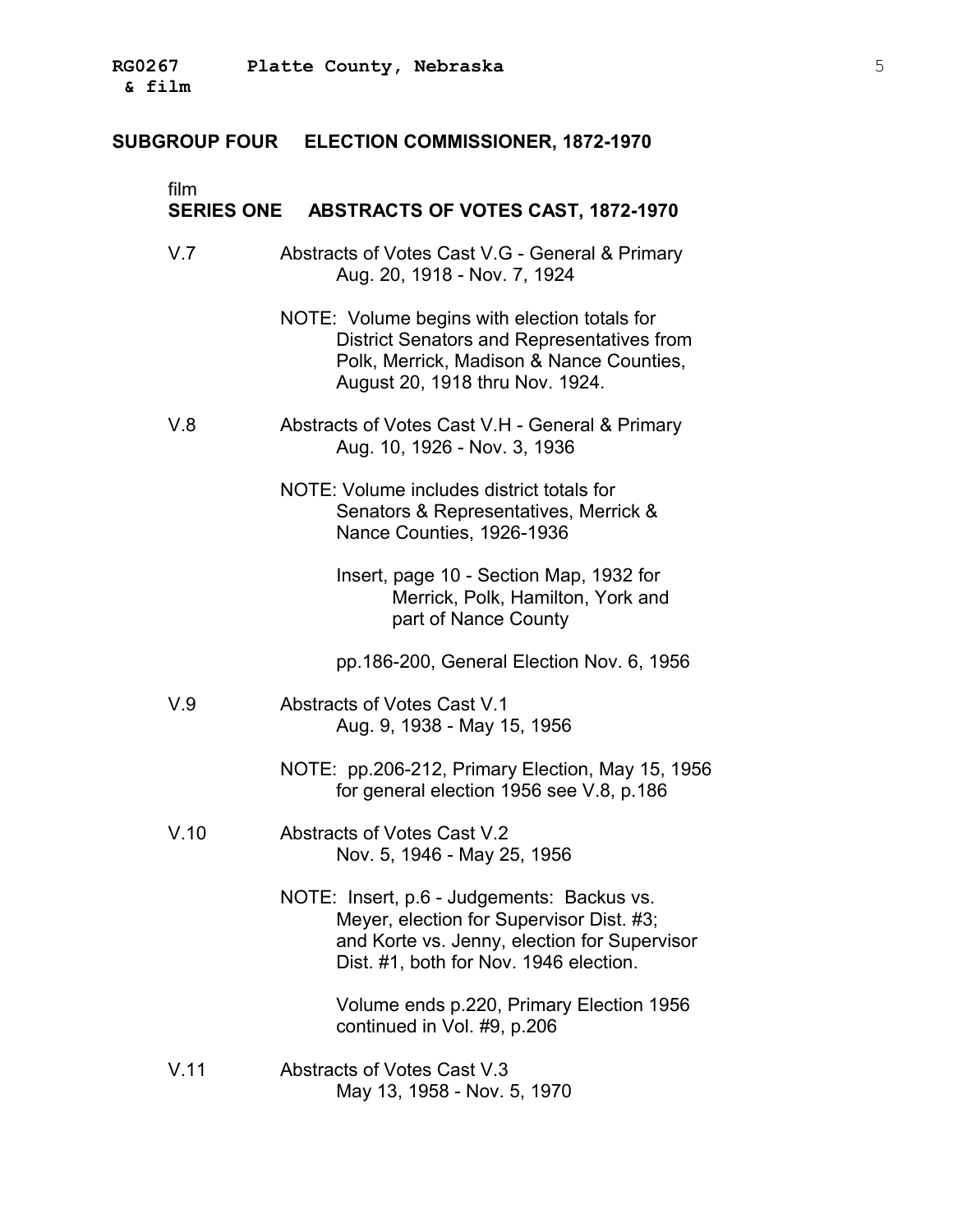## SUBGROUP FOUR ELECTION COMMISSIONER, 1872-1970

film
### SERIES ONE ABSTRACTS OF VOTES CAST, 1872-1970

V.7 Abstracts of Votes Cast V.G - General & Primary
Aug. 20, 1918 - Nov. 7, 1924

NOTE: Volume begins with election totals for District Senators and Representatives from Polk, Merrick, Madison & Nance Counties, August 20, 1918 thru Nov. 1924.

V.8 Abstracts of Votes Cast V.H - General & Primary
Aug. 10, 1926 - Nov. 3, 1936

NOTE: Volume includes district totals for Senators & Representatives, Merrick & Nance Counties, 1926-1936

Insert, page 10 - Section Map, 1932 for Merrick, Polk, Hamilton, York and part of Nance County

pp.186-200, General Election Nov. 6, 1956

V.9 Abstracts of Votes Cast V.1
Aug. 9, 1938 - May 15, 1956

NOTE: pp.206-212, Primary Election, May 15, 1956 for general election 1956 see V.8, p.186

V.10 Abstracts of Votes Cast V.2
Nov. 5, 1946 - May 25, 1956

NOTE: Insert, p.6 - Judgements: Backus vs. Meyer, election for Supervisor Dist. #3; and Korte vs. Jenny, election for Supervisor Dist. #1, both for Nov. 1946 election.

Volume ends p.220, Primary Election 1956 continued in Vol. #9, p.206

V.11 Abstracts of Votes Cast V.3
May 13, 1958 - Nov. 5, 1970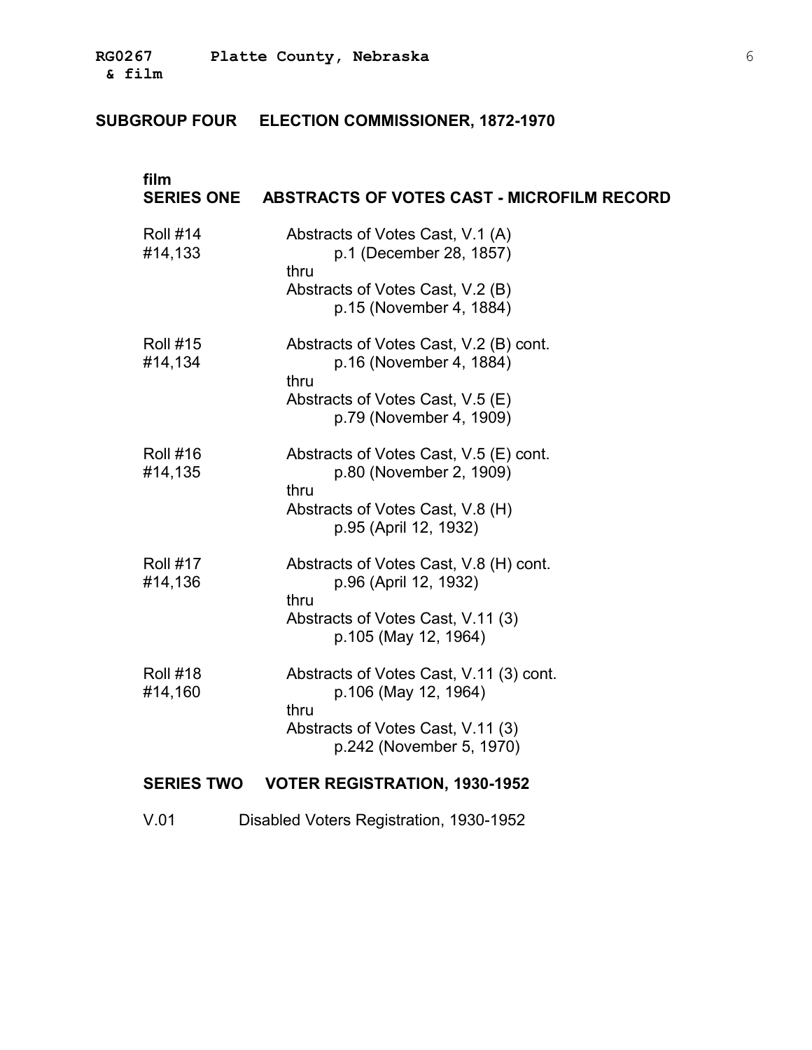## SUBGROUP FOUR ELECTION COMMISSIONER, 1872-1970

### film
### SERIES ONE ABSTRACTS OF VOTES CAST - MICROFILM RECORD

Roll #14
#14,133
Abstracts of Votes Cast, V.1 (A)
p.1 (December 28, 1857)
thru
Abstracts of Votes Cast, V.2 (B)
p.15 (November 4, 1884)

Roll #15
#14,134
Abstracts of Votes Cast, V.2 (B) cont.
p.16 (November 4, 1884)
thru
Abstracts of Votes Cast, V.5 (E)
p.79 (November 4, 1909)

Roll #16
#14,135
Abstracts of Votes Cast, V.5 (E) cont.
p.80 (November 2, 1909)
thru
Abstracts of Votes Cast, V.8 (H)
p.95 (April 12, 1932)

Roll #17
#14,136
Abstracts of Votes Cast, V.8 (H) cont.
p.96 (April 12, 1932)
thru
Abstracts of Votes Cast, V.11 (3)
p.105 (May 12, 1964)

Roll #18
#14,160
Abstracts of Votes Cast, V.11 (3) cont.
p.106 (May 12, 1964)
thru
Abstracts of Votes Cast, V.11 (3)
p.242 (November 5, 1970)

### SERIES TWO VOTER REGISTRATION, 1930-1952

V.01 Disabled Voters Registration, 1930-1952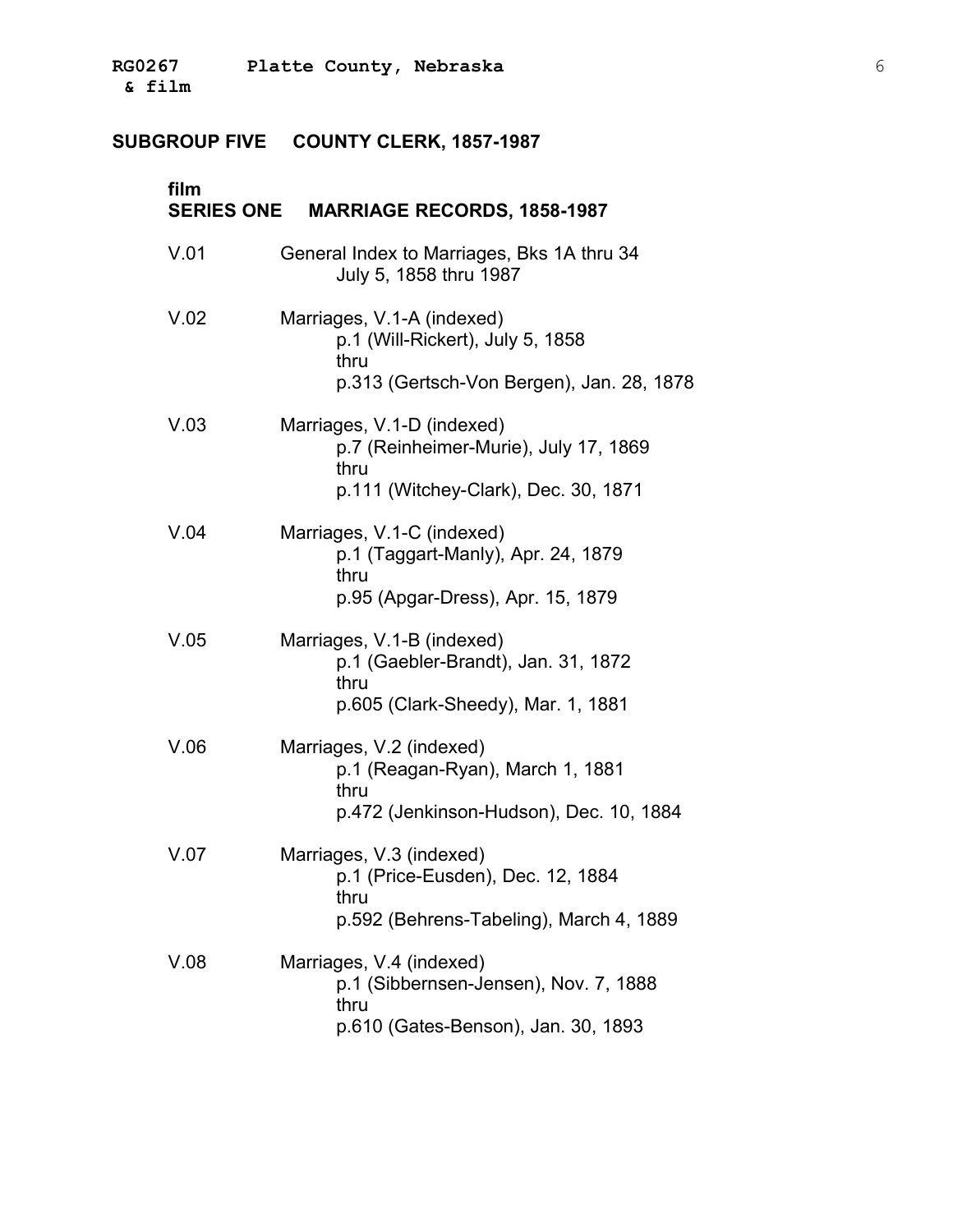## SUBGROUP FIVE COUNTY CLERK, 1857-1987

### film
### SERIES ONE MARRIAGE RECORDS, 1858-1987

V.01 General Index to Marriages, Bks 1A thru 34
July 5, 1858 thru 1987

V.02 Marriages, V.1-A (indexed)
p.1 (Will-Rickert), July 5, 1858
thru
p.313 (Gertsch-Von Bergen), Jan. 28, 1878

V.03 Marriages, V.1-D (indexed)
p.7 (Reinheimer-Murie), July 17, 1869
thru
p.111 (Witchey-Clark), Dec. 30, 1871

V.04 Marriages, V.1-C (indexed)
p.1 (Taggart-Manly), Apr. 24, 1879
thru
p.95 (Apgar-Dress), Apr. 15, 1879

V.05 Marriages, V.1-B (indexed)
p.1 (Gaebler-Brandt), Jan. 31, 1872
thru
p.605 (Clark-Sheedy), Mar. 1, 1881

V.06 Marriages, V.2 (indexed)
p.1 (Reagan-Ryan), March 1, 1881
thru
p.472 (Jenkinson-Hudson), Dec. 10, 1884

V.07 Marriages, V.3 (indexed)
p.1 (Price-Eusden), Dec. 12, 1884
thru
p.592 (Behrens-Tabeling), March 4, 1889

V.08 Marriages, V.4 (indexed)
p.1 (Sibbernsen-Jensen), Nov. 7, 1888
thru
p.610 (Gates-Benson), Jan. 30, 1893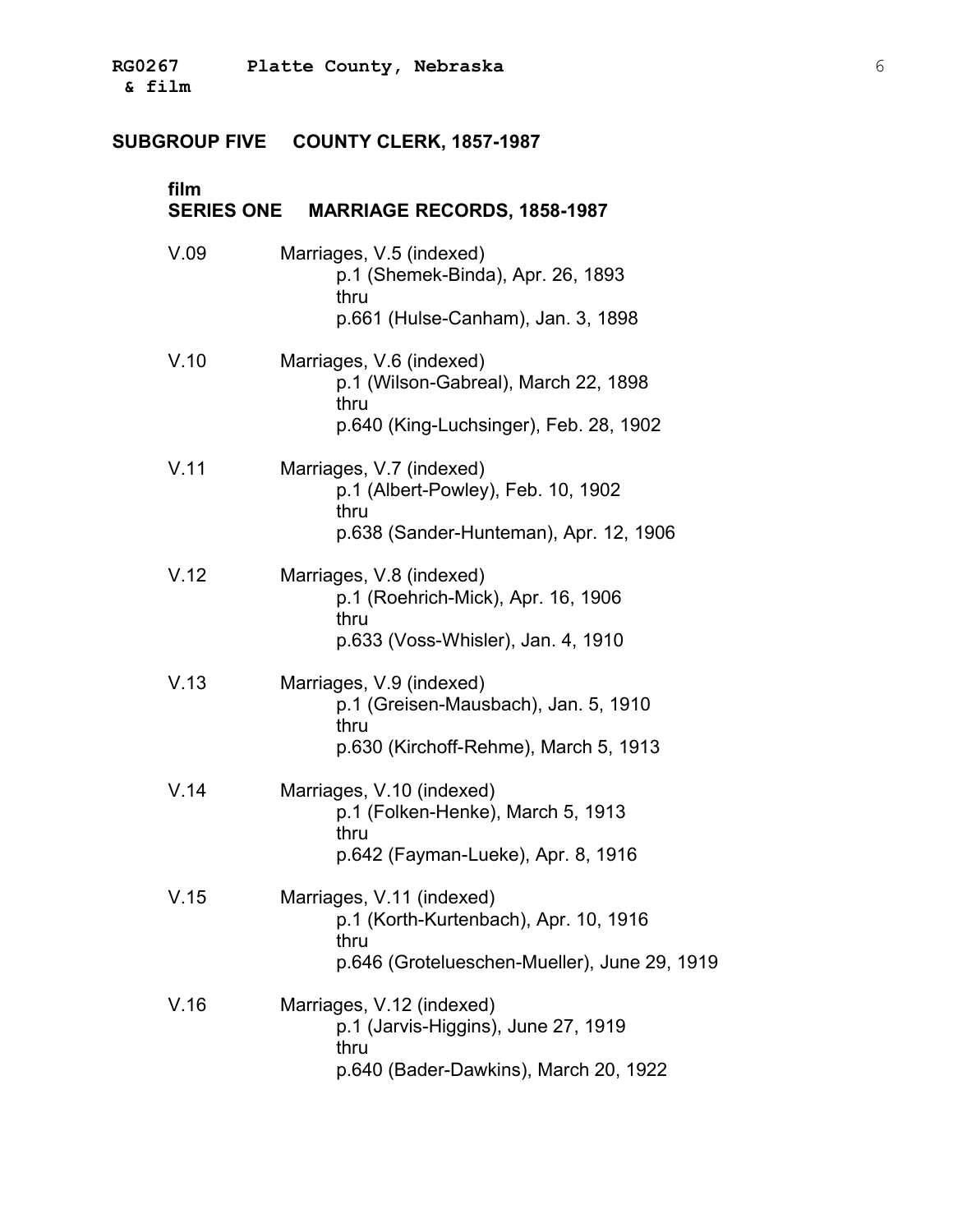## SUBGROUP FIVE COUNTY CLERK, 1857-1987

### film
### SERIES ONE MARRIAGE RECORDS, 1858-1987

V.09 Marriages, V.5 (indexed)
p.1 (Shemek-Binda), Apr. 26, 1893
thru
p.661 (Hulse-Canham), Jan. 3, 1898

V.10 Marriages, V.6 (indexed)
p.1 (Wilson-Gabreal), March 22, 1898
thru
p.640 (King-Luchsinger), Feb. 28, 1902

V.11 Marriages, V.7 (indexed)
p.1 (Albert-Powley), Feb. 10, 1902
thru
p.638 (Sander-Hunteman), Apr. 12, 1906

V.12 Marriages, V.8 (indexed)
p.1 (Roehrich-Mick), Apr. 16, 1906
thru
p.633 (Voss-Whisler), Jan. 4, 1910

V.13 Marriages, V.9 (indexed)
p.1 (Greisen-Mausbach), Jan. 5, 1910
thru
p.630 (Kirchoff-Rehme), March 5, 1913

V.14 Marriages, V.10 (indexed)
p.1 (Folken-Henke), March 5, 1913
thru
p.642 (Fayman-Lueke), Apr. 8, 1916

V.15 Marriages, V.11 (indexed)
p.1 (Korth-Kurtenbach), Apr. 10, 1916
thru
p.646 (Grotelueschen-Mueller), June 29, 1919

V.16 Marriages, V.12 (indexed)
p.1 (Jarvis-Higgins), June 27, 1919
thru
p.640 (Bader-Dawkins), March 20, 1922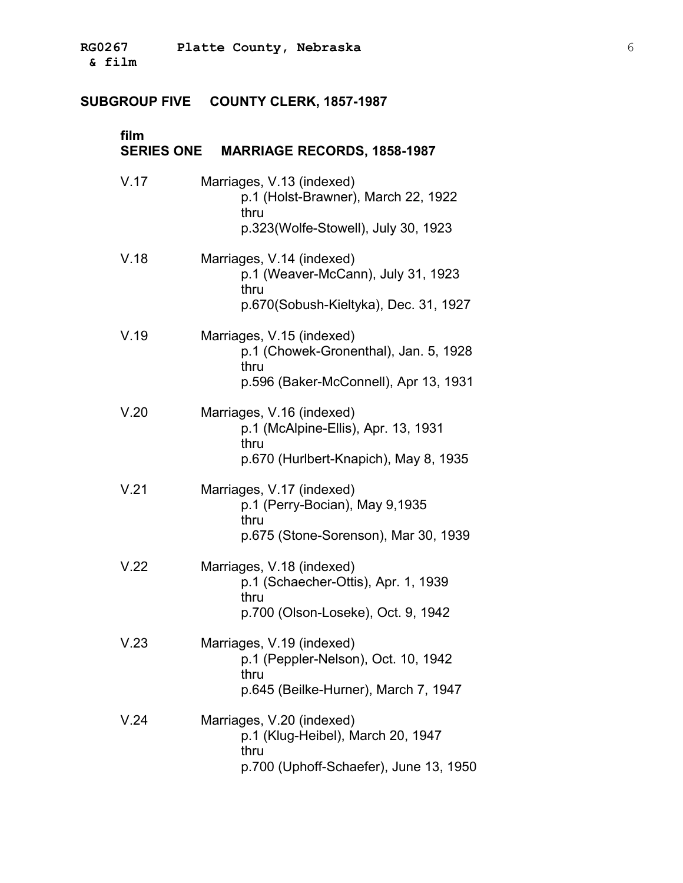## SUBGROUP FIVE COUNTY CLERK, 1857-1987

### film
### SERIES ONE MARRIAGE RECORDS, 1858-1987

V.17 Marriages, V.13 (indexed)
p.1 (Holst-Brawner), March 22, 1922
thru
p.323(Wolfe-Stowell), July 30, 1923

V.18 Marriages, V.14 (indexed)
p.1 (Weaver-McCann), July 31, 1923
thru
p.670(Sobush-Kieltyka), Dec. 31, 1927

V.19 Marriages, V.15 (indexed)
p.1 (Chowek-Gronenthal), Jan. 5, 1928
thru
p.596 (Baker-McConnell), Apr 13, 1931

V.20 Marriages, V.16 (indexed)
p.1 (McAlpine-Ellis), Apr. 13, 1931
thru
p.670 (Hurlbert-Knapich), May 8, 1935

V.21 Marriages, V.17 (indexed)
p.1 (Perry-Bocian), May 9,1935
thru
p.675 (Stone-Sorenson), Mar 30, 1939

V.22 Marriages, V.18 (indexed)
p.1 (Schaecher-Ottis), Apr. 1, 1939
thru
p.700 (Olson-Loseke), Oct. 9, 1942

V.23 Marriages, V.19 (indexed)
p.1 (Peppler-Nelson), Oct. 10, 1942
thru
p.645 (Beilke-Hurner), March 7, 1947

V.24 Marriages, V.20 (indexed)
p.1 (Klug-Heibel), March 20, 1947
thru
p.700 (Uphoff-Schaefer), June 13, 1950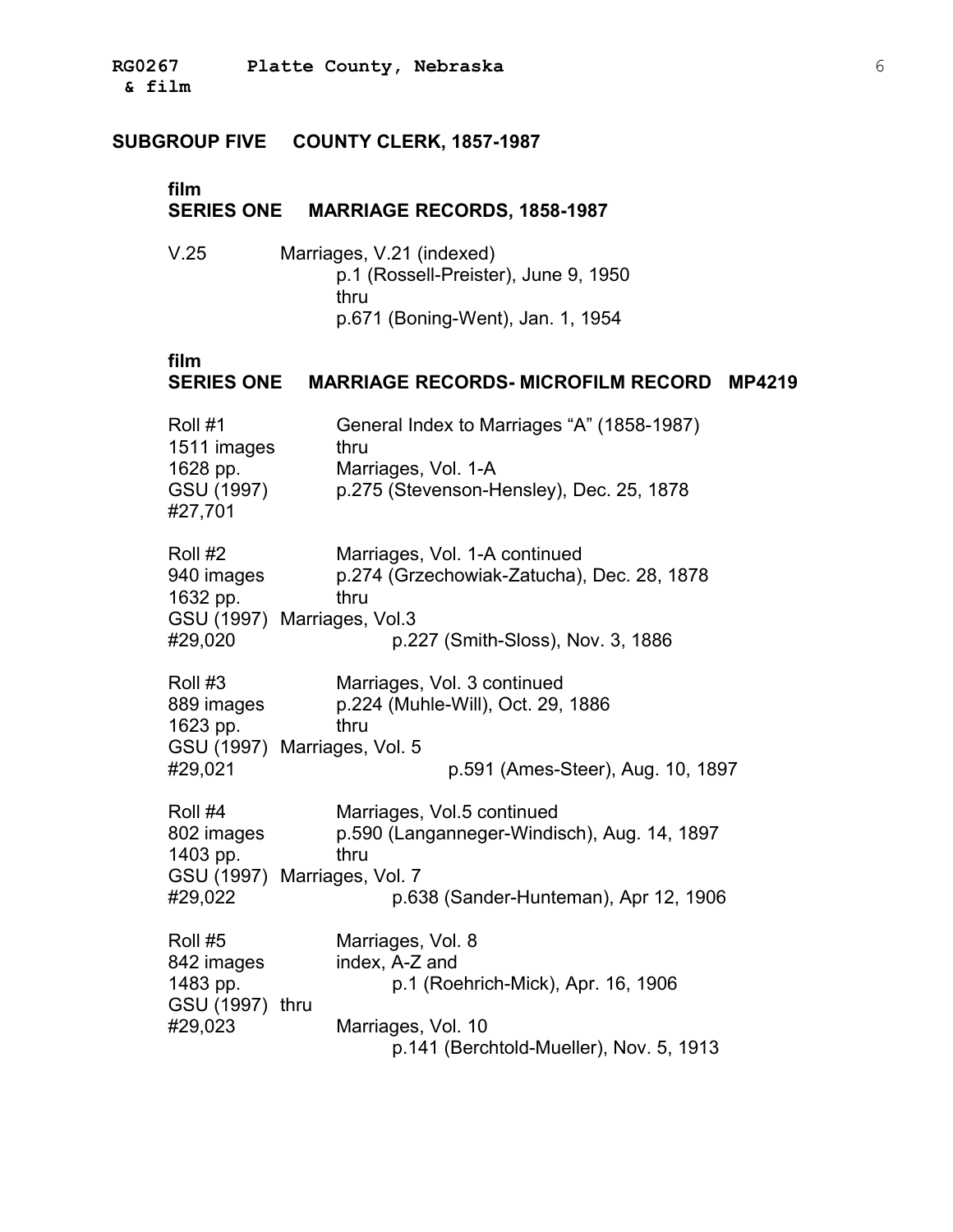## SUBGROUP FIVE COUNTY CLERK, 1857-1987

### film
### SERIES ONE MARRIAGE RECORDS, 1858-1987

V.25 Marriages, V.21 (indexed)
p.1 (Rossell-Preister), June 9, 1950
thru
p.671 (Boning-Went), Jan. 1, 1954

### film
### SERIES ONE MARRIAGE RECORDS- MICROFILM RECORD MP4219

Roll #1
1511 images
1628 pp.
GSU (1997)
#27,701

General Index to Marriages "A" (1858-1987)
thru
Marriages, Vol. 1-A
p.275 (Stevenson-Hensley), Dec. 25, 1878

Roll #2
940 images
1632 pp.
GSU (1997)
#29,020

Marriages, Vol. 1-A continued
p.274 (Grzechowiak-Zatucha), Dec. 28, 1878
thru
Marriages, Vol.3
p.227 (Smith-Sloss), Nov. 3, 1886

Roll #3
889 images
1623 pp.
GSU (1997)
#29,021

Marriages, Vol. 3 continued
p.224 (Muhle-Will), Oct. 29, 1886
thru
Marriages, Vol. 5
p.591 (Ames-Steer), Aug. 10, 1897

Roll #4
802 images
1403 pp.
GSU (1997)
#29,022

Marriages, Vol.5 continued
p.590 (Langanneger-Windisch), Aug. 14, 1897
thru
Marriages, Vol. 7
p.638 (Sander-Hunteman), Apr 12, 1906

Roll #5
842 images
1483 pp.
GSU (1997)
#29,023

Marriages, Vol. 8
index, A-Z and
p.1 (Roehrich-Mick), Apr. 16, 1906
thru
Marriages, Vol. 10
p.141 (Berchtold-Mueller), Nov. 5, 1913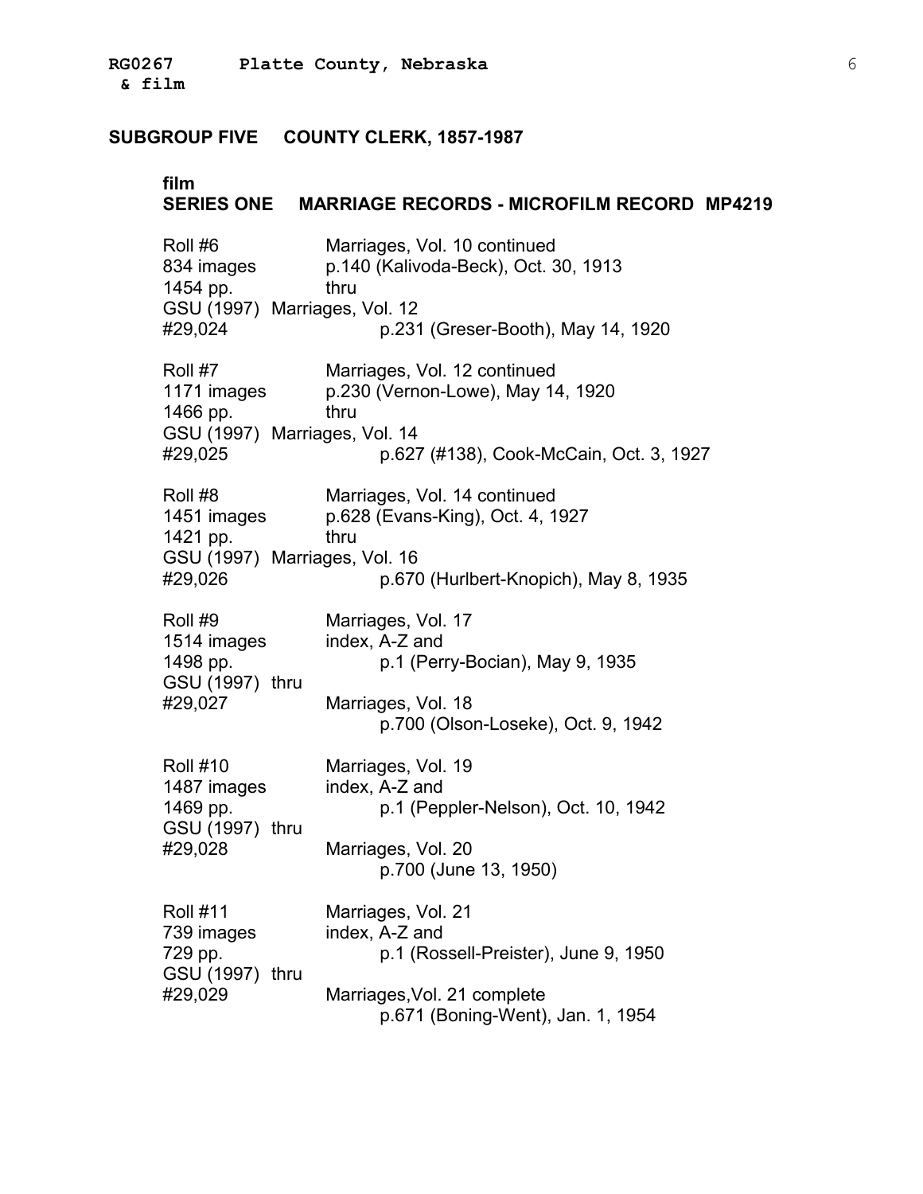## SUBGROUP FIVE COUNTY CLERK, 1857-1987

### film
### SERIES ONE MARRIAGE RECORDS - MICROFILM RECORD MP4219

| | |
|---|---|
| Roll #6<br>834 images<br>1454 pp.<br>GSU (1997)<br>#29,024 | Marriages, Vol. 10 continued<br>p.140 (Kalivoda-Beck), Oct. 30, 1913<br>thru<br>Marriages, Vol. 12<br>p.231 (Greser-Booth), May 14, 1920 |
| Roll #7<br>1171 images<br>1466 pp.<br>GSU (1997)<br>#29,025 | Marriages, Vol. 12 continued<br>p.230 (Vernon-Lowe), May 14, 1920<br>thru<br>Marriages, Vol. 14<br>p.627 (#138), Cook-McCain, Oct. 3, 1927 |
| Roll #8<br>1451 images<br>1421 pp.<br>GSU (1997)<br>#29,026 | Marriages, Vol. 14 continued<br>p.628 (Evans-King), Oct. 4, 1927<br>thru<br>Marriages, Vol. 16<br>p.670 (Hurlbert-Knopich), May 8, 1935 |
| Roll #9<br>1514 images<br>1498 pp.<br>GSU (1997)<br>#29,027 | Marriages, Vol. 17<br>index, A-Z and<br>p.1 (Perry-Bocian), May 9, 1935<br>thru<br>Marriages, Vol. 18<br>p.700 (Olson-Loseke), Oct. 9, 1942 |
| Roll #10<br>1487 images<br>1469 pp.<br>GSU (1997)<br>#29,028 | Marriages, Vol. 19<br>index, A-Z and<br>p.1 (Peppler-Nelson), Oct. 10, 1942<br>thru<br>Marriages, Vol. 20<br>p.700 (June 13, 1950) |
| Roll #11<br>739 images<br>729 pp.<br>GSU (1997)<br>#29,029 | Marriages, Vol. 21<br>index, A-Z and<br>p.1 (Rossell-Preister), June 9, 1950<br>thru<br>Marriages,Vol. 21 complete<br>p.671 (Boning-Went), Jan. 1, 1954 |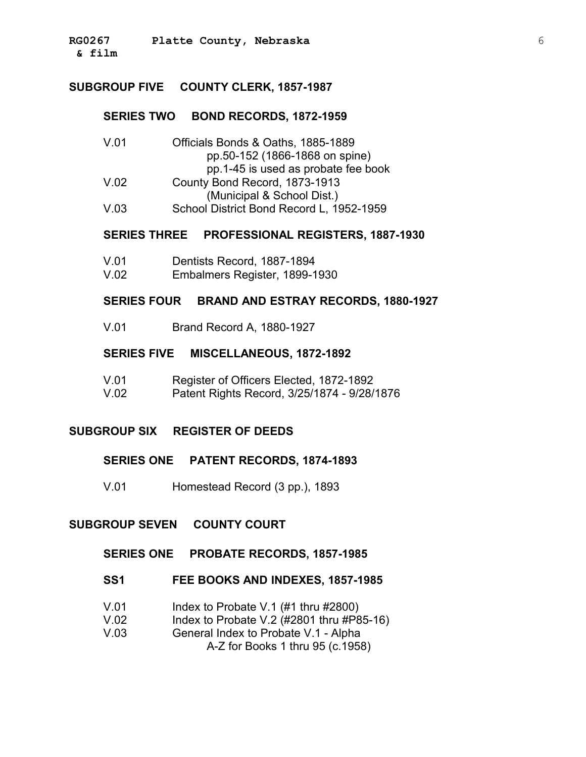## SUBGROUP FIVE COUNTY CLERK, 1857-1987

### SERIES TWO BOND RECORDS, 1872-1959

V.01 Officials Bonds & Oaths, 1885-1889
  pp.50-152 (1866-1868 on spine)
  pp.1-45 is used as probate fee book
V.02 County Bond Record, 1873-1913
  (Municipal & School Dist.)
V.03 School District Bond Record L, 1952-1959

### SERIES THREE PROFESSIONAL REGISTERS, 1887-1930

V.01 Dentists Record, 1887-1894
V.02 Embalmers Register, 1899-1930

### SERIES FOUR BRAND AND ESTRAY RECORDS, 1880-1927

V.01 Brand Record A, 1880-1927

### SERIES FIVE MISCELLANEOUS, 1872-1892

V.01 Register of Officers Elected, 1872-1892
V.02 Patent Rights Record, 3/25/1874 - 9/28/1876

## SUBGROUP SIX REGISTER OF DEEDS

### SERIES ONE PATENT RECORDS, 1874-1893

V.01 Homestead Record (3 pp.), 1893

## SUBGROUP SEVEN COUNTY COURT

### SERIES ONE PROBATE RECORDS, 1857-1985

### SS1 FEE BOOKS AND INDEXES, 1857-1985

V.01 Index to Probate V.1 (#1 thru #2800)
V.02 Index to Probate V.2 (#2801 thru #P85-16)
V.03 General Index to Probate V.1 - Alpha
  A-Z for Books 1 thru 95 (c.1958)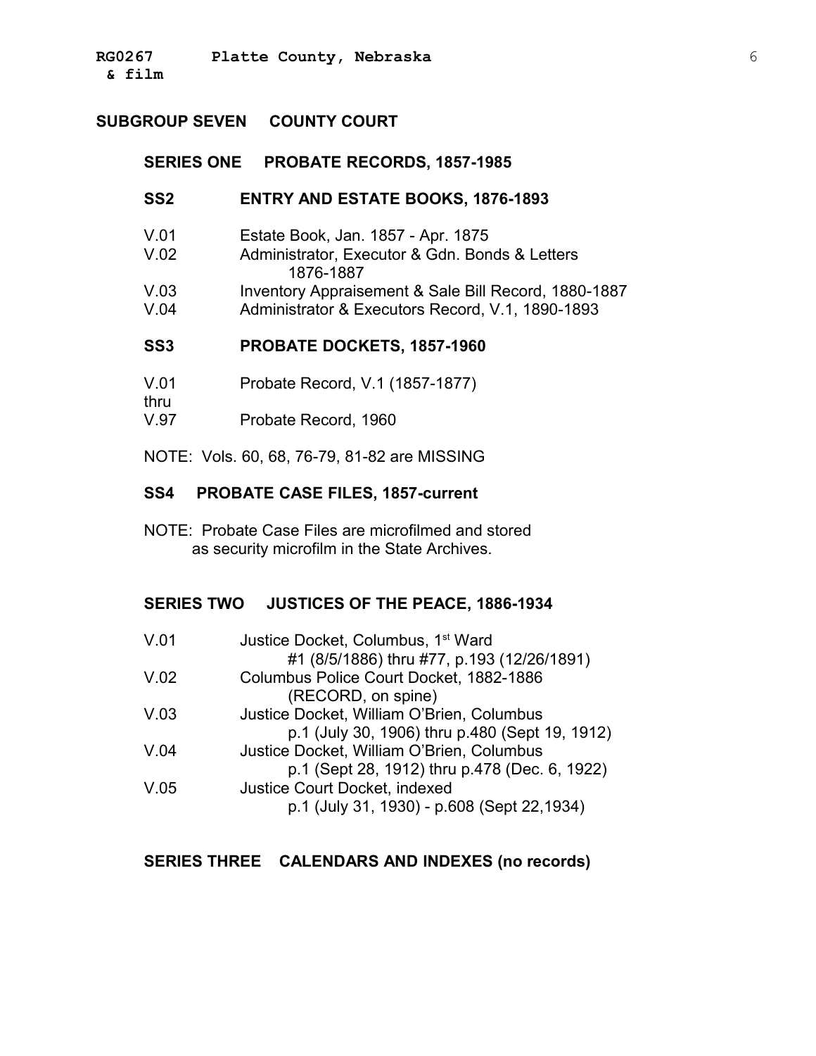## SUBGROUP SEVEN COUNTY COURT

### SERIES ONE PROBATE RECORDS, 1857-1985

#### SS2 ENTRY AND ESTATE BOOKS, 1876-1893

| | |
|---|---|
| V.01 | Estate Book, Jan. 1857 - Apr. 1875 |
| V.02 | Administrator, Executor & Gdn. Bonds & Letters 1876-1887 |
| V.03 | Inventory Appraisement & Sale Bill Record, 1880-1887 |
| V.04 | Administrator & Executors Record, V.1, 1890-1893 |

#### SS3 PROBATE DOCKETS, 1857-1960

| | |
|---|---|
| V.01 | Probate Record, V.1 (1857-1877) |
| thru | |
| V.97 | Probate Record, 1960 |

NOTE: Vols. 60, 68, 76-79, 81-82 are MISSING

#### SS4 PROBATE CASE FILES, 1857-current

NOTE: Probate Case Files are microfilmed and stored as security microfilm in the State Archives.

### SERIES TWO JUSTICES OF THE PEACE, 1886-1934

| | |
|---|---|
| V.01 | Justice Docket, Columbus, 1st Ward #1 (8/5/1886) thru #77, p.193 (12/26/1891) |
| V.02 | Columbus Police Court Docket, 1882-1886 (RECORD, on spine) |
| V.03 | Justice Docket, William O'Brien, Columbus p.1 (July 30, 1906) thru p.480 (Sept 19, 1912) |
| V.04 | Justice Docket, William O'Brien, Columbus p.1 (Sept 28, 1912) thru p.478 (Dec. 6, 1922) |
| V.05 | Justice Court Docket, indexed p.1 (July 31, 1930) - p.608 (Sept 22,1934) |

### SERIES THREE CALENDARS AND INDEXES (no records)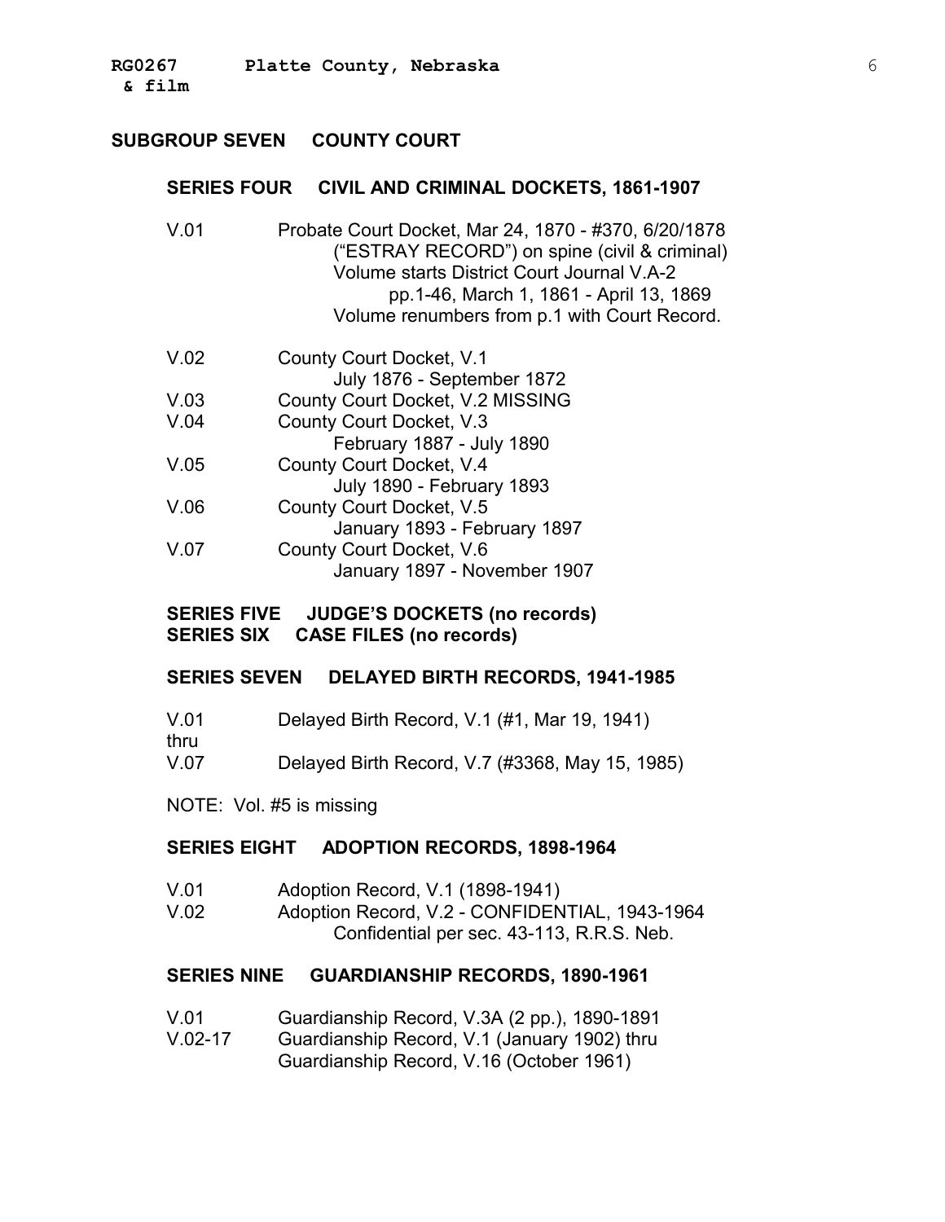## SUBGROUP SEVEN COUNTY COURT

### SERIES FOUR CIVIL AND CRIMINAL DOCKETS, 1861-1907

V.01 Probate Court Docket, Mar 24, 1870 - #370, 6/20/1878
("ESTRAY RECORD") on spine (civil & criminal)
Volume starts District Court Journal V.A-2
pp.1-46, March 1, 1861 - April 13, 1869
Volume renumbers from p.1 with Court Record.

V.02 County Court Docket, V.1
July 1876 - September 1872
V.03 County Court Docket, V.2 MISSING
V.04 County Court Docket, V.3
February 1887 - July 1890
V.05 County Court Docket, V.4
July 1890 - February 1893
V.06 County Court Docket, V.5
January 1893 - February 1897
V.07 County Court Docket, V.6
January 1897 - November 1907

### SERIES FIVE JUDGE'S DOCKETS (no records)
### SERIES SIX CASE FILES (no records)

### SERIES SEVEN DELAYED BIRTH RECORDS, 1941-1985

V.01 Delayed Birth Record, V.1 (#1, Mar 19, 1941)
thru
V.07 Delayed Birth Record, V.7 (#3368, May 15, 1985)

NOTE: Vol. #5 is missing

### SERIES EIGHT ADOPTION RECORDS, 1898-1964

V.01 Adoption Record, V.1 (1898-1941)
V.02 Adoption Record, V.2 - CONFIDENTIAL, 1943-1964
Confidential per sec. 43-113, R.R.S. Neb.

### SERIES NINE GUARDIANSHIP RECORDS, 1890-1961

V.01 Guardianship Record, V.3A (2 pp.), 1890-1891
V.02-17 Guardianship Record, V.1 (January 1902) thru
Guardianship Record, V.16 (October 1961)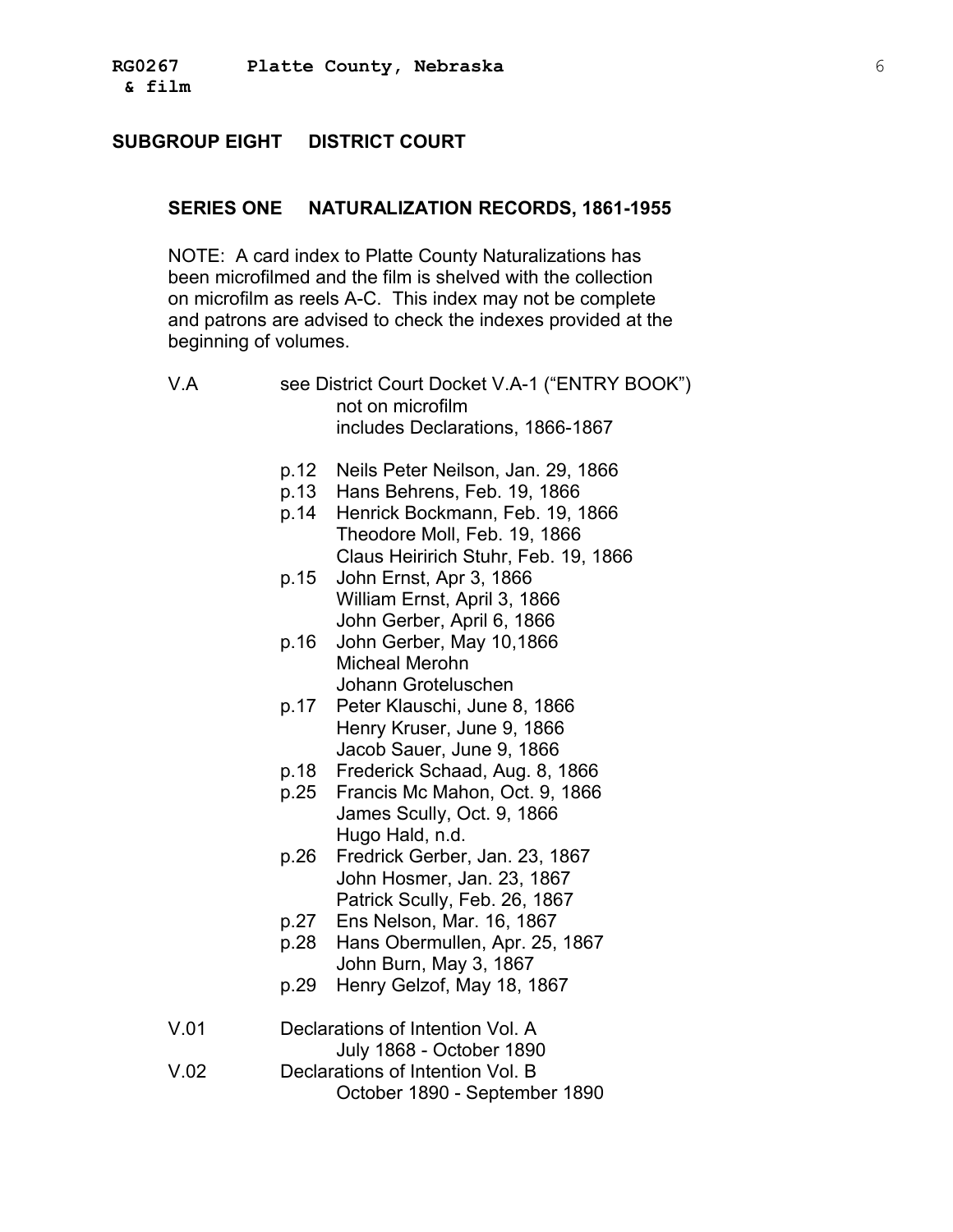## SUBGROUP EIGHT DISTRICT COURT

### SERIES ONE NATURALIZATION RECORDS, 1861-1955

NOTE: A card index to Platte County Naturalizations has been microfilmed and the film is shelved with the collection on microfilm as reels A-C. This index may not be complete and patrons are advised to check the indexes provided at the beginning of volumes.

V.A see District Court Docket V.A-1 ("ENTRY BOOK")
not on microfilm
includes Declarations, 1866-1867

- p.12 Neils Peter Neilson, Jan. 29, 1866
- p.13 Hans Behrens, Feb. 19, 1866
- p.14 Henrick Bockmann, Feb. 19, 1866
  Theodore Moll, Feb. 19, 1866
  Claus Heiririch Stuhr, Feb. 19, 1866
- p.15 John Ernst, Apr 3, 1866
  William Ernst, April 3, 1866
  John Gerber, April 6, 1866
- p.16 John Gerber, May 10,1866
  Micheal Merohn
  Johann Groteluschen
- p.17 Peter Klauschi, June 8, 1866
  Henry Kruser, June 9, 1866
  Jacob Sauer, June 9, 1866
- p.18 Frederick Schaad, Aug. 8, 1866
- p.25 Francis Mc Mahon, Oct. 9, 1866
  James Scully, Oct. 9, 1866
  Hugo Hald, n.d.
- p.26 Fredrick Gerber, Jan. 23, 1867
  John Hosmer, Jan. 23, 1867
  Patrick Scully, Feb. 26, 1867
- p.27 Ens Nelson, Mar. 16, 1867
- p.28 Hans Obermullen, Apr. 25, 1867
  John Burn, May 3, 1867
- p.29 Henry Gelzof, May 18, 1867

V.01 Declarations of Intention Vol. A
July 1868 - October 1890

V.02 Declarations of Intention Vol. B
October 1890 - September 1890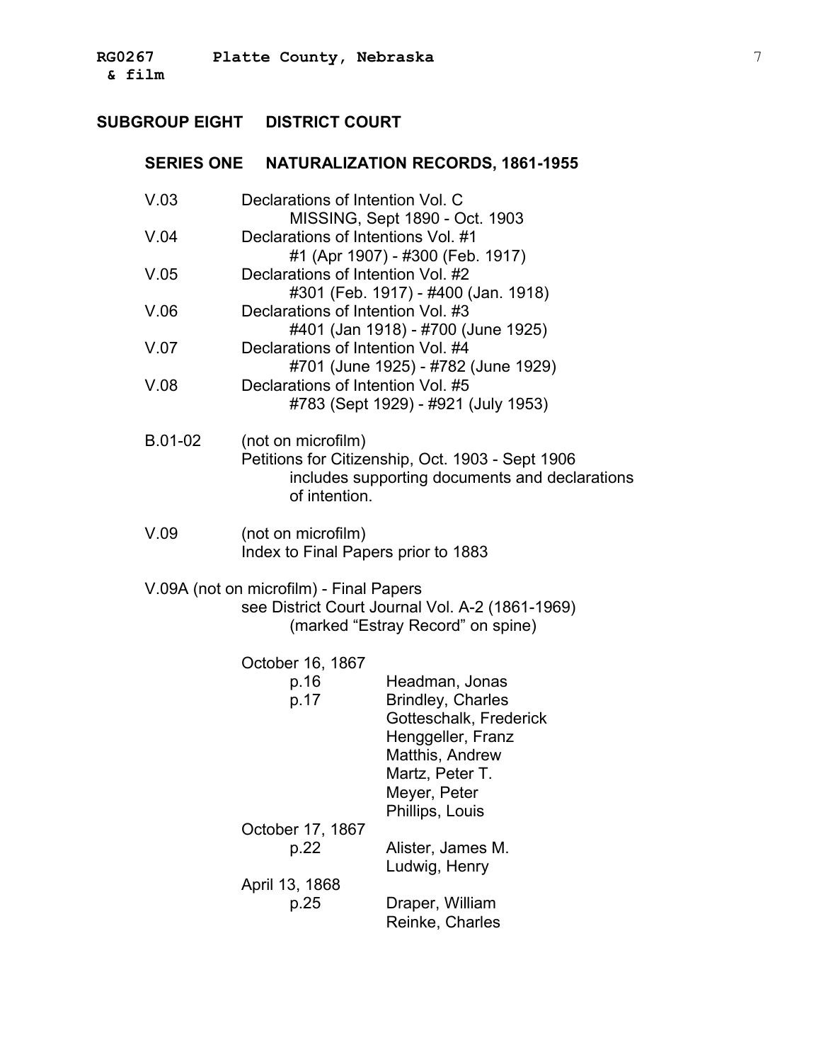## SUBGROUP EIGHT DISTRICT COURT

### SERIES ONE NATURALIZATION RECORDS, 1861-1955

V.03 Declarations of Intention Vol. C
MISSING, Sept 1890 - Oct. 1903

V.04 Declarations of Intentions Vol. #1
#1 (Apr 1907) - #300 (Feb. 1917)

V.05 Declarations of Intention Vol. #2
#301 (Feb. 1917) - #400 (Jan. 1918)

V.06 Declarations of Intention Vol. #3
#401 (Jan 1918) - #700 (June 1925)

V.07 Declarations of Intention Vol. #4
#701 (June 1925) - #782 (June 1929)

V.08 Declarations of Intention Vol. #5
#783 (Sept 1929) - #921 (July 1953)

B.01-02 (not on microfilm)
Petitions for Citizenship, Oct. 1903 - Sept 1906
includes supporting documents and declarations of intention.

V.09 (not on microfilm)
Index to Final Papers prior to 1883

V.09A (not on microfilm) - Final Papers
see District Court Journal Vol. A-2 (1861-1969)
(marked "Estray Record" on spine)

October 16, 1867
- p.16 Headman, Jonas
- p.17 Brindley, Charles
  - Gotteschalk, Frederick
  - Henggeller, Franz
  - Matthis, Andrew
  - Martz, Peter T.
  - Meyer, Peter
  - Phillips, Louis

October 17, 1867
- p.22 Alister, James M.
  - Ludwig, Henry

April 13, 1868
- p.25 Draper, William
  - Reinke, Charles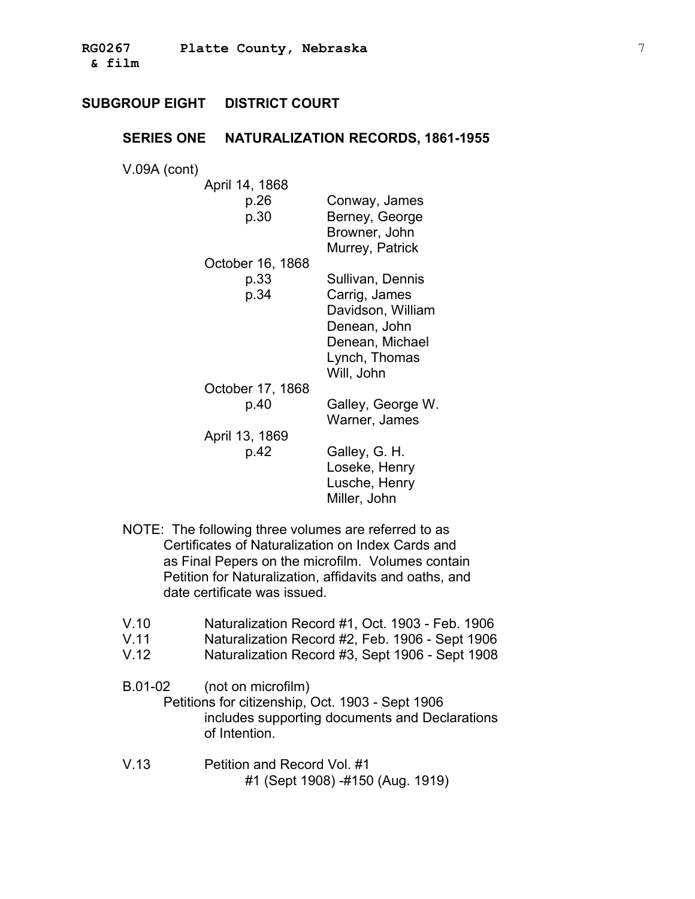## SUBGROUP EIGHT DISTRICT COURT

### SERIES ONE NATURALIZATION RECORDS, 1861-1955

V.09A (cont)

April 14, 1868
- p.26 Conway, James
- p.30 Berney, George
  - Browner, John
  - Murrey, Patrick

October 16, 1868
- p.33 Sullivan, Dennis
- p.34 Carrig, James
  - Davidson, William
  - Denean, John
  - Denean, Michael
  - Lynch, Thomas
  - Will, John

October 17, 1868
- p.40 Galley, George W.
  - Warner, James

April 13, 1869
- p.42 Galley, G. H.
  - Loseke, Henry
  - Lusche, Henry
  - Miller, John

NOTE: The following three volumes are referred to as Certificates of Naturalization on Index Cards and as Final Pepers on the microfilm. Volumes contain Petition for Naturalization, affidavits and oaths, and date certificate was issued.

V.10 Naturalization Record #1, Oct. 1903 - Feb. 1906
V.11 Naturalization Record #2, Feb. 1906 - Sept 1906
V.12 Naturalization Record #3, Sept 1906 - Sept 1908

B.01-02 (not on microfilm)
Petitions for citizenship, Oct. 1903 - Sept 1906 includes supporting documents and Declarations of Intention.

V.13 Petition and Record Vol. #1
#1 (Sept 1908) -#150 (Aug. 1919)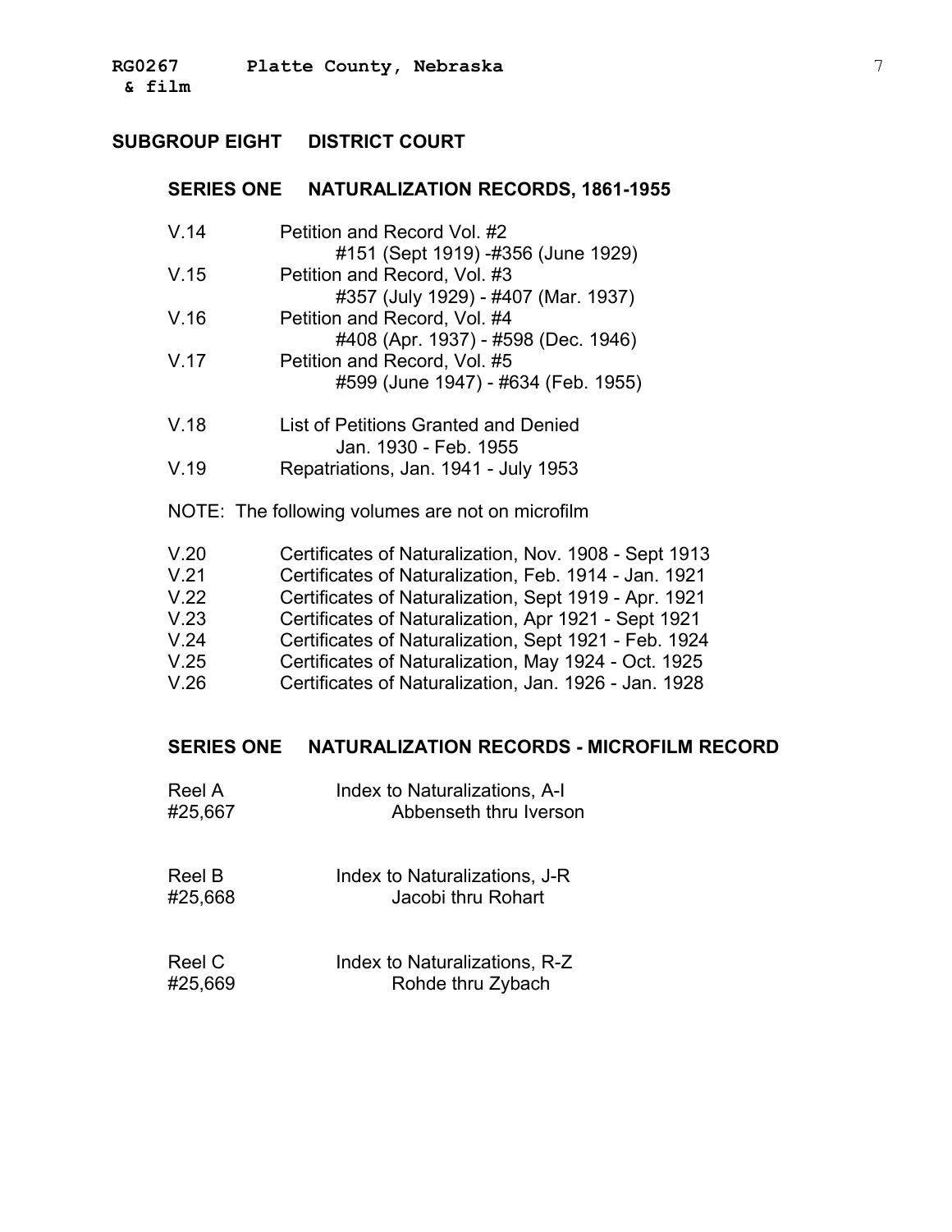## SUBGROUP EIGHT DISTRICT COURT

### SERIES ONE NATURALIZATION RECORDS, 1861-1955

V.14 Petition and Record Vol. #2
#151 (Sept 1919) -#356 (June 1929)

V.15 Petition and Record, Vol. #3
#357 (July 1929) - #407 (Mar. 1937)

V.16 Petition and Record, Vol. #4
#408 (Apr. 1937) - #598 (Dec. 1946)

V.17 Petition and Record, Vol. #5
#599 (June 1947) - #634 (Feb. 1955)

V.18 List of Petitions Granted and Denied
Jan. 1930 - Feb. 1955

V.19 Repatriations, Jan. 1941 - July 1953

NOTE: The following volumes are not on microfilm

V.20 Certificates of Naturalization, Nov. 1908 - Sept 1913
V.21 Certificates of Naturalization, Feb. 1914 - Jan. 1921
V.22 Certificates of Naturalization, Sept 1919 - Apr. 1921
V.23 Certificates of Naturalization, Apr 1921 - Sept 1921
V.24 Certificates of Naturalization, Sept 1921 - Feb. 1924
V.25 Certificates of Naturalization, May 1924 - Oct. 1925
V.26 Certificates of Naturalization, Jan. 1926 - Jan. 1928

### SERIES ONE NATURALIZATION RECORDS - MICROFILM RECORD

Reel A #25,667 Index to Naturalizations, A-I
Abbenseth thru Iverson

Reel B #25,668 Index to Naturalizations, J-R
Jacobi thru Rohart

Reel C #25,669 Index to Naturalizations, R-Z
Rohde thru Zybach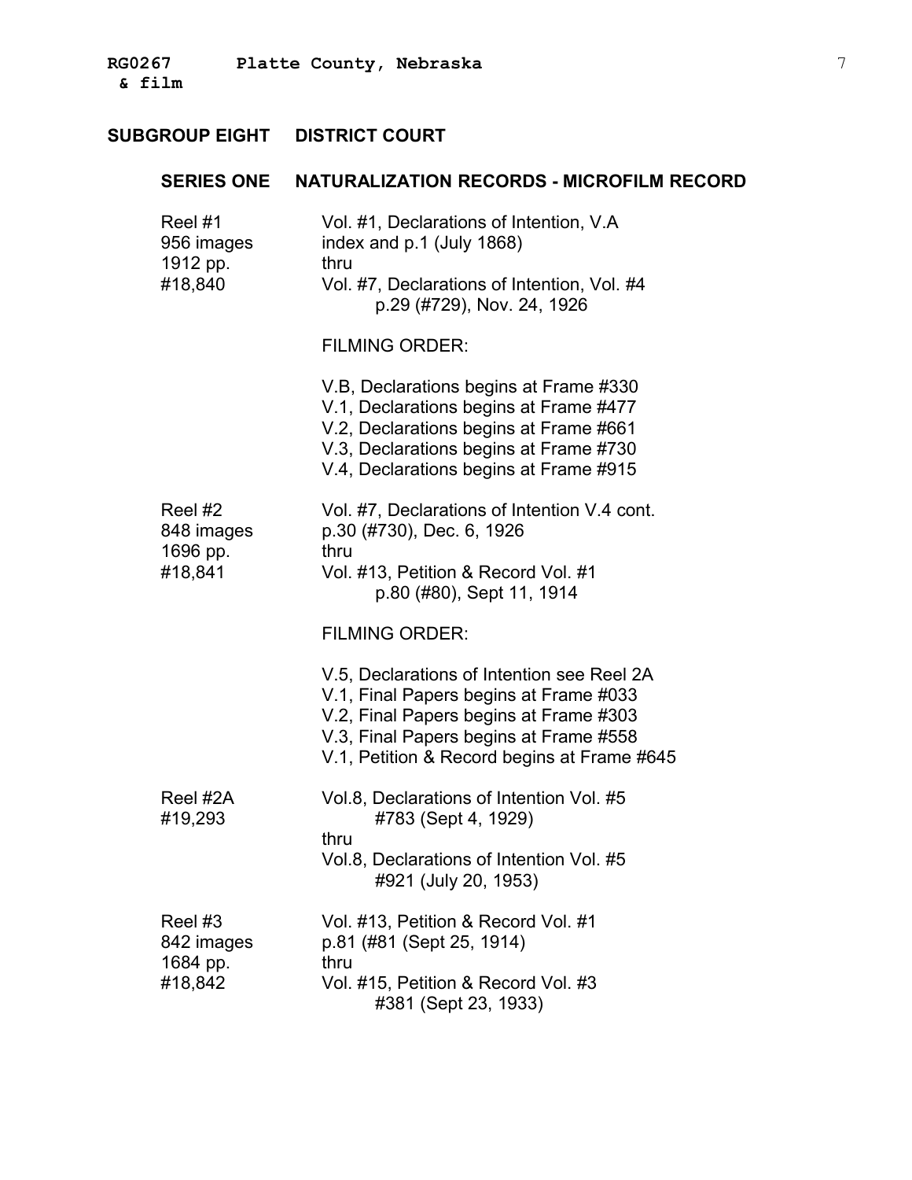## SUBGROUP EIGHT DISTRICT COURT

### SERIES ONE NATURALIZATION RECORDS - MICROFILM RECORD

| | |
|---|---|
| Reel #1<br>956 images<br>1912 pp.<br>#18,840 | Vol. #1, Declarations of Intention, V.A index and p.1 (July 1868)<br>thru<br>Vol. #7, Declarations of Intention, Vol. #4 p.29 (#729), Nov. 24, 1926<br><br>FILMING ORDER:<br><br>V.B, Declarations begins at Frame #330<br>V.1, Declarations begins at Frame #477<br>V.2, Declarations begins at Frame #661<br>V.3, Declarations begins at Frame #730<br>V.4, Declarations begins at Frame #915 |
| Reel #2<br>848 images<br>1696 pp.<br>#18,841 | Vol. #7, Declarations of Intention V.4 cont. p.30 (#730), Dec. 6, 1926<br>thru<br>Vol. #13, Petition & Record Vol. #1 p.80 (#80), Sept 11, 1914<br><br>FILMING ORDER:<br><br>V.5, Declarations of Intention see Reel 2A<br>V.1, Final Papers begins at Frame #033<br>V.2, Final Papers begins at Frame #303<br>V.3, Final Papers begins at Frame #558<br>V.1, Petition & Record begins at Frame #645 |
| Reel #2A<br>#19,293 | Vol.8, Declarations of Intention Vol. #5 #783 (Sept 4, 1929)<br>thru<br>Vol.8, Declarations of Intention Vol. #5 #921 (July 20, 1953) |
| Reel #3<br>842 images<br>1684 pp.<br>#18,842 | Vol. #13, Petition & Record Vol. #1 p.81 (#81 (Sept 25, 1914)<br>thru<br>Vol. #15, Petition & Record Vol. #3 #381 (Sept 23, 1933) |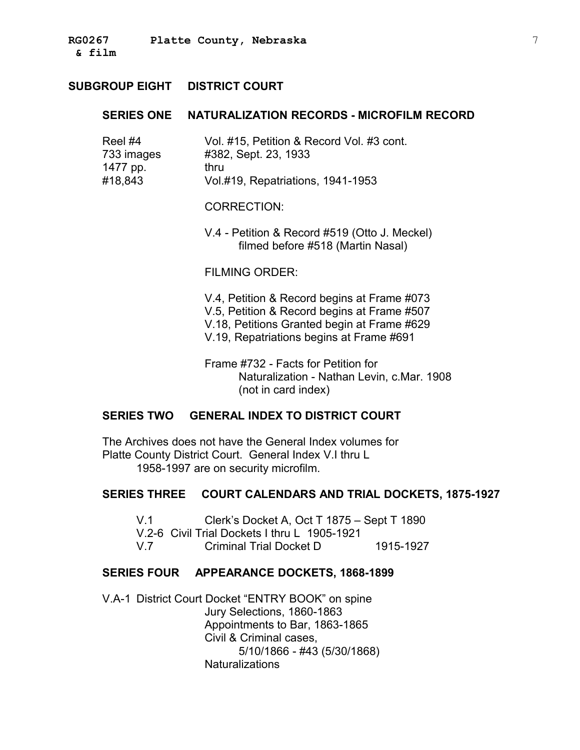## SUBGROUP EIGHT DISTRICT COURT

### SERIES ONE NATURALIZATION RECORDS - MICROFILM RECORD

| | |
|---|---|
| Reel #4 | Vol. #15, Petition & Record Vol. #3 cont. |
| 733 images | #382, Sept. 23, 1933 |
| 1477 pp. | thru |
| #18,843 | Vol.#19, Repatriations, 1941-1953 |

CORRECTION:

V.4 - Petition & Record #519 (Otto J. Meckel) filmed before #518 (Martin Nasal)

FILMING ORDER:

V.4, Petition & Record begins at Frame #073
V.5, Petition & Record begins at Frame #507
V.18, Petitions Granted begin at Frame #629
V.19, Repatriations begins at Frame #691

Frame #732 - Facts for Petition for Naturalization - Nathan Levin, c.Mar. 1908 (not in card index)

### SERIES TWO GENERAL INDEX TO DISTRICT COURT

The Archives does not have the General Index volumes for Platte County District Court. General Index V.I thru L 1958-1997 are on security microfilm.

### SERIES THREE COURT CALENDARS AND TRIAL DOCKETS, 1875-1927

| | | |
|---|---|---|
| V.1 | Clerk's Docket A, Oct T 1875 – Sept T 1890 | |
| V.2-6 | Civil Trial Dockets I thru L 1905-1921 | |
| V.7 | Criminal Trial Docket D | 1915-1927 |

### SERIES FOUR APPEARANCE DOCKETS, 1868-1899

V.A-1 District Court Docket "ENTRY BOOK" on spine
Jury Selections, 1860-1863
Appointments to Bar, 1863-1865
Civil & Criminal cases,
5/10/1866 - #43 (5/30/1868)
Naturalizations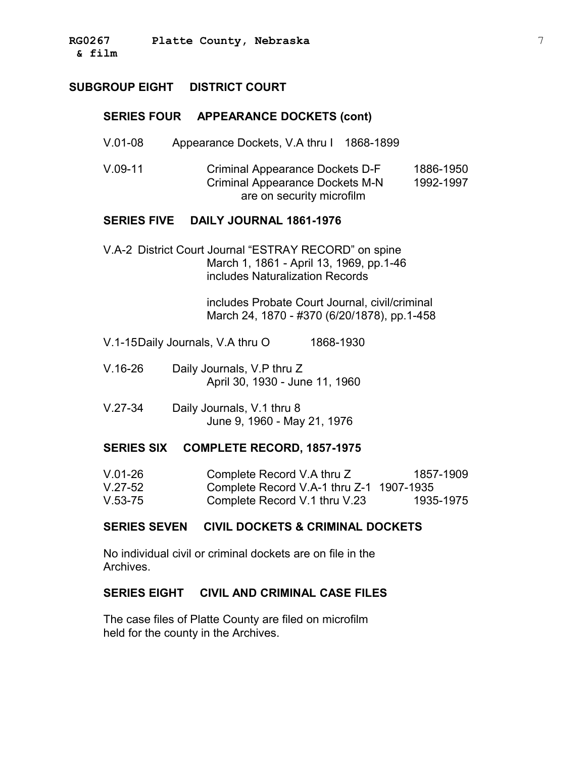**RG0267 Platte County, Nebraska**
**& film**

## SUBGROUP EIGHT DISTRICT COURT

### SERIES FOUR APPEARANCE DOCKETS (cont)

V.01-08 Appearance Dockets, V.A thru I 1868-1899

V.09-11 Criminal Appearance Dockets D-F 1886-1950
Criminal Appearance Dockets M-N 1992-1997
are on security microfilm

### SERIES FIVE DAILY JOURNAL 1861-1976

V.A-2 District Court Journal "ESTRAY RECORD" on spine
March 1, 1861 - April 13, 1969, pp.1-46
includes Naturalization Records

includes Probate Court Journal, civil/criminal
March 24, 1870 - #370 (6/20/1878), pp.1-458

V.1-15 Daily Journals, V.A thru O 1868-1930

V.16-26 Daily Journals, V.P thru Z
April 30, 1930 - June 11, 1960

V.27-34 Daily Journals, V.1 thru 8
June 9, 1960 - May 21, 1976

### SERIES SIX COMPLETE RECORD, 1857-1975

V.01-26 Complete Record V.A thru Z 1857-1909
V.27-52 Complete Record V.A-1 thru Z-1 1907-1935
V.53-75 Complete Record V.1 thru V.23 1935-1975

### SERIES SEVEN CIVIL DOCKETS & CRIMINAL DOCKETS

No individual civil or criminal dockets are on file in the Archives.

### SERIES EIGHT CIVIL AND CRIMINAL CASE FILES

The case files of Platte County are filed on microfilm held for the county in the Archives.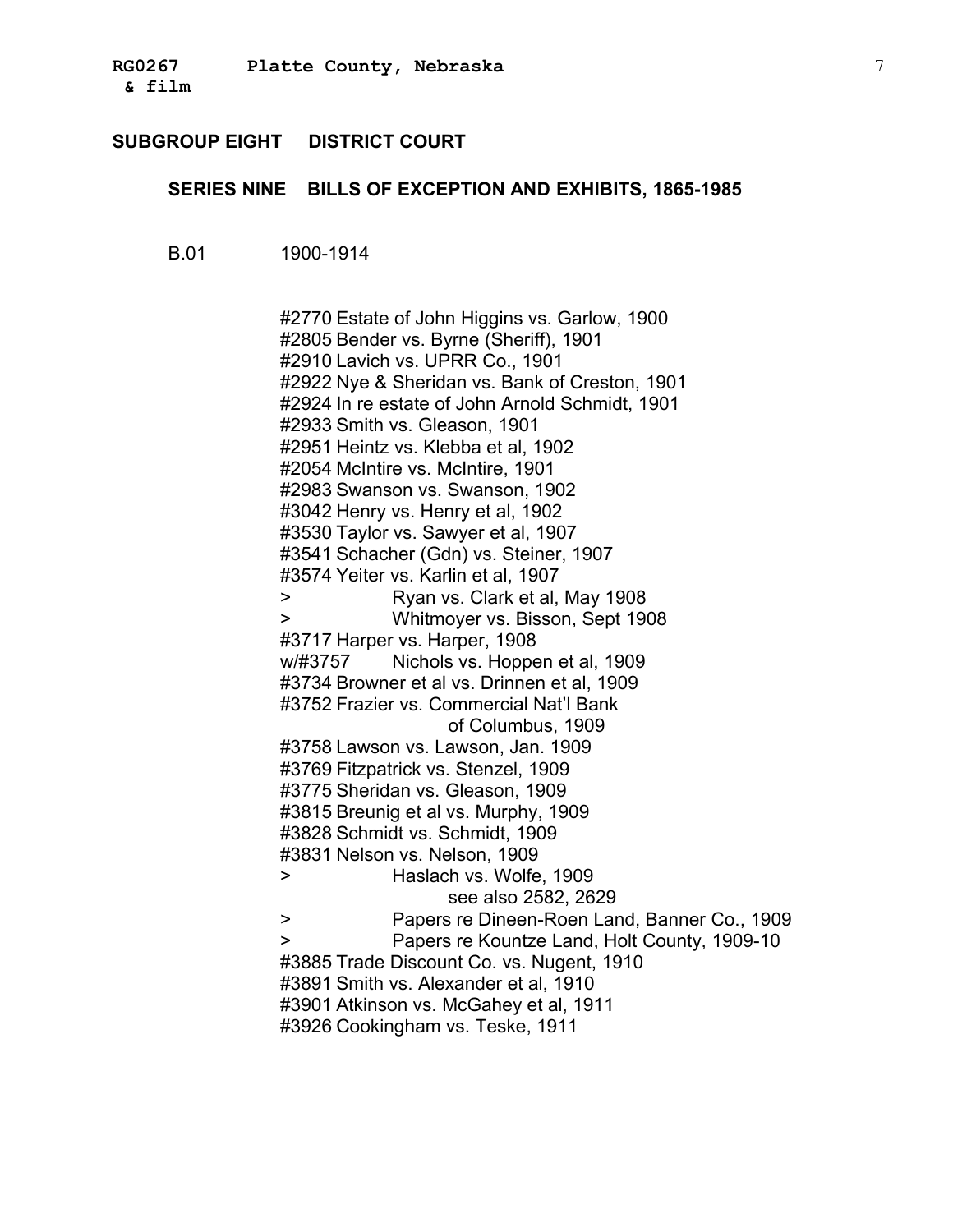## SUBGROUP EIGHT DISTRICT COURT

### SERIES NINE BILLS OF EXCEPTION AND EXHIBITS, 1865-1985

B.01 1900-1914

#2770 Estate of John Higgins vs. Garlow, 1900
#2805 Bender vs. Byrne (Sheriff), 1901
#2910 Lavich vs. UPRR Co., 1901
#2922 Nye & Sheridan vs. Bank of Creston, 1901
#2924 In re estate of John Arnold Schmidt, 1901
#2933 Smith vs. Gleason, 1901
#2951 Heintz vs. Klebba et al, 1902
#2054 McIntire vs. McIntire, 1901
#2983 Swanson vs. Swanson, 1902
#3042 Henry vs. Henry et al, 1902
#3530 Taylor vs. Sawyer et al, 1907
#3541 Schacher (Gdn) vs. Steiner, 1907
#3574 Yeiter vs. Karlin et al, 1907
\> Ryan vs. Clark et al, May 1908
\> Whitmoyer vs. Bisson, Sept 1908
#3717 Harper vs. Harper, 1908
w/#3757 Nichols vs. Hoppen et al, 1909
#3734 Browner et al vs. Drinnen et al, 1909
#3752 Frazier vs. Commercial Nat'l Bank of Columbus, 1909
#3758 Lawson vs. Lawson, Jan. 1909
#3769 Fitzpatrick vs. Stenzel, 1909
#3775 Sheridan vs. Gleason, 1909
#3815 Breunig et al vs. Murphy, 1909
#3828 Schmidt vs. Schmidt, 1909
#3831 Nelson vs. Nelson, 1909
\> Haslach vs. Wolfe, 1909
see also 2582, 2629
\> Papers re Dineen-Roen Land, Banner Co., 1909
\> Papers re Kountze Land, Holt County, 1909-10
#3885 Trade Discount Co. vs. Nugent, 1910
#3891 Smith vs. Alexander et al, 1910
#3901 Atkinson vs. McGahey et al, 1911
#3926 Cookingham vs. Teske, 1911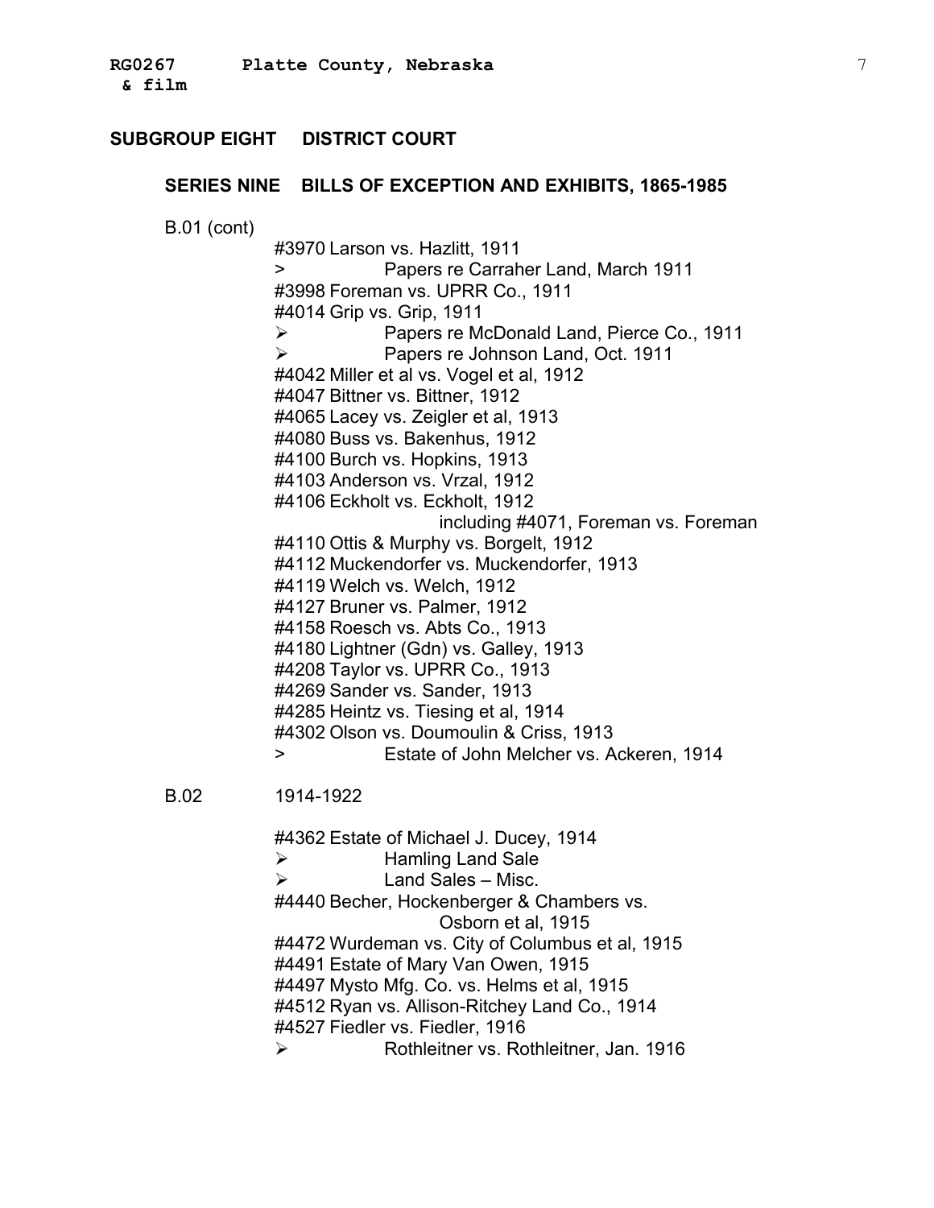## SUBGROUP EIGHT DISTRICT COURT

### SERIES NINE BILLS OF EXCEPTION AND EXHIBITS, 1865-1985

B.01 (cont)

#3970 Larson vs. Hazlitt, 1911
> Papers re Carraher Land, March 1911
#3998 Foreman vs. UPRR Co., 1911
#4014 Grip vs. Grip, 1911
- Papers re McDonald Land, Pierce Co., 1911
- Papers re Johnson Land, Oct. 1911

#4042 Miller et al vs. Vogel et al, 1912
#4047 Bittner vs. Bittner, 1912
#4065 Lacey vs. Zeigler et al, 1913
#4080 Buss vs. Bakenhus, 1912
#4100 Burch vs. Hopkins, 1913
#4103 Anderson vs. Vrzal, 1912
#4106 Eckholt vs. Eckholt, 1912
including #4071, Foreman vs. Foreman
#4110 Ottis & Murphy vs. Borgelt, 1912
#4112 Muckendorfer vs. Muckendorfer, 1913
#4119 Welch vs. Welch, 1912
#4127 Bruner vs. Palmer, 1912
#4158 Roesch vs. Abts Co., 1913
#4180 Lightner (Gdn) vs. Galley, 1913
#4208 Taylor vs. UPRR Co., 1913
#4269 Sander vs. Sander, 1913
#4285 Heintz vs. Tiesing et al, 1914
#4302 Olson vs. Doumoulin & Criss, 1913
> Estate of John Melcher vs. Ackeren, 1914

B.02 1914-1922

#4362 Estate of Michael J. Ducey, 1914
- Hamling Land Sale
- Land Sales – Misc.

#4440 Becher, Hockenberger & Chambers vs.
Osborn et al, 1915
#4472 Wurdeman vs. City of Columbus et al, 1915
#4491 Estate of Mary Van Owen, 1915
#4497 Mysto Mfg. Co. vs. Helms et al, 1915
#4512 Ryan vs. Allison-Ritchey Land Co., 1914
#4527 Fiedler vs. Fiedler, 1916
- Rothleitner vs. Rothleitner, Jan. 1916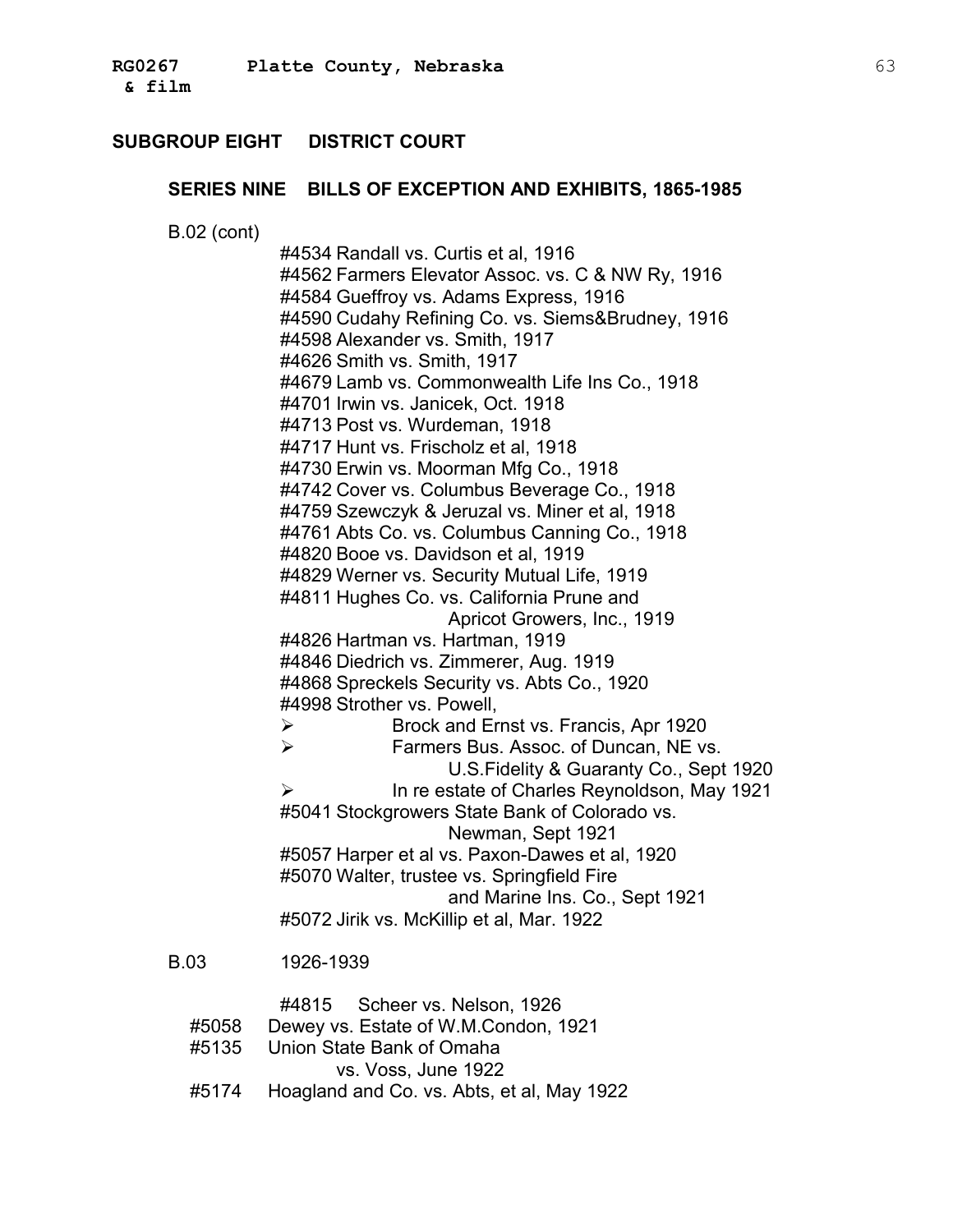## SUBGROUP EIGHT DISTRICT COURT

### SERIES NINE BILLS OF EXCEPTION AND EXHIBITS, 1865-1985

B.02 (cont)

- #4534 Randall vs. Curtis et al, 1916
- #4562 Farmers Elevator Assoc. vs. C & NW Ry, 1916
- #4584 Gueffroy vs. Adams Express, 1916
- #4590 Cudahy Refining Co. vs. Siems&Brudney, 1916
- #4598 Alexander vs. Smith, 1917
- #4626 Smith vs. Smith, 1917
- #4679 Lamb vs. Commonwealth Life Ins Co., 1918
- #4701 Irwin vs. Janicek, Oct. 1918
- #4713 Post vs. Wurdeman, 1918
- #4717 Hunt vs. Frischolz et al, 1918
- #4730 Erwin vs. Moorman Mfg Co., 1918
- #4742 Cover vs. Columbus Beverage Co., 1918
- #4759 Szewczyk & Jeruzal vs. Miner et al, 1918
- #4761 Abts Co. vs. Columbus Canning Co., 1918
- #4820 Booe vs. Davidson et al, 1919
- #4829 Werner vs. Security Mutual Life, 1919
- #4811 Hughes Co. vs. California Prune and Apricot Growers, Inc., 1919
- #4826 Hartman vs. Hartman, 1919
- #4846 Diedrich vs. Zimmerer, Aug. 1919
- #4868 Spreckels Security vs. Abts Co., 1920
- #4998 Strother vs. Powell,
  - Brock and Ernst vs. Francis, Apr 1920
  - Farmers Bus. Assoc. of Duncan, NE vs. U.S.Fidelity & Guaranty Co., Sept 1920
  - In re estate of Charles Reynoldson, May 1921
- #5041 Stockgrowers State Bank of Colorado vs. Newman, Sept 1921
- #5057 Harper et al vs. Paxon-Dawes et al, 1920
- #5070 Walter, trustee vs. Springfield Fire and Marine Ins. Co., Sept 1921
- #5072 Jirik vs. McKillip et al, Mar. 1922

B.03 1926-1939

- #4815 Scheer vs. Nelson, 1926
- #5058 Dewey vs. Estate of W.M.Condon, 1921
- #5135 Union State Bank of Omaha vs. Voss, June 1922
- #5174 Hoagland and Co. vs. Abts, et al, May 1922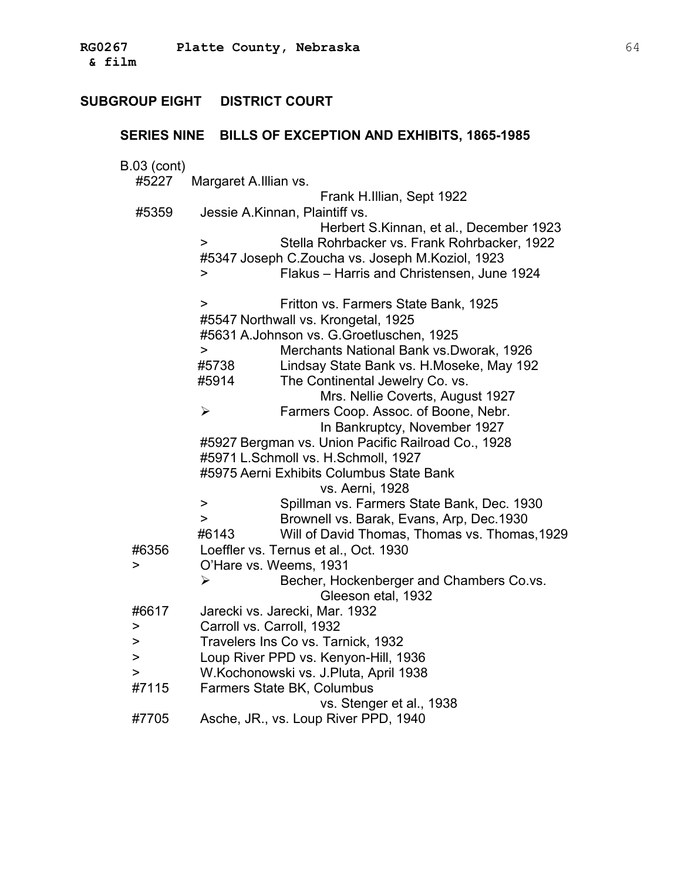**RG0267 Platte County, Nebraska**
**& film**

## SUBGROUP EIGHT DISTRICT COURT

### SERIES NINE BILLS OF EXCEPTION AND EXHIBITS, 1865-1985

B.03 (cont)

- #5227 Margaret A.Illian vs.
  Frank H.Illian, Sept 1922
- #5359 Jessie A.Kinnan, Plaintiff vs.
  Herbert S.Kinnan, et al., December 1923
  - > Stella Rohrbacker vs. Frank Rohrbacker, 1922
  - #5347 Joseph C.Zoucha vs. Joseph M.Koziol, 1923
  - > Flakus – Harris and Christensen, June 1924
  - > Fritton vs. Farmers State Bank, 1925
  - #5547 Northwall vs. Krongetal, 1925
  - #5631 A.Johnson vs. G.Groetluschen, 1925
  - > Merchants National Bank vs.Dworak, 1926
  - #5738 Lindsay State Bank vs. H.Moseke, May 192
  - #5914 The Continental Jewelry Co. vs.
    Mrs. Nellie Coverts, August 1927
  - ➢ Farmers Coop. Assoc. of Boone, Nebr.
    In Bankruptcy, November 1927
  - #5927 Bergman vs. Union Pacific Railroad Co., 1928
  - #5971 L.Schmoll vs. H.Schmoll, 1927
  - #5975 Aerni Exhibits Columbus State Bank
    vs. Aerni, 1928
  - > Spillman vs. Farmers State Bank, Dec. 1930
  - > Brownell vs. Barak, Evans, Arp, Dec.1930
  - #6143 Will of David Thomas, Thomas vs. Thomas,1929
- #6356 Loeffler vs. Ternus et al., Oct. 1930
- > O'Hare vs. Weems, 1931
  - ➢ Becher, Hockenberger and Chambers Co.vs.
    Gleeson etal, 1932
- #6617 Jarecki vs. Jarecki, Mar. 1932
- > Carroll vs. Carroll, 1932
- > Travelers Ins Co vs. Tarnick, 1932
- > Loup River PPD vs. Kenyon-Hill, 1936
- > W.Kochonowski vs. J.Pluta, April 1938
- #7115 Farmers State BK, Columbus
  vs. Stenger et al., 1938
- #7705 Asche, JR., vs. Loup River PPD, 1940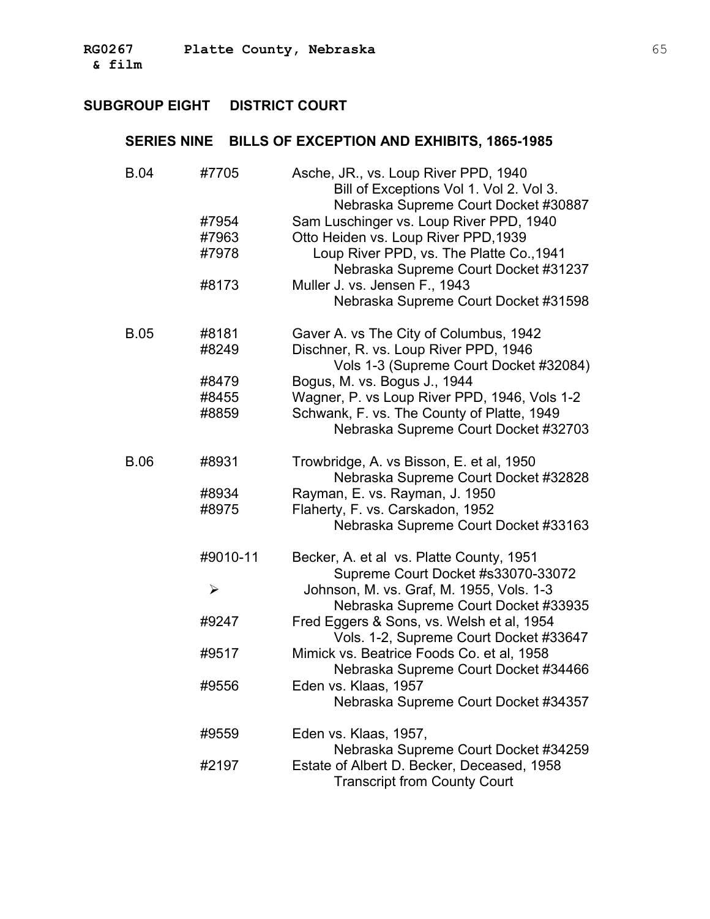## SUBGROUP EIGHT DISTRICT COURT

### SERIES NINE BILLS OF EXCEPTION AND EXHIBITS, 1865-1985

| | | |
|---|---|---|
| B.04 | #7705 | Asche, JR., vs. Loup River PPD, 1940<br>Bill of Exceptions Vol 1. Vol 2. Vol 3.<br>Nebraska Supreme Court Docket #30887 |
| | #7954 | Sam Luschinger vs. Loup River PPD, 1940 |
| | #7963 | Otto Heiden vs. Loup River PPD,1939 |
| | #7978 | Loup River PPD, vs. The Platte Co.,1941<br>Nebraska Supreme Court Docket #31237 |
| | #8173 | Muller J. vs. Jensen F., 1943<br>Nebraska Supreme Court Docket #31598 |
| B.05 | #8181 | Gaver A. vs The City of Columbus, 1942 |
| | #8249 | Dischner, R. vs. Loup River PPD, 1946<br>Vols 1-3 (Supreme Court Docket #32084) |
| | #8479 | Bogus, M. vs. Bogus J., 1944 |
| | #8455 | Wagner, P. vs Loup River PPD, 1946, Vols 1-2 |
| | #8859 | Schwank, F. vs. The County of Platte, 1949<br>Nebraska Supreme Court Docket #32703 |
| B.06 | #8931 | Trowbridge, A. vs Bisson, E. et al, 1950<br>Nebraska Supreme Court Docket #32828 |
| | #8934 | Rayman, E. vs. Rayman, J. 1950 |
| | #8975 | Flaherty, F. vs. Carskadon, 1952<br>Nebraska Supreme Court Docket #33163 |
| | #9010-11 | Becker, A. et al vs. Platte County, 1951<br>Supreme Court Docket #s33070-33072 |
| | ➢ | Johnson, M. vs. Graf, M. 1955, Vols. 1-3<br>Nebraska Supreme Court Docket #33935 |
| | #9247 | Fred Eggers & Sons, vs. Welsh et al, 1954<br>Vols. 1-2, Supreme Court Docket #33647 |
| | #9517 | Mimick vs. Beatrice Foods Co. et al, 1958<br>Nebraska Supreme Court Docket #34466 |
| | #9556 | Eden vs. Klaas, 1957<br>Nebraska Supreme Court Docket #34357 |
| | #9559 | Eden vs. Klaas, 1957,<br>Nebraska Supreme Court Docket #34259 |
| | #2197 | Estate of Albert D. Becker, Deceased, 1958<br>Transcript from County Court |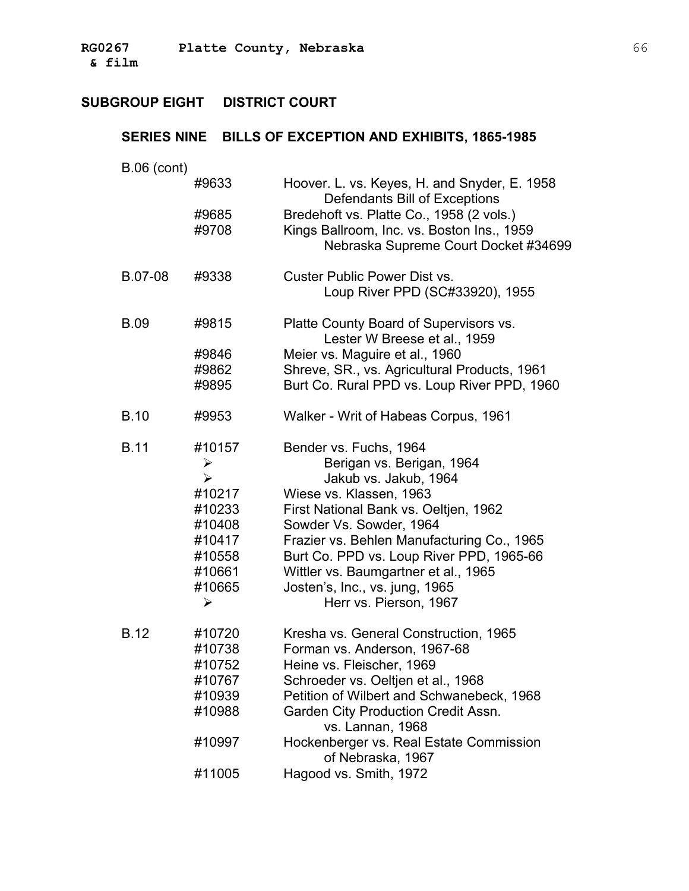## SUBGROUP EIGHT DISTRICT COURT

### SERIES NINE BILLS OF EXCEPTION AND EXHIBITS, 1865-1985

| | | |
|---|---|---|
| B.06 (cont) | | |
| | #9633 | Hoover. L. vs. Keyes, H. and Snyder, E. 1958 Defendants Bill of Exceptions |
| | #9685 | Bredehoft vs. Platte Co., 1958 (2 vols.) |
| | #9708 | Kings Ballroom, Inc. vs. Boston Ins., 1959 Nebraska Supreme Court Docket #34699 |
| B.07-08 | #9338 | Custer Public Power Dist vs. Loup River PPD (SC#33920), 1955 |
| B.09 | #9815 | Platte County Board of Supervisors vs. Lester W Breese et al., 1959 |
| | #9846 | Meier vs. Maguire et al., 1960 |
| | #9862 | Shreve, SR., vs. Agricultural Products, 1961 |
| | #9895 | Burt Co. Rural PPD vs. Loup River PPD, 1960 |
| B.10 | #9953 | Walker - Writ of Habeas Corpus, 1961 |
| B.11 | #10157 | Bender vs. Fuchs, 1964 |
| | ➢ | Berigan vs. Berigan, 1964 |
| | ➢ | Jakub vs. Jakub, 1964 |
| | #10217 | Wiese vs. Klassen, 1963 |
| | #10233 | First National Bank vs. Oeltjen, 1962 |
| | #10408 | Sowder Vs. Sowder, 1964 |
| | #10417 | Frazier vs. Behlen Manufacturing Co., 1965 |
| | #10558 | Burt Co. PPD vs. Loup River PPD, 1965-66 |
| | #10661 | Wittler vs. Baumgartner et al., 1965 |
| | #10665 | Josten's, Inc., vs. jung, 1965 |
| | ➢ | Herr vs. Pierson, 1967 |
| B.12 | #10720 | Kresha vs. General Construction, 1965 |
| | #10738 | Forman vs. Anderson, 1967-68 |
| | #10752 | Heine vs. Fleischer, 1969 |
| | #10767 | Schroeder vs. Oeltjen et al., 1968 |
| | #10939 | Petition of Wilbert and Schwanebeck, 1968 |
| | #10988 | Garden City Production Credit Assn. vs. Lannan, 1968 |
| | #10997 | Hockenberger vs. Real Estate Commission of Nebraska, 1967 |
| | #11005 | Hagood vs. Smith, 1972 |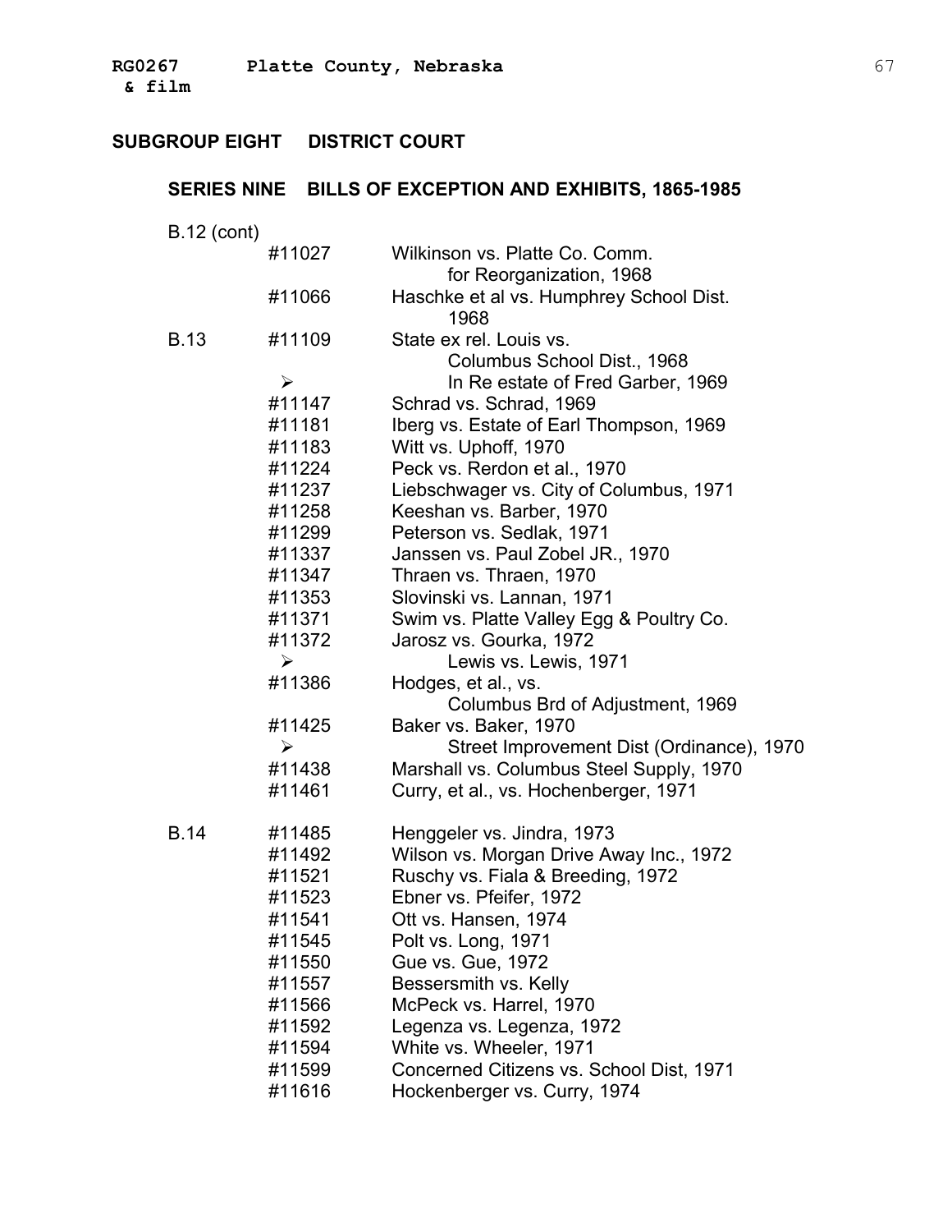## SUBGROUP EIGHT DISTRICT COURT

### SERIES NINE BILLS OF EXCEPTION AND EXHIBITS, 1865-1985

| | | |
|---|---|---|
| B.12 (cont) | | |
| | #11027 | Wilkinson vs. Platte Co. Comm. for Reorganization, 1968 |
| | #11066 | Haschke et al vs. Humphrey School Dist. 1968 |
| B.13 | #11109 | State ex rel. Louis vs. Columbus School Dist., 1968 |
| | ➢ | In Re estate of Fred Garber, 1969 |
| | #11147 | Schrad vs. Schrad, 1969 |
| | #11181 | Iberg vs. Estate of Earl Thompson, 1969 |
| | #11183 | Witt vs. Uphoff, 1970 |
| | #11224 | Peck vs. Rerdon et al., 1970 |
| | #11237 | Liebschwager vs. City of Columbus, 1971 |
| | #11258 | Keeshan vs. Barber, 1970 |
| | #11299 | Peterson vs. Sedlak, 1971 |
| | #11337 | Janssen vs. Paul Zobel JR., 1970 |
| | #11347 | Thraen vs. Thraen, 1970 |
| | #11353 | Slovinski vs. Lannan, 1971 |
| | #11371 | Swim vs. Platte Valley Egg & Poultry Co. |
| | #11372 | Jarosz vs. Gourka, 1972 |
| | ➢ | Lewis vs. Lewis, 1971 |
| | #11386 | Hodges, et al., vs. Columbus Brd of Adjustment, 1969 |
| | #11425 | Baker vs. Baker, 1970 |
| | ➢ | Street Improvement Dist (Ordinance), 1970 |
| | #11438 | Marshall vs. Columbus Steel Supply, 1970 |
| | #11461 | Curry, et al., vs. Hochenberger, 1971 |
| B.14 | #11485 | Henggeler vs. Jindra, 1973 |
| | #11492 | Wilson vs. Morgan Drive Away Inc., 1972 |
| | #11521 | Ruschy vs. Fiala & Breeding, 1972 |
| | #11523 | Ebner vs. Pfeifer, 1972 |
| | #11541 | Ott vs. Hansen, 1974 |
| | #11545 | Polt vs. Long, 1971 |
| | #11550 | Gue vs. Gue, 1972 |
| | #11557 | Bessersmith vs. Kelly |
| | #11566 | McPeck vs. Harrel, 1970 |
| | #11592 | Legenza vs. Legenza, 1972 |
| | #11594 | White vs. Wheeler, 1971 |
| | #11599 | Concerned Citizens vs. School Dist, 1971 |
| | #11616 | Hockenberger vs. Curry, 1974 |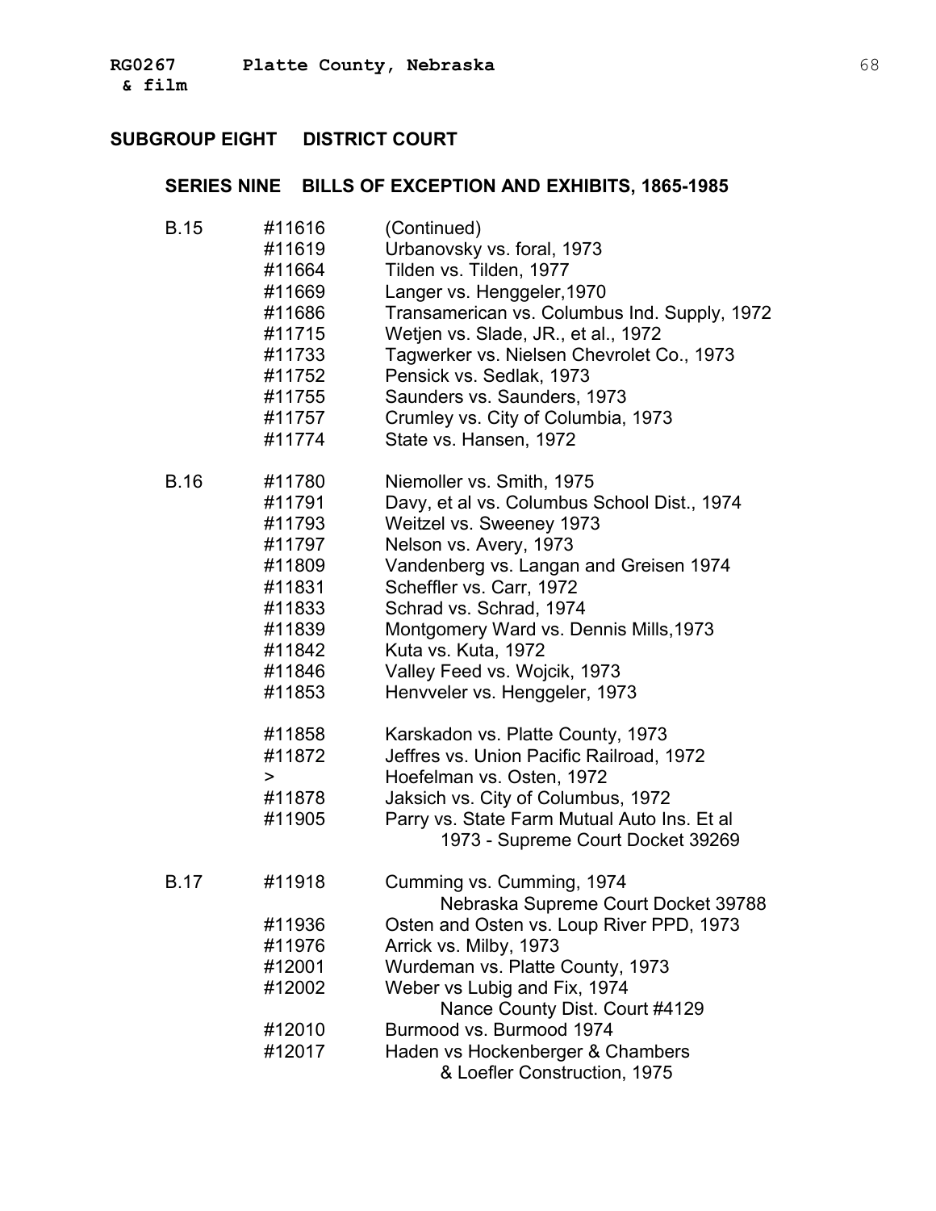## SUBGROUP EIGHT DISTRICT COURT

### SERIES NINE BILLS OF EXCEPTION AND EXHIBITS, 1865-1985

| | | |
|---|---|---|
| B.15 | #11616 | (Continued) |
| | #11619 | Urbanovsky vs. foral, 1973 |
| | #11664 | Tilden vs. Tilden, 1977 |
| | #11669 | Langer vs. Henggeler,1970 |
| | #11686 | Transamerican vs. Columbus Ind. Supply, 1972 |
| | #11715 | Wetjen vs. Slade, JR., et al., 1972 |
| | #11733 | Tagwerker vs. Nielsen Chevrolet Co., 1973 |
| | #11752 | Pensick vs. Sedlak, 1973 |
| | #11755 | Saunders vs. Saunders, 1973 |
| | #11757 | Crumley vs. City of Columbia, 1973 |
| | #11774 | State vs. Hansen, 1972 |
| B.16 | #11780 | Niemoller vs. Smith, 1975 |
| | #11791 | Davy, et al vs. Columbus School Dist., 1974 |
| | #11793 | Weitzel vs. Sweeney 1973 |
| | #11797 | Nelson vs. Avery, 1973 |
| | #11809 | Vandenberg vs. Langan and Greisen 1974 |
| | #11831 | Scheffler vs. Carr, 1972 |
| | #11833 | Schrad vs. Schrad, 1974 |
| | #11839 | Montgomery Ward vs. Dennis Mills,1973 |
| | #11842 | Kuta vs. Kuta, 1972 |
| | #11846 | Valley Feed vs. Wojcik, 1973 |
| | #11853 | Henvveler vs. Henggeler, 1973 |
| | #11858 | Karskadon vs. Platte County, 1973 |
| | #11872 | Jeffres vs. Union Pacific Railroad, 1972 |
| | > | Hoefelman vs. Osten, 1972 |
| | #11878 | Jaksich vs. City of Columbus, 1972 |
| | #11905 | Parry vs. State Farm Mutual Auto Ins. Et al 1973 - Supreme Court Docket 39269 |
| B.17 | #11918 | Cumming vs. Cumming, 1974 Nebraska Supreme Court Docket 39788 |
| | #11936 | Osten and Osten vs. Loup River PPD, 1973 |
| | #11976 | Arrick vs. Milby, 1973 |
| | #12001 | Wurdeman vs. Platte County, 1973 |
| | #12002 | Weber vs Lubig and Fix, 1974 Nance County Dist. Court #4129 |
| | #12010 | Burmood vs. Burmood 1974 |
| | #12017 | Haden vs Hockenberger & Chambers & Loefler Construction, 1975 |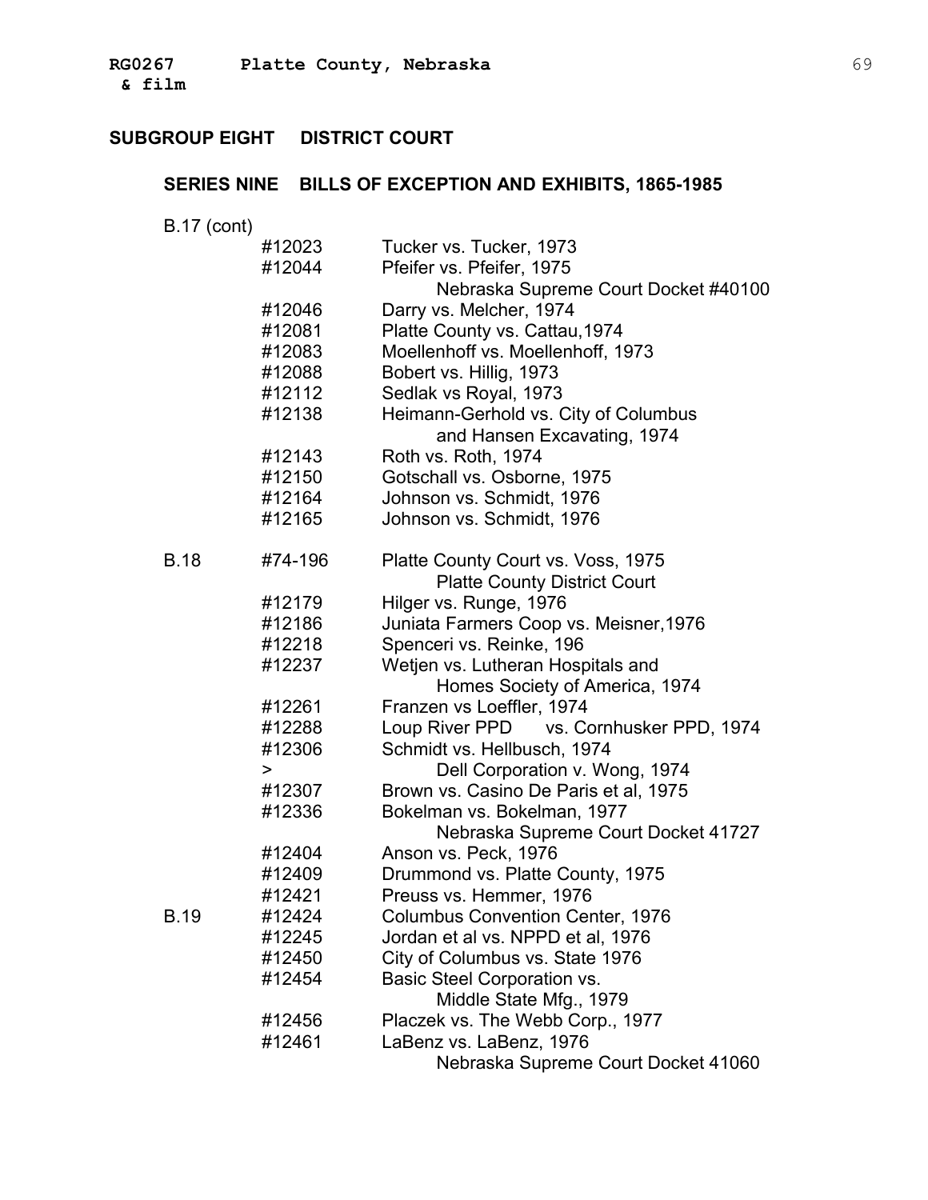## SUBGROUP EIGHT DISTRICT COURT

### SERIES NINE BILLS OF EXCEPTION AND EXHIBITS, 1865-1985

| Box | Number | Case |
|---|---|---|
| B.17 (cont) | | |
| | #12023 | Tucker vs. Tucker, 1973 |
| | #12044 | Pfeifer vs. Pfeifer, 1975<br>Nebraska Supreme Court Docket #40100 |
| | #12046 | Darry vs. Melcher, 1974 |
| | #12081 | Platte County vs. Cattau,1974 |
| | #12083 | Moellenhoff vs. Moellenhoff, 1973 |
| | #12088 | Bobert vs. Hillig, 1973 |
| | #12112 | Sedlak vs Royal, 1973 |
| | #12138 | Heimann-Gerhold vs. City of Columbus<br>and Hansen Excavating, 1974 |
| | #12143 | Roth vs. Roth, 1974 |
| | #12150 | Gotschall vs. Osborne, 1975 |
| | #12164 | Johnson vs. Schmidt, 1976 |
| | #12165 | Johnson vs. Schmidt, 1976 |
| B.18 | #74-196 | Platte County Court vs. Voss, 1975<br>Platte County District Court |
| | #12179 | Hilger vs. Runge, 1976 |
| | #12186 | Juniata Farmers Coop vs. Meisner,1976 |
| | #12218 | Spenceri vs. Reinke, 196 |
| | #12237 | Wetjen vs. Lutheran Hospitals and<br>Homes Society of America, 1974 |
| | #12261 | Franzen vs Loeffler, 1974 |
| | #12288 | Loup River PPD vs. Cornhusker PPD, 1974 |
| | #12306 | Schmidt vs. Hellbusch, 1974 |
| | > | Dell Corporation v. Wong, 1974 |
| | #12307 | Brown vs. Casino De Paris et al, 1975 |
| | #12336 | Bokelman vs. Bokelman, 1977<br>Nebraska Supreme Court Docket 41727 |
| | #12404 | Anson vs. Peck, 1976 |
| | #12409 | Drummond vs. Platte County, 1975 |
| | #12421 | Preuss vs. Hemmer, 1976 |
| B.19 | #12424 | Columbus Convention Center, 1976 |
| | #12245 | Jordan et al vs. NPPD et al, 1976 |
| | #12450 | City of Columbus vs. State 1976 |
| | #12454 | Basic Steel Corporation vs.<br>Middle State Mfg., 1979 |
| | #12456 | Placzek vs. The Webb Corp., 1977 |
| | #12461 | LaBenz vs. LaBenz, 1976<br>Nebraska Supreme Court Docket 41060 |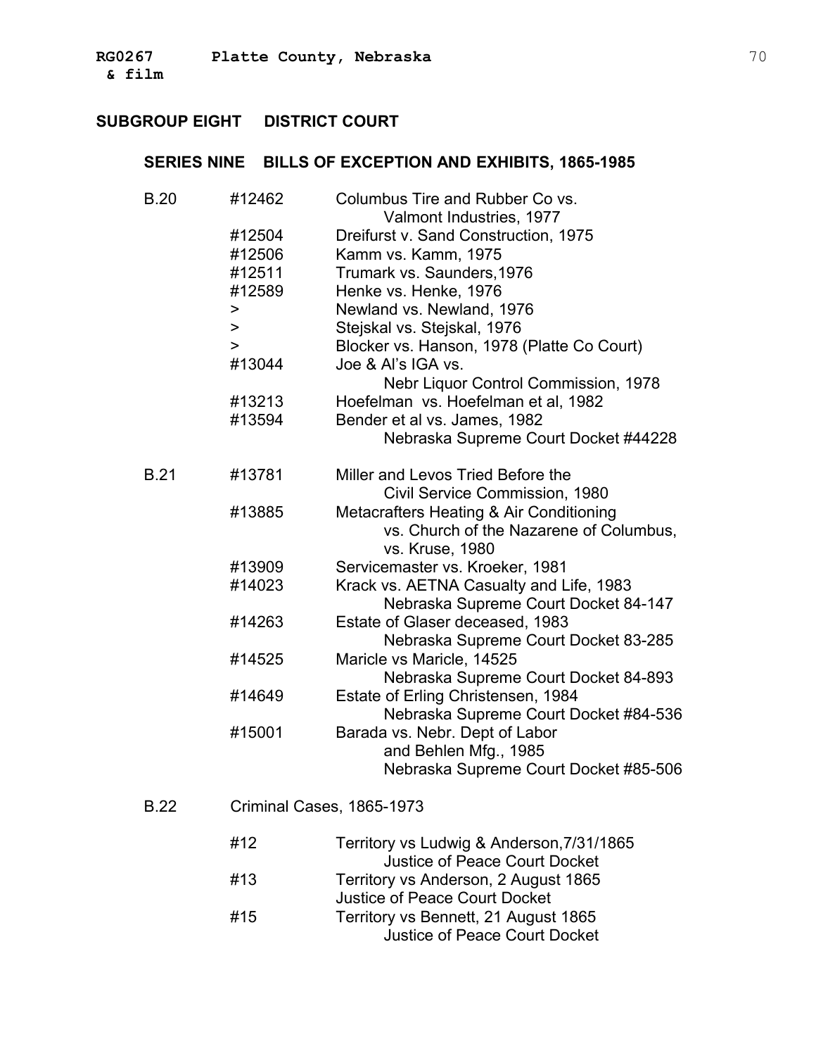## SUBGROUP EIGHT DISTRICT COURT

### SERIES NINE BILLS OF EXCEPTION AND EXHIBITS, 1865-1985

| | | |
|---|---|---|
| B.20 | #12462 | Columbus Tire and Rubber Co vs. Valmont Industries, 1977 |
| | #12504 | Dreifurst v. Sand Construction, 1975 |
| | #12506 | Kamm vs. Kamm, 1975 |
| | #12511 | Trumark vs. Saunders,1976 |
| | #12589 | Henke vs. Henke, 1976 |
| | > | Newland vs. Newland, 1976 |
| | > | Stejskal vs. Stejskal, 1976 |
| | > | Blocker vs. Hanson, 1978 (Platte Co Court) |
| | #13044 | Joe & Al's IGA vs. Nebr Liquor Control Commission, 1978 |
| | #13213 | Hoefelman vs. Hoefelman et al, 1982 |
| | #13594 | Bender et al vs. James, 1982 Nebraska Supreme Court Docket #44228 |
| B.21 | #13781 | Miller and Levos Tried Before the Civil Service Commission, 1980 |
| | #13885 | Metacrafters Heating & Air Conditioning vs. Church of the Nazarene of Columbus, vs. Kruse, 1980 |
| | #13909 | Servicemaster vs. Kroeker, 1981 |
| | #14023 | Krack vs. AETNA Casualty and Life, 1983 Nebraska Supreme Court Docket 84-147 |
| | #14263 | Estate of Glaser deceased, 1983 Nebraska Supreme Court Docket 83-285 |
| | #14525 | Maricle vs Maricle, 14525 Nebraska Supreme Court Docket 84-893 |
| | #14649 | Estate of Erling Christensen, 1984 Nebraska Supreme Court Docket #84-536 |
| | #15001 | Barada vs. Nebr. Dept of Labor and Behlen Mfg., 1985 Nebraska Supreme Court Docket #85-506 |

B.22 Criminal Cases, 1865-1973

| | |
|---|---|
| #12 | Territory vs Ludwig & Anderson,7/31/1865 Justice of Peace Court Docket |
| #13 | Territory vs Anderson, 2 August 1865 Justice of Peace Court Docket |
| #15 | Territory vs Bennett, 21 August 1865 Justice of Peace Court Docket |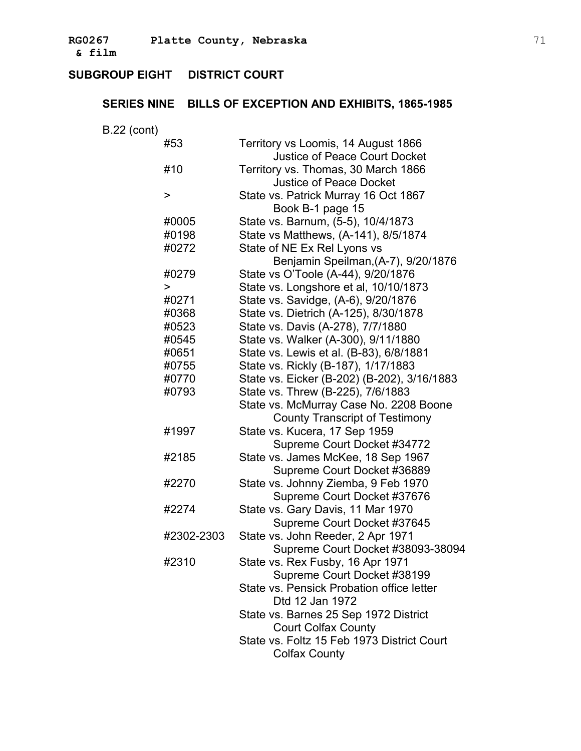## SUBGROUP EIGHT DISTRICT COURT

### SERIES NINE BILLS OF EXCEPTION AND EXHIBITS, 1865-1985

B.22 (cont)

| | |
|---|---|
| #53 | Territory vs Loomis, 14 August 1866<br>Justice of Peace Court Docket |
| #10 | Territory vs. Thomas, 30 March 1866<br>Justice of Peace Docket |
| > | State vs. Patrick Murray 16 Oct 1867<br>Book B-1 page 15 |
| #0005 | State vs. Barnum, (5-5), 10/4/1873 |
| #0198 | State vs Matthews, (A-141), 8/5/1874 |
| #0272 | State of NE Ex Rel Lyons vs<br>Benjamin Speilman,(A-7), 9/20/1876 |
| #0279 | State vs O'Toole (A-44), 9/20/1876 |
| > | State vs. Longshore et al, 10/10/1873 |
| #0271 | State vs. Savidge, (A-6), 9/20/1876 |
| #0368 | State vs. Dietrich (A-125), 8/30/1878 |
| #0523 | State vs. Davis (A-278), 7/7/1880 |
| #0545 | State vs. Walker (A-300), 9/11/1880 |
| #0651 | State vs. Lewis et al. (B-83), 6/8/1881 |
| #0755 | State vs. Rickly (B-187), 1/17/1883 |
| #0770 | State vs. Eicker (B-202) (B-202), 3/16/1883 |
| #0793 | State vs. Threw (B-225), 7/6/1883 |
| | State vs. McMurray Case No. 2208 Boone<br>County Transcript of Testimony |
| #1997 | State vs. Kucera, 17 Sep 1959<br>Supreme Court Docket #34772 |
| #2185 | State vs. James McKee, 18 Sep 1967<br>Supreme Court Docket #36889 |
| #2270 | State vs. Johnny Ziemba, 9 Feb 1970<br>Supreme Court Docket #37676 |
| #2274 | State vs. Gary Davis, 11 Mar 1970<br>Supreme Court Docket #37645 |
| #2302-2303 | State vs. John Reeder, 2 Apr 1971<br>Supreme Court Docket #38093-38094 |
| #2310 | State vs. Rex Fusby, 16 Apr 1971<br>Supreme Court Docket #38199 |
| | State vs. Pensick Probation office letter<br>Dtd 12 Jan 1972 |
| | State vs. Barnes 25 Sep 1972 District<br>Court Colfax County |
| | State vs. Foltz 15 Feb 1973 District Court<br>Colfax County |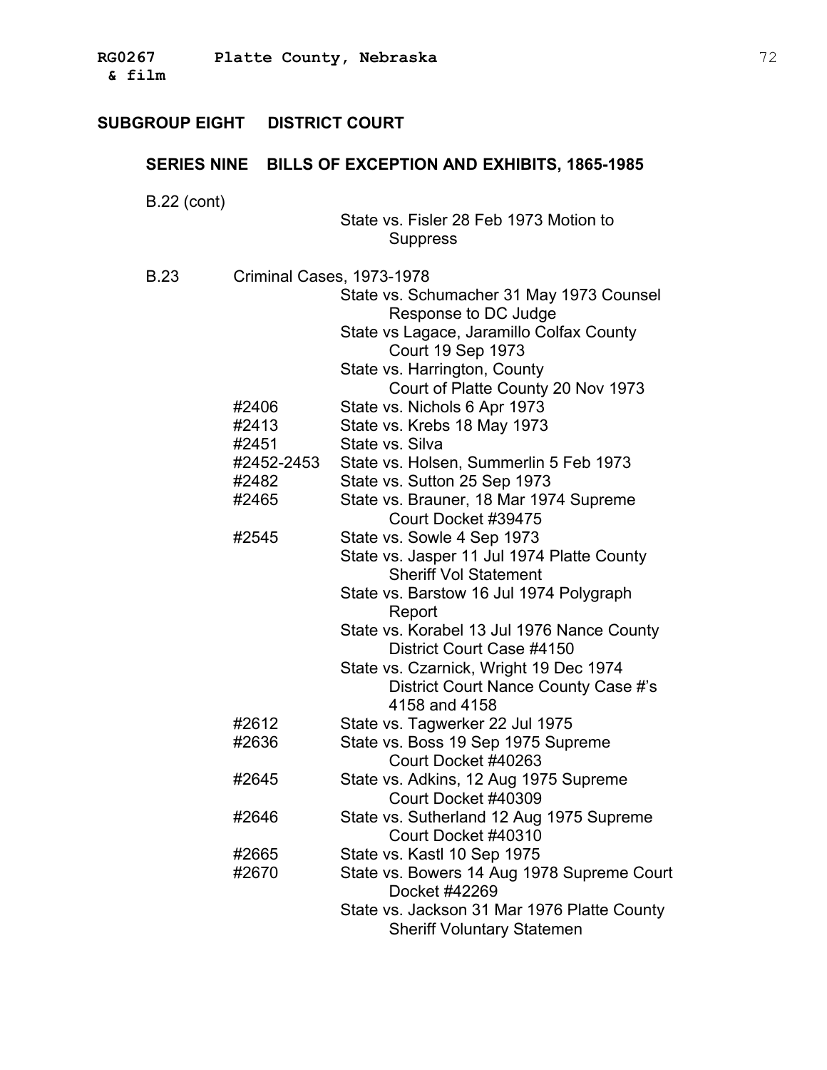## SUBGROUP EIGHT DISTRICT COURT

### SERIES NINE BILLS OF EXCEPTION AND EXHIBITS, 1865-1985

| | | |
|---|---|---|
| B.22 (cont) | | |
| | | State vs. Fisler 28 Feb 1973 Motion to Suppress |
| B.23 | Criminal Cases, 1973-1978 | |
| | | State vs. Schumacher 31 May 1973 Counsel Response to DC Judge |
| | | State vs Lagace, Jaramillo Colfax County Court 19 Sep 1973 |
| | | State vs. Harrington, County Court of Platte County 20 Nov 1973 |
| | #2406 | State vs. Nichols 6 Apr 1973 |
| | #2413 | State vs. Krebs 18 May 1973 |
| | #2451 | State vs. Silva |
| | #2452-2453 | State vs. Holsen, Summerlin 5 Feb 1973 |
| | #2482 | State vs. Sutton 25 Sep 1973 |
| | #2465 | State vs. Brauner, 18 Mar 1974 Supreme Court Docket #39475 |
| | #2545 | State vs. Sowle 4 Sep 1973 |
| | | State vs. Jasper 11 Jul 1974 Platte County Sheriff Vol Statement |
| | | State vs. Barstow 16 Jul 1974 Polygraph Report |
| | | State vs. Korabel 13 Jul 1976 Nance County District Court Case #4150 |
| | | State vs. Czarnick, Wright 19 Dec 1974 District Court Nance County Case #'s 4158 and 4158 |
| | #2612 | State vs. Tagwerker 22 Jul 1975 |
| | #2636 | State vs. Boss 19 Sep 1975 Supreme Court Docket #40263 |
| | #2645 | State vs. Adkins, 12 Aug 1975 Supreme Court Docket #40309 |
| | #2646 | State vs. Sutherland 12 Aug 1975 Supreme Court Docket #40310 |
| | #2665 | State vs. Kastl 10 Sep 1975 |
| | #2670 | State vs. Bowers 14 Aug 1978 Supreme Court Docket #42269 |
| | | State vs. Jackson 31 Mar 1976 Platte County Sheriff Voluntary Statemen |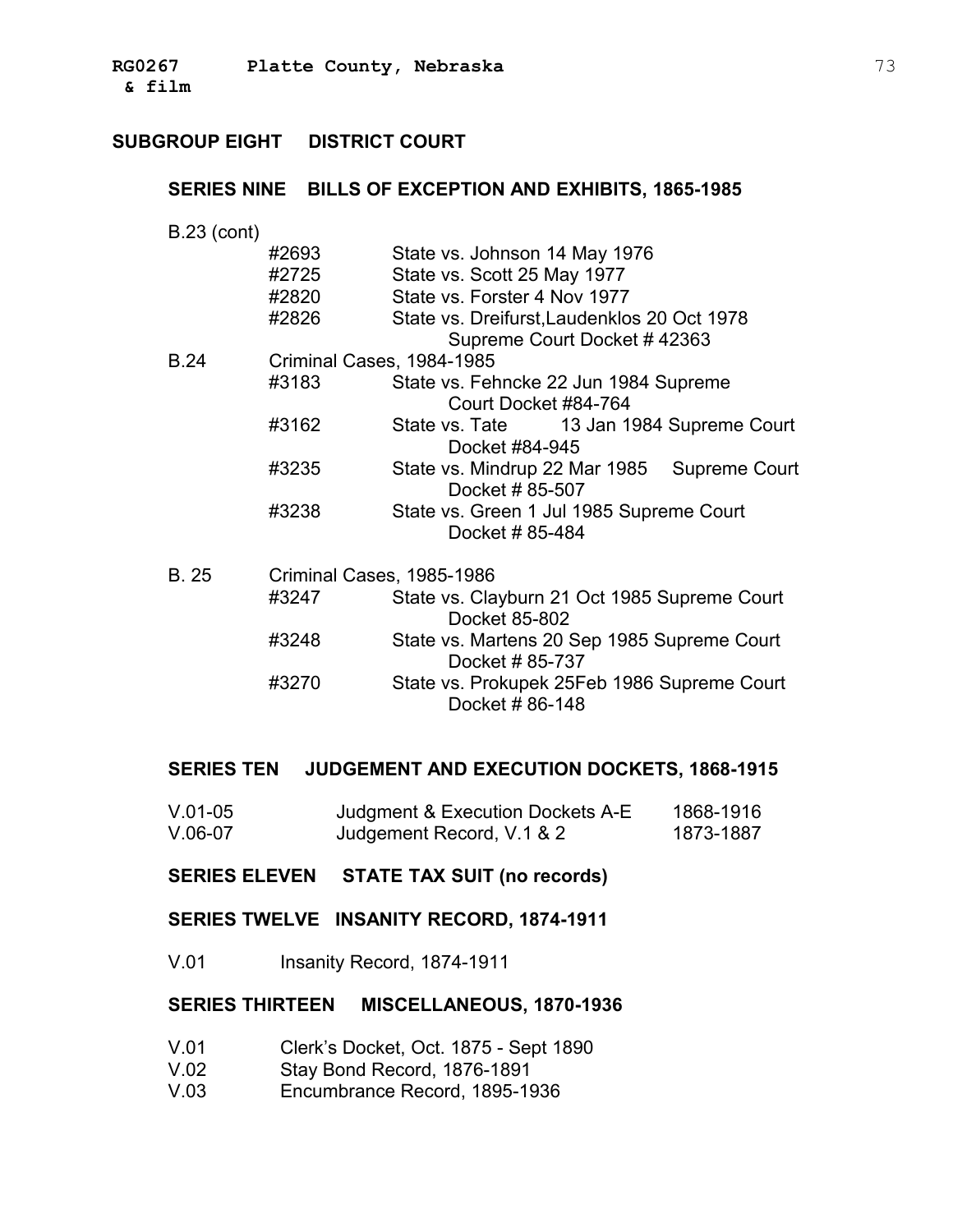## SUBGROUP EIGHT DISTRICT COURT

### SERIES NINE BILLS OF EXCEPTION AND EXHIBITS, 1865-1985

B.23 (cont)

| | | |
|---|---|---|
| | #2693 | State vs. Johnson 14 May 1976 |
| | #2725 | State vs. Scott 25 May 1977 |
| | #2820 | State vs. Forster 4 Nov 1977 |
| | #2826 | State vs. Dreifurst,Laudenklos 20 Oct 1978 Supreme Court Docket # 42363 |
| B.24 | Criminal Cases, 1984-1985 | |
| | #3183 | State vs. Fehncke 22 Jun 1984 Supreme Court Docket #84-764 |
| | #3162 | State vs. Tate 13 Jan 1984 Supreme Court Docket #84-945 |
| | #3235 | State vs. Mindrup 22 Mar 1985 Supreme Court Docket # 85-507 |
| | #3238 | State vs. Green 1 Jul 1985 Supreme Court Docket # 85-484 |
| B. 25 | Criminal Cases, 1985-1986 | |
| | #3247 | State vs. Clayburn 21 Oct 1985 Supreme Court Docket 85-802 |
| | #3248 | State vs. Martens 20 Sep 1985 Supreme Court Docket # 85-737 |
| | #3270 | State vs. Prokupek 25Feb 1986 Supreme Court Docket # 86-148 |

### SERIES TEN JUDGEMENT AND EXECUTION DOCKETS, 1868-1915

| | | |
|---|---|---|
| V.01-05 | Judgment & Execution Dockets A-E | 1868-1916 |
| V.06-07 | Judgement Record, V.1 & 2 | 1873-1887 |

### SERIES ELEVEN STATE TAX SUIT (no records)

### SERIES TWELVE INSANITY RECORD, 1874-1911

V.01 Insanity Record, 1874-1911

### SERIES THIRTEEN MISCELLANEOUS, 1870-1936

V.01 Clerk's Docket, Oct. 1875 - Sept 1890
V.02 Stay Bond Record, 1876-1891
V.03 Encumbrance Record, 1895-1936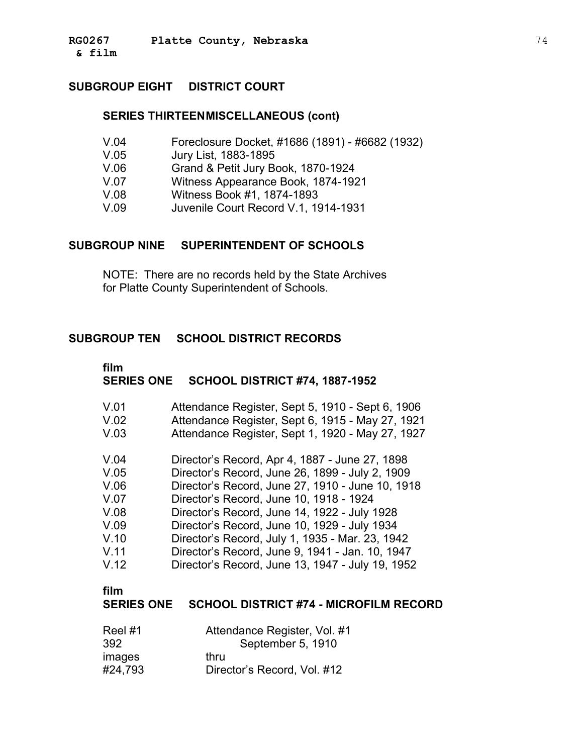## SUBGROUP EIGHT DISTRICT COURT

### SERIES THIRTEEN MISCELLANEOUS (cont)

V.04 Foreclosure Docket, #1686 (1891) - #6682 (1932)
V.05 Jury List, 1883-1895
V.06 Grand & Petit Jury Book, 1870-1924
V.07 Witness Appearance Book, 1874-1921
V.08 Witness Book #1, 1874-1893
V.09 Juvenile Court Record V.1, 1914-1931

## SUBGROUP NINE SUPERINTENDENT OF SCHOOLS

NOTE: There are no records held by the State Archives for Platte County Superintendent of Schools.

## SUBGROUP TEN SCHOOL DISTRICT RECORDS

**film**
### SERIES ONE SCHOOL DISTRICT #74, 1887-1952

V.01 Attendance Register, Sept 5, 1910 - Sept 6, 1906
V.02 Attendance Register, Sept 6, 1915 - May 27, 1921
V.03 Attendance Register, Sept 1, 1920 - May 27, 1927

V.04 Director's Record, Apr 4, 1887 - June 27, 1898
V.05 Director's Record, June 26, 1899 - July 2, 1909
V.06 Director's Record, June 27, 1910 - June 10, 1918
V.07 Director's Record, June 10, 1918 - 1924
V.08 Director's Record, June 14, 1922 - July 1928
V.09 Director's Record, June 10, 1929 - July 1934
V.10 Director's Record, July 1, 1935 - Mar. 23, 1942
V.11 Director's Record, June 9, 1941 - Jan. 10, 1947
V.12 Director's Record, June 13, 1947 - July 19, 1952

**film**
### SERIES ONE SCHOOL DISTRICT #74 - MICROFILM RECORD

Reel #1 Attendance Register, Vol. #1
392 September 5, 1910
images thru
#24,793 Director's Record, Vol. #12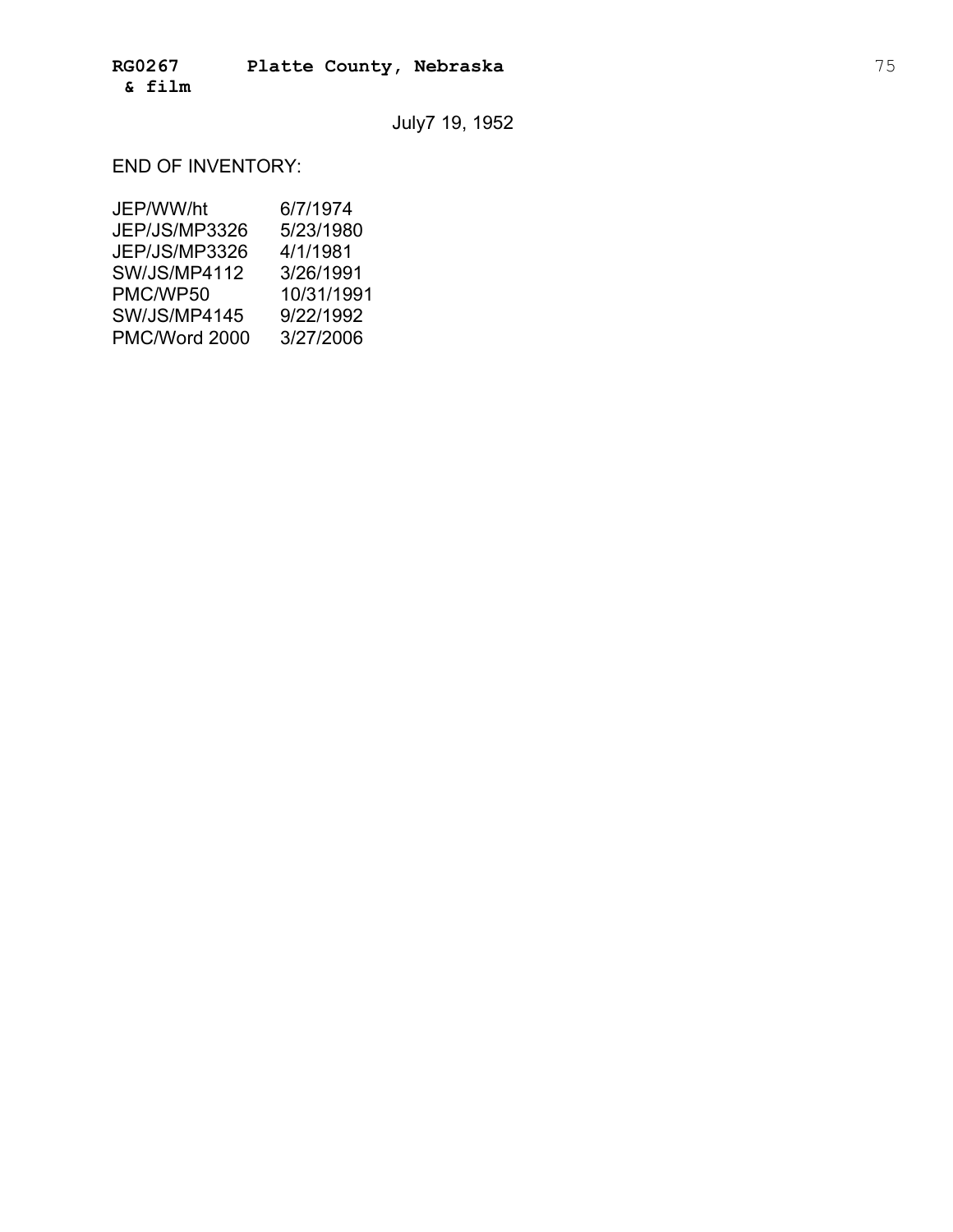July7 19, 1952

END OF INVENTORY:

| | |
|---|---|
| JEP/WW/ht | 6/7/1974 |
| JEP/JS/MP3326 | 5/23/1980 |
| JEP/JS/MP3326 | 4/1/1981 |
| SW/JS/MP4112 | 3/26/1991 |
| PMC/WP50 | 10/31/1991 |
| SW/JS/MP4145 | 9/22/1992 |
| PMC/Word 2000 | 3/27/2006 |